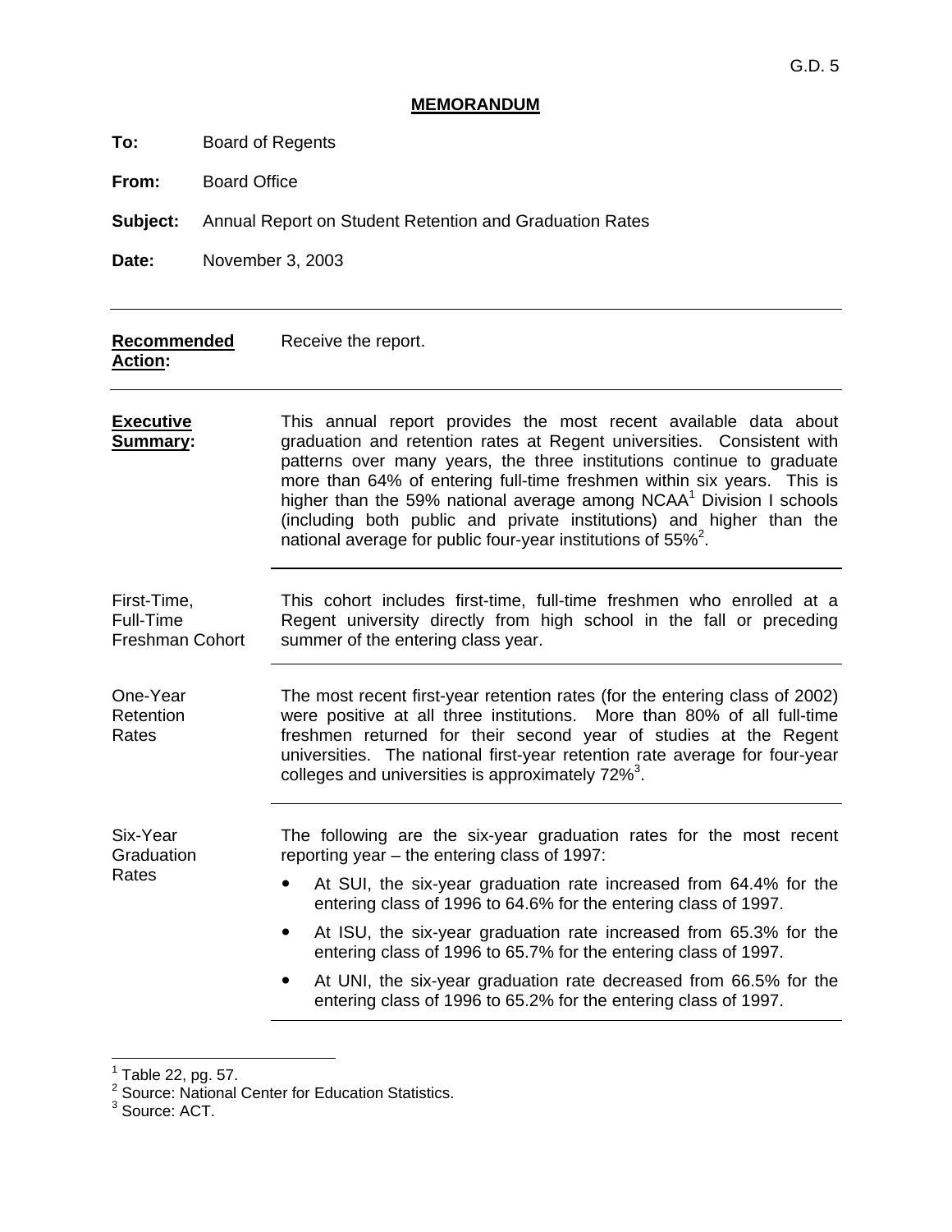G.D. 5

# MEMORANDUM

**To:** Board of Regents

**From:** Board Office

**Subject:** Annual Report on Student Retention and Graduation Rates

**Date:** November 3, 2003

---

**Recommended Action:** Receive the report.

---

**Executive Summary:** This annual report provides the most recent available data about graduation and retention rates at Regent universities. Consistent with patterns over many years, the three institutions continue to graduate more than 64% of entering full-time freshmen within six years. This is higher than the 59% national average among NCAA[1] Division I schools (including both public and private institutions) and higher than the national average for public four-year institutions of 55%[2].

---

**First-Time, Full-Time Freshman Cohort**

This cohort includes first-time, full-time freshmen who enrolled at a Regent university directly from high school in the fall or preceding summer of the entering class year.

---

**One-Year Retention Rates**

The most recent first-year retention rates (for the entering class of 2002) were positive at all three institutions. More than 80% of all full-time freshmen returned for their second year of studies at the Regent universities. The national first-year retention rate average for four-year colleges and universities is approximately 72%[3].

---

**Six-Year Graduation Rates**

The following are the six-year graduation rates for the most recent reporting year – the entering class of 1997:

- At SUI, the six-year graduation rate increased from 64.4% for the entering class of 1996 to 64.6% for the entering class of 1997.
- At ISU, the six-year graduation rate increased from 65.3% for the entering class of 1996 to 65.7% for the entering class of 1997.
- At UNI, the six-year graduation rate decreased from 66.5% for the entering class of 1996 to 65.2% for the entering class of 1997.

---

[1] Table 22, pg. 57.
[2] Source: National Center for Education Statistics.
[3] Source: ACT.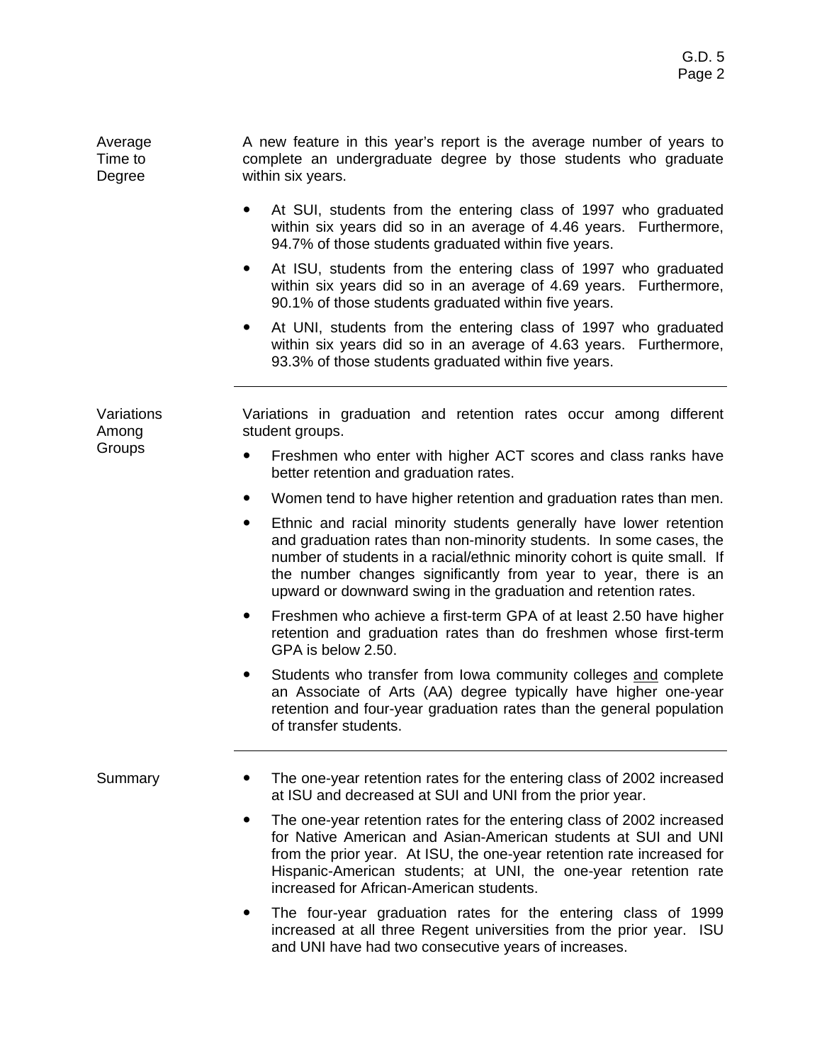## Average Time to Degree

A new feature in this year's report is the average number of years to complete an undergraduate degree by those students who graduate within six years.

- At SUI, students from the entering class of 1997 who graduated within six years did so in an average of 4.46 years. Furthermore, 94.7% of those students graduated within five years.
- At ISU, students from the entering class of 1997 who graduated within six years did so in an average of 4.69 years. Furthermore, 90.1% of those students graduated within five years.
- At UNI, students from the entering class of 1997 who graduated within six years did so in an average of 4.63 years. Furthermore, 93.3% of those students graduated within five years.

---

## Variations Among Groups

Variations in graduation and retention rates occur among different student groups.

- Freshmen who enter with higher ACT scores and class ranks have better retention and graduation rates.
- Women tend to have higher retention and graduation rates than men.
- Ethnic and racial minority students generally have lower retention and graduation rates than non-minority students. In some cases, the number of students in a racial/ethnic minority cohort is quite small. If the number changes significantly from year to year, there is an upward or downward swing in the graduation and retention rates.
- Freshmen who achieve a first-term GPA of at least 2.50 have higher retention and graduation rates than do freshmen whose first-term GPA is below 2.50.
- Students who transfer from Iowa community colleges <u>and</u> complete an Associate of Arts (AA) degree typically have higher one-year retention and four-year graduation rates than the general population of transfer students.

---

## Summary

- The one-year retention rates for the entering class of 2002 increased at ISU and decreased at SUI and UNI from the prior year.
- The one-year retention rates for the entering class of 2002 increased for Native American and Asian-American students at SUI and UNI from the prior year. At ISU, the one-year retention rate increased for Hispanic-American students; at UNI, the one-year retention rate increased for African-American students.
- The four-year graduation rates for the entering class of 1999 increased at all three Regent universities from the prior year. ISU and UNI have had two consecutive years of increases.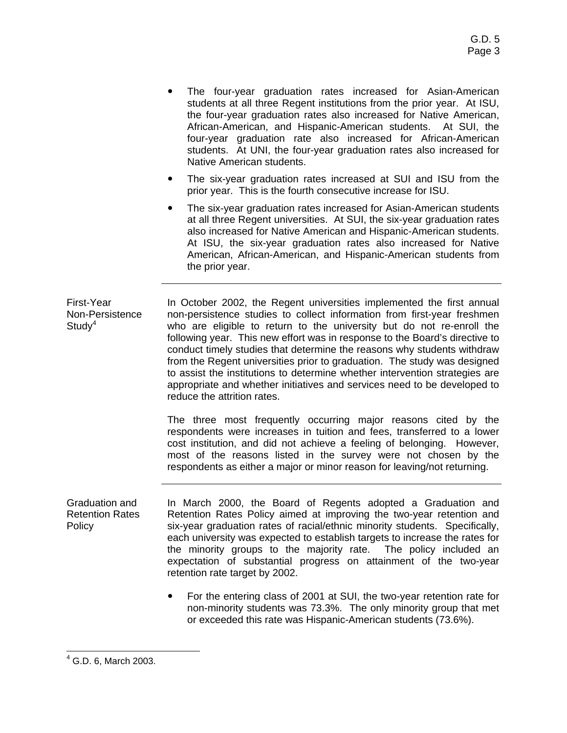- The four-year graduation rates increased for Asian-American students at all three Regent institutions from the prior year. At ISU, the four-year graduation rates also increased for Native American, African-American, and Hispanic-American students. At SUI, the four-year graduation rate also increased for African-American students. At UNI, the four-year graduation rates also increased for Native American students.
- The six-year graduation rates increased at SUI and ISU from the prior year. This is the fourth consecutive increase for ISU.
- The six-year graduation rates increased for Asian-American students at all three Regent universities. At SUI, the six-year graduation rates also increased for Native American and Hispanic-American students. At ISU, the six-year graduation rates also increased for Native American, African-American, and Hispanic-American students from the prior year.

---

**First-Year Non-Persistence Study**[4]

In October 2002, the Regent universities implemented the first annual non-persistence studies to collect information from first-year freshmen who are eligible to return to the university but do not re-enroll the following year. This new effort was in response to the Board's directive to conduct timely studies that determine the reasons why students withdraw from the Regent universities prior to graduation. The study was designed to assist the institutions to determine whether intervention strategies are appropriate and whether initiatives and services need to be developed to reduce the attrition rates.

The three most frequently occurring major reasons cited by the respondents were increases in tuition and fees, transferred to a lower cost institution, and did not achieve a feeling of belonging. However, most of the reasons listed in the survey were not chosen by the respondents as either a major or minor reason for leaving/not returning.

---

**Graduation and Retention Rates Policy**

In March 2000, the Board of Regents adopted a Graduation and Retention Rates Policy aimed at improving the two-year retention and six-year graduation rates of racial/ethnic minority students. Specifically, each university was expected to establish targets to increase the rates for the minority groups to the majority rate. The policy included an expectation of substantial progress on attainment of the two-year retention rate target by 2002.

- For the entering class of 2001 at SUI, the two-year retention rate for non-minority students was 73.3%. The only minority group that met or exceeded this rate was Hispanic-American students (73.6%).

[4] G.D. 6, March 2003.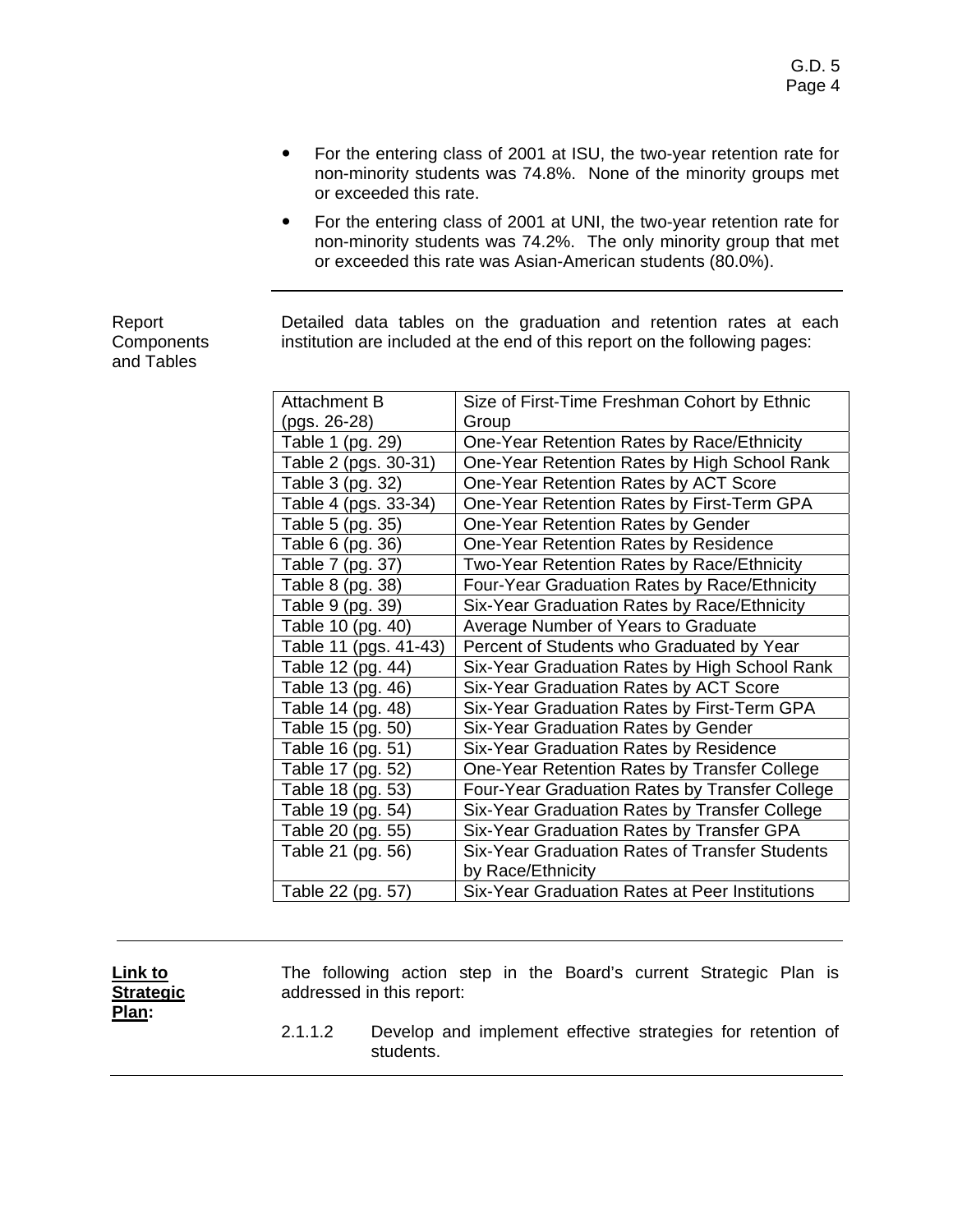- For the entering class of 2001 at ISU, the two-year retention rate for non-minority students was 74.8%. None of the minority groups met or exceeded this rate.
- For the entering class of 2001 at UNI, the two-year retention rate for non-minority students was 74.2%. The only minority group that met or exceeded this rate was Asian-American students (80.0%).

---

Report Components and Tables

Detailed data tables on the graduation and retention rates at each institution are included at the end of this report on the following pages:

| | |
|---|---|
| Attachment B (pgs. 26-28) | Size of First-Time Freshman Cohort by Ethnic Group |
| Table 1 (pg. 29) | One-Year Retention Rates by Race/Ethnicity |
| Table 2 (pgs. 30-31) | One-Year Retention Rates by High School Rank |
| Table 3 (pg. 32) | One-Year Retention Rates by ACT Score |
| Table 4 (pgs. 33-34) | One-Year Retention Rates by First-Term GPA |
| Table 5 (pg. 35) | One-Year Retention Rates by Gender |
| Table 6 (pg. 36) | One-Year Retention Rates by Residence |
| Table 7 (pg. 37) | Two-Year Retention Rates by Race/Ethnicity |
| Table 8 (pg. 38) | Four-Year Graduation Rates by Race/Ethnicity |
| Table 9 (pg. 39) | Six-Year Graduation Rates by Race/Ethnicity |
| Table 10 (pg. 40) | Average Number of Years to Graduate |
| Table 11 (pgs. 41-43) | Percent of Students who Graduated by Year |
| Table 12 (pg. 44) | Six-Year Graduation Rates by High School Rank |
| Table 13 (pg. 46) | Six-Year Graduation Rates by ACT Score |
| Table 14 (pg. 48) | Six-Year Graduation Rates by First-Term GPA |
| Table 15 (pg. 50) | Six-Year Graduation Rates by Gender |
| Table 16 (pg. 51) | Six-Year Graduation Rates by Residence |
| Table 17 (pg. 52) | One-Year Retention Rates by Transfer College |
| Table 18 (pg. 53) | Four-Year Graduation Rates by Transfer College |
| Table 19 (pg. 54) | Six-Year Graduation Rates by Transfer College |
| Table 20 (pg. 55) | Six-Year Graduation Rates by Transfer GPA |
| Table 21 (pg. 56) | Six-Year Graduation Rates of Transfer Students by Race/Ethnicity |
| Table 22 (pg. 57) | Six-Year Graduation Rates at Peer Institutions |

---

**Link to Strategic Plan:**

The following action step in the Board's current Strategic Plan is addressed in this report:

2.1.1.2 Develop and implement effective strategies for retention of students.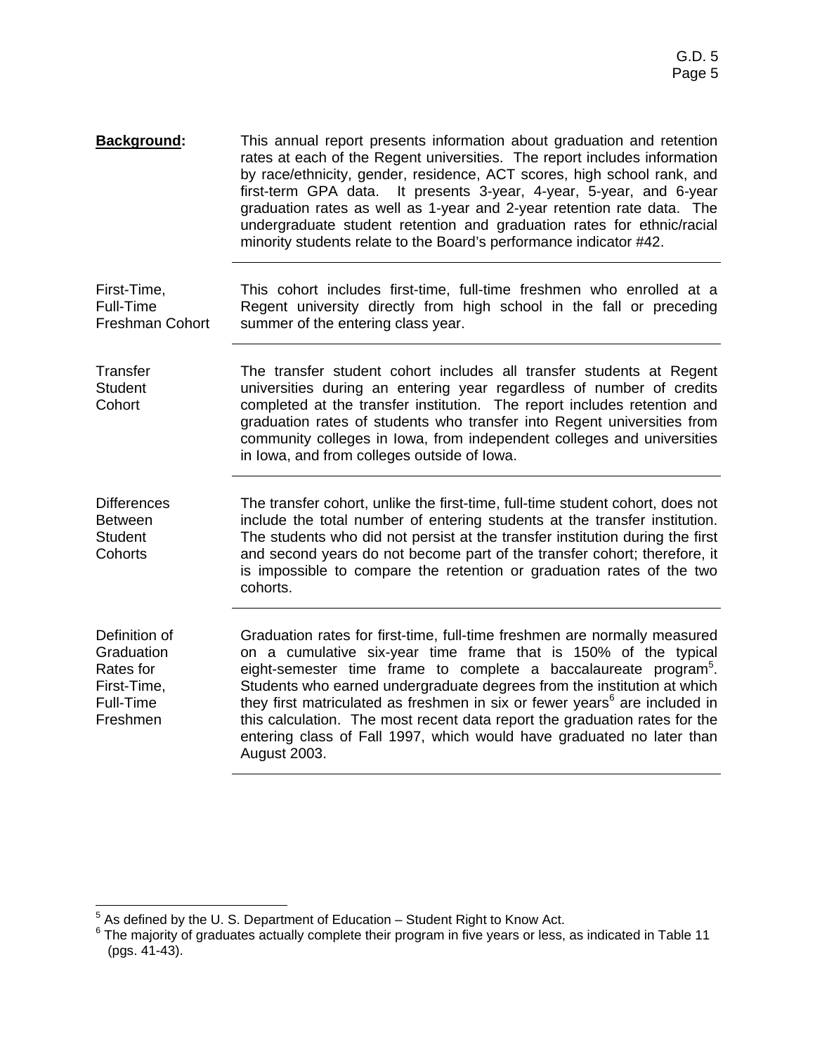**Background:** This annual report presents information about graduation and retention rates at each of the Regent universities. The report includes information by race/ethnicity, gender, residence, ACT scores, high school rank, and first-term GPA data. It presents 3-year, 4-year, 5-year, and 6-year graduation rates as well as 1-year and 2-year retention rate data. The undergraduate student retention and graduation rates for ethnic/racial minority students relate to the Board's performance indicator #42.

---

First-Time, Full-Time Freshman Cohort

This cohort includes first-time, full-time freshmen who enrolled at a Regent university directly from high school in the fall or preceding summer of the entering class year.

---

Transfer Student Cohort

The transfer student cohort includes all transfer students at Regent universities during an entering year regardless of number of credits completed at the transfer institution. The report includes retention and graduation rates of students who transfer into Regent universities from community colleges in Iowa, from independent colleges and universities in Iowa, and from colleges outside of Iowa.

---

Differences Between Student Cohorts

The transfer cohort, unlike the first-time, full-time student cohort, does not include the total number of entering students at the transfer institution. The students who did not persist at the transfer institution during the first and second years do not become part of the transfer cohort; therefore, it is impossible to compare the retention or graduation rates of the two cohorts.

---

Definition of Graduation Rates for First-Time, Full-Time Freshmen

Graduation rates for first-time, full-time freshmen are normally measured on a cumulative six-year time frame that is 150% of the typical eight-semester time frame to complete a baccalaureate program[5]. Students who earned undergraduate degrees from the institution at which they first matriculated as freshmen in six or fewer years[6] are included in this calculation. The most recent data report the graduation rates for the entering class of Fall 1997, which would have graduated no later than August 2003.

---

[5] As defined by the U. S. Department of Education – Student Right to Know Act.

[6] The majority of graduates actually complete their program in five years or less, as indicated in Table 11 (pgs. 41-43).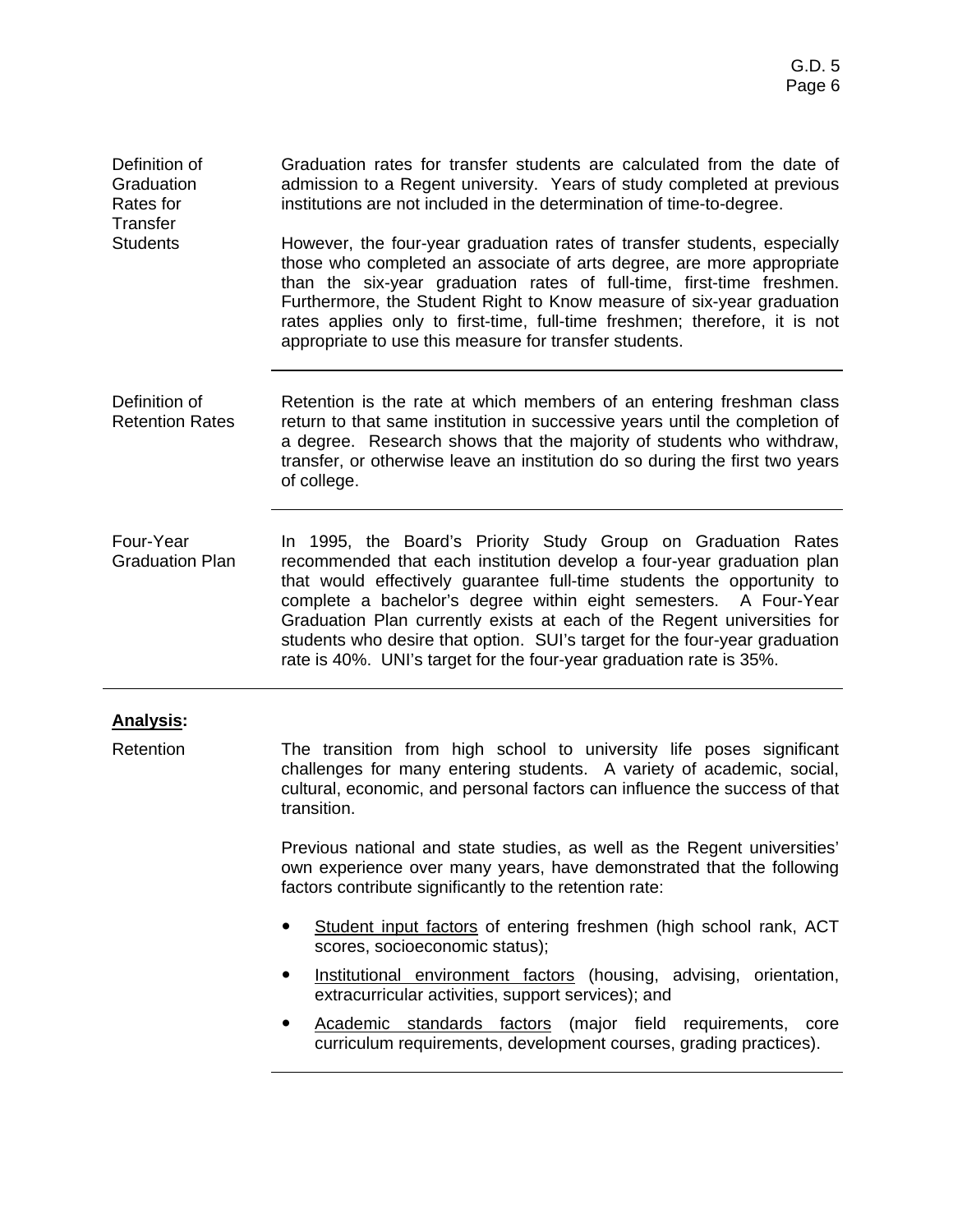**Definition of Graduation Rates for Transfer Students**

Graduation rates for transfer students are calculated from the date of admission to a Regent university. Years of study completed at previous institutions are not included in the determination of time-to-degree.

However, the four-year graduation rates of transfer students, especially those who completed an associate of arts degree, are more appropriate than the six-year graduation rates of full-time, first-time freshmen. Furthermore, the Student Right to Know measure of six-year graduation rates applies only to first-time, full-time freshmen; therefore, it is not appropriate to use this measure for transfer students.

---

**Definition of Retention Rates**

Retention is the rate at which members of an entering freshman class return to that same institution in successive years until the completion of a degree. Research shows that the majority of students who withdraw, transfer, or otherwise leave an institution do so during the first two years of college.

---

**Four-Year Graduation Plan**

In 1995, the Board's Priority Study Group on Graduation Rates recommended that each institution develop a four-year graduation plan that would effectively guarantee full-time students the opportunity to complete a bachelor's degree within eight semesters. A Four-Year Graduation Plan currently exists at each of the Regent universities for students who desire that option. SUI's target for the four-year graduation rate is 40%. UNI's target for the four-year graduation rate is 35%.

---

## **Analysis:**

**Retention**

The transition from high school to university life poses significant challenges for many entering students. A variety of academic, social, cultural, economic, and personal factors can influence the success of that transition.

Previous national and state studies, as well as the Regent universities' own experience over many years, have demonstrated that the following factors contribute significantly to the retention rate:

- Student input factors of entering freshmen (high school rank, ACT scores, socioeconomic status);
- Institutional environment factors (housing, advising, orientation, extracurricular activities, support services); and
- Academic standards factors (major field requirements, core curriculum requirements, development courses, grading practices).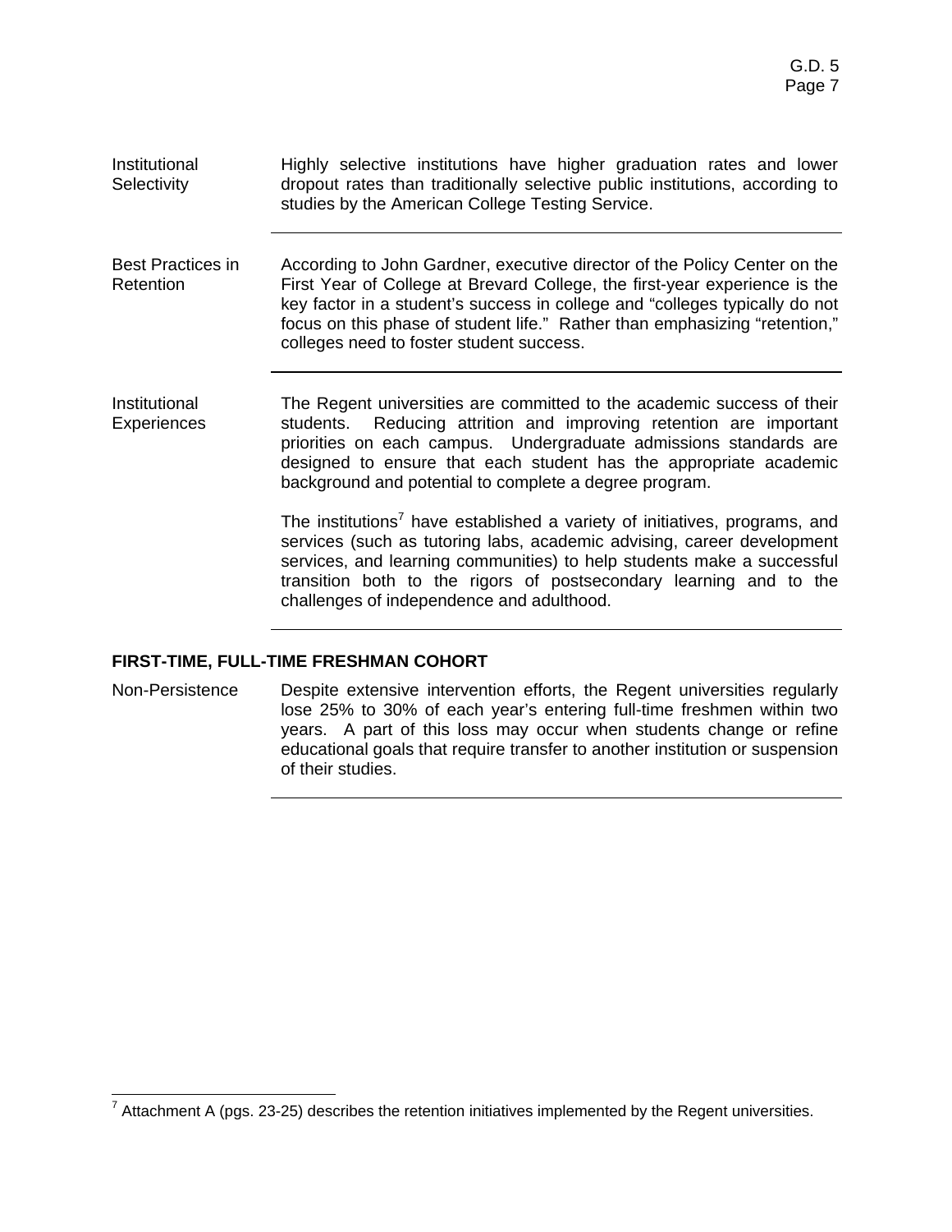**Institutional Selectivity**

Highly selective institutions have higher graduation rates and lower dropout rates than traditionally selective public institutions, according to studies by the American College Testing Service.

---

**Best Practices in Retention**

According to John Gardner, executive director of the Policy Center on the First Year of College at Brevard College, the first-year experience is the key factor in a student's success in college and "colleges typically do not focus on this phase of student life." Rather than emphasizing "retention," colleges need to foster student success.

---

**Institutional Experiences**

The Regent universities are committed to the academic success of their students. Reducing attrition and improving retention are important priorities on each campus. Undergraduate admissions standards are designed to ensure that each student has the appropriate academic background and potential to complete a degree program.

The institutions[7] have established a variety of initiatives, programs, and services (such as tutoring labs, academic advising, career development services, and learning communities) to help students make a successful transition both to the rigors of postsecondary learning and to the challenges of independence and adulthood.

---

## FIRST-TIME, FULL-TIME FRESHMAN COHORT

**Non-Persistence**

Despite extensive intervention efforts, the Regent universities regularly lose 25% to 30% of each year's entering full-time freshmen within two years. A part of this loss may occur when students change or refine educational goals that require transfer to another institution or suspension of their studies.

---

[7] Attachment A (pgs. 23-25) describes the retention initiatives implemented by the Regent universities.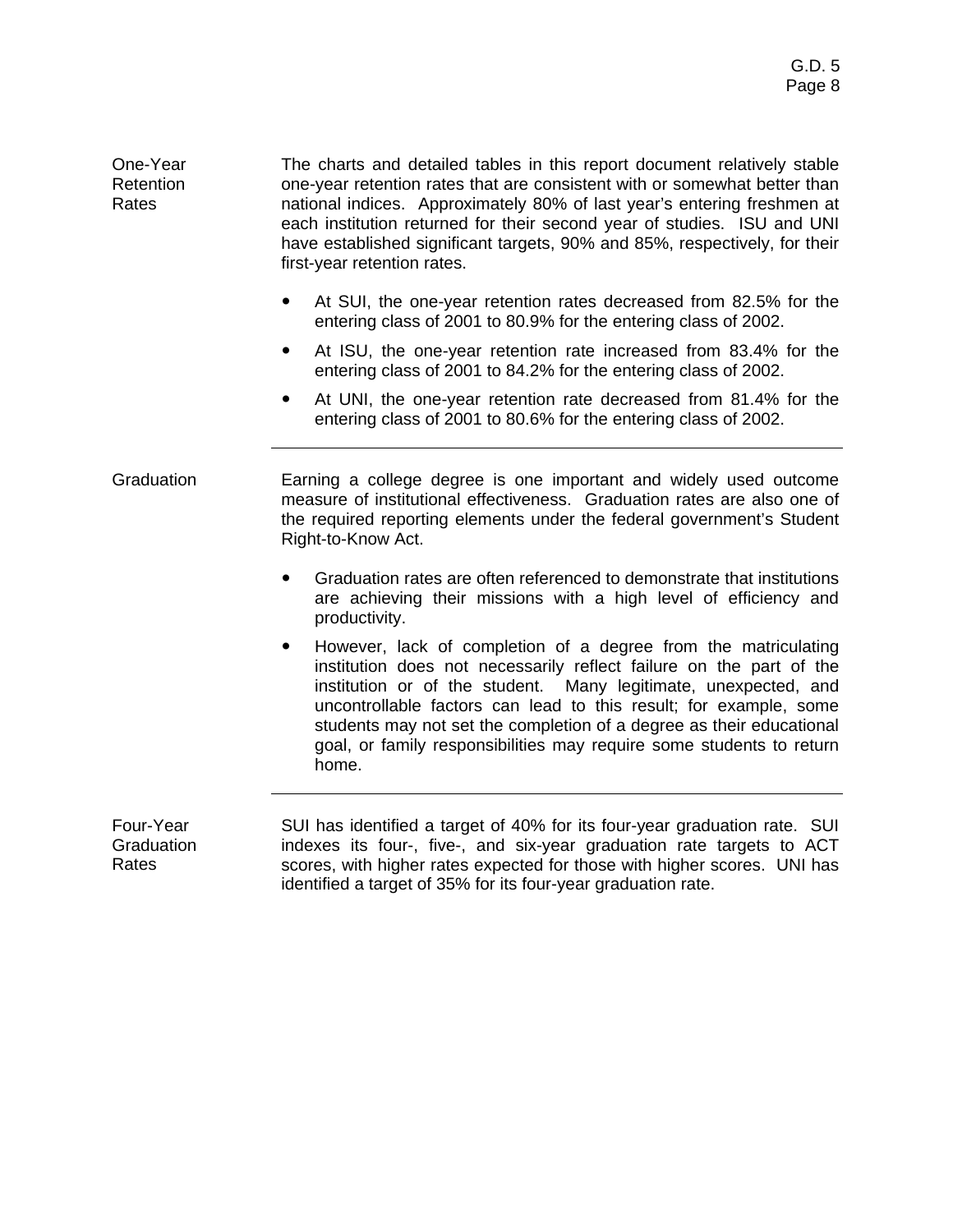### One-Year Retention Rates

The charts and detailed tables in this report document relatively stable one-year retention rates that are consistent with or somewhat better than national indices. Approximately 80% of last year's entering freshmen at each institution returned for their second year of studies. ISU and UNI have established significant targets, 90% and 85%, respectively, for their first-year retention rates.

- At SUI, the one-year retention rates decreased from 82.5% for the entering class of 2001 to 80.9% for the entering class of 2002.
- At ISU, the one-year retention rate increased from 83.4% for the entering class of 2001 to 84.2% for the entering class of 2002.
- At UNI, the one-year retention rate decreased from 81.4% for the entering class of 2001 to 80.6% for the entering class of 2002.

---

### Graduation

Earning a college degree is one important and widely used outcome measure of institutional effectiveness. Graduation rates are also one of the required reporting elements under the federal government's Student Right-to-Know Act.

- Graduation rates are often referenced to demonstrate that institutions are achieving their missions with a high level of efficiency and productivity.
- However, lack of completion of a degree from the matriculating institution does not necessarily reflect failure on the part of the institution or of the student. Many legitimate, unexpected, and uncontrollable factors can lead to this result; for example, some students may not set the completion of a degree as their educational goal, or family responsibilities may require some students to return home.

---

### Four-Year Graduation Rates

SUI has identified a target of 40% for its four-year graduation rate. SUI indexes its four-, five-, and six-year graduation rate targets to ACT scores, with higher rates expected for those with higher scores. UNI has identified a target of 35% for its four-year graduation rate.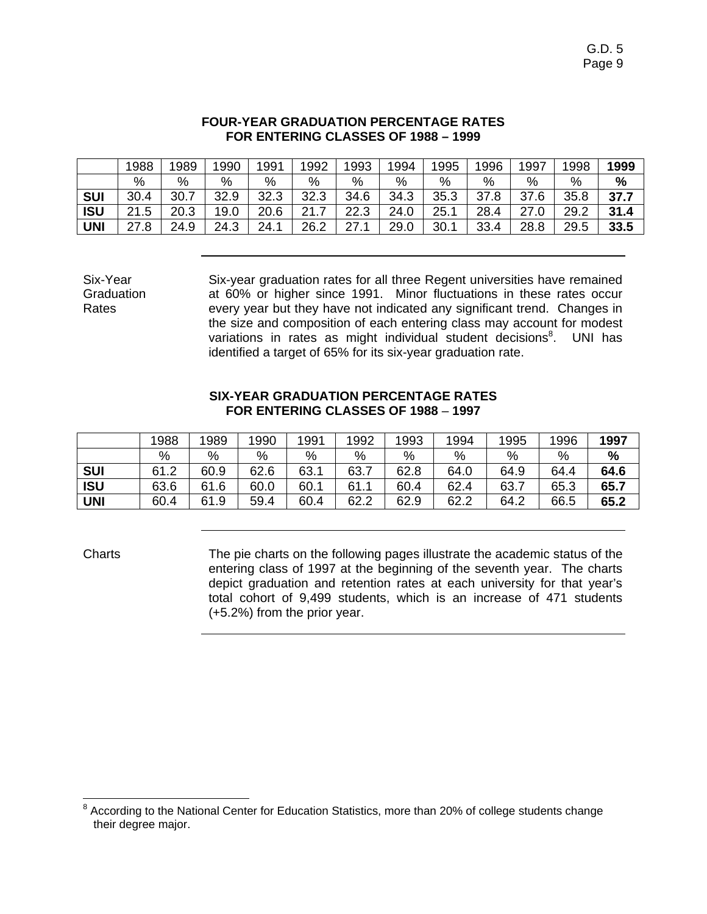**FOUR-YEAR GRADUATION PERCENTAGE RATES FOR ENTERING CLASSES OF 1988 – 1999**

| | 1988 | 1989 | 1990 | 1991 | 1992 | 1993 | 1994 | 1995 | 1996 | 1997 | 1998 | **1999** |
|---|---|---|---|---|---|---|---|---|---|---|---|---|
| | % | % | % | % | % | % | % | % | % | % | % | **%** |
| **SUI** | 30.4 | 30.7 | 32.9 | 32.3 | 32.3 | 34.6 | 34.3 | 35.3 | 37.8 | 37.6 | 35.8 | **37.7** |
| **ISU** | 21.5 | 20.3 | 19.0 | 20.6 | 21.7 | 22.3 | 24.0 | 25.1 | 28.4 | 27.0 | 29.2 | **31.4** |
| **UNI** | 27.8 | 24.9 | 24.3 | 24.1 | 26.2 | 27.1 | 29.0 | 30.1 | 33.4 | 28.8 | 29.5 | **33.5** |

---

Six-Year Graduation Rates

Six-year graduation rates for all three Regent universities have remained at 60% or higher since 1991. Minor fluctuations in these rates occur every year but they have not indicated any significant trend. Changes in the size and composition of each entering class may account for modest variations in rates as might individual student decisions[8]. UNI has identified a target of 65% for its six-year graduation rate.

**SIX-YEAR GRADUATION PERCENTAGE RATES FOR ENTERING CLASSES OF 1988 – 1997**

| | 1988 | 1989 | 1990 | 1991 | 1992 | 1993 | 1994 | 1995 | 1996 | **1997** |
|---|---|---|---|---|---|---|---|---|---|---|
| | % | % | % | % | % | % | % | % | % | **%** |
| **SUI** | 61.2 | 60.9 | 62.6 | 63.1 | 63.7 | 62.8 | 64.0 | 64.9 | 64.4 | **64.6** |
| **ISU** | 63.6 | 61.6 | 60.0 | 60.1 | 61.1 | 60.4 | 62.4 | 63.7 | 65.3 | **65.7** |
| **UNI** | 60.4 | 61.9 | 59.4 | 60.4 | 62.2 | 62.9 | 62.2 | 64.2 | 66.5 | **65.2** |

---

Charts

The pie charts on the following pages illustrate the academic status of the entering class of 1997 at the beginning of the seventh year. The charts depict graduation and retention rates at each university for that year's total cohort of 9,499 students, which is an increase of 471 students (+5.2%) from the prior year.

---

[8] According to the National Center for Education Statistics, more than 20% of college students change their degree major.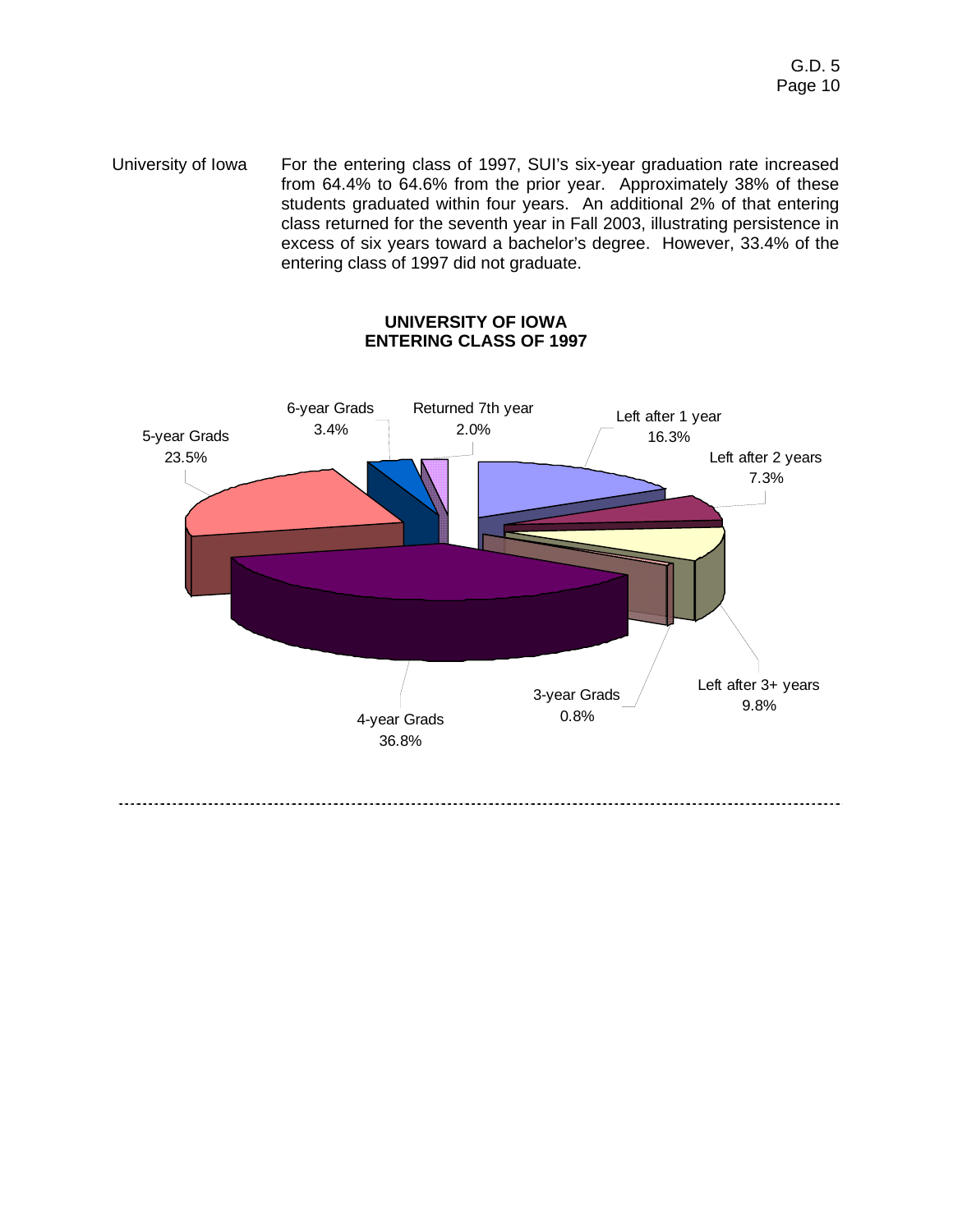University of Iowa

For the entering class of 1997, SUI's six-year graduation rate increased from 64.4% to 64.6% from the prior year. Approximately 38% of these students graduated within four years. An additional 2% of that entering class returned for the seventh year in Fall 2003, illustrating persistence in excess of six years toward a bachelor's degree. However, 33.4% of the entering class of 1997 did not graduate.

**UNIVERSITY OF IOWA**
**ENTERING CLASS OF 1997**

| Category | Percent |
|---|---|
| Left after 1 year | 16.3% |
| Left after 2 years | 7.3% |
| Left after 3+ years | 9.8% |
| 3-year Grads | 0.8% |
| 4-year Grads | 36.8% |
| 5-year Grads | 23.5% |
| 6-year Grads | 3.4% |
| Returned 7th year | 2.0% |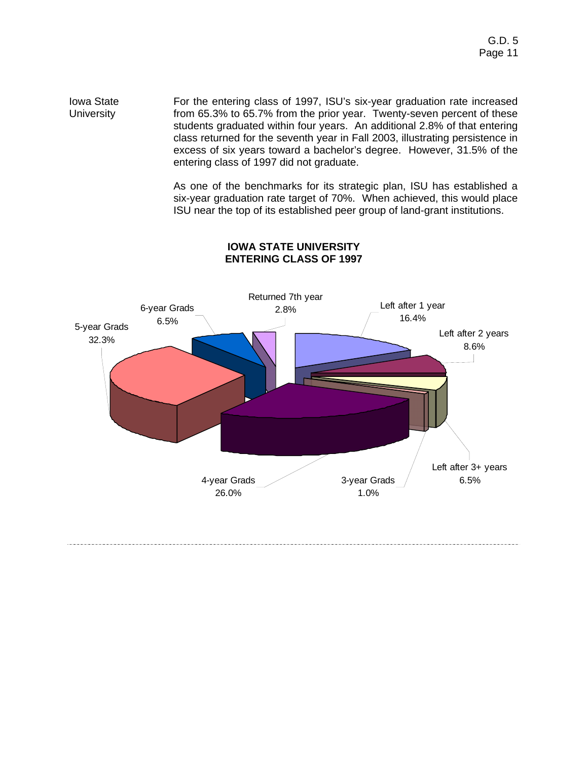**Iowa State University**

For the entering class of 1997, ISU's six-year graduation rate increased from 65.3% to 65.7% from the prior year. Twenty-seven percent of these students graduated within four years. An additional 2.8% of that entering class returned for the seventh year in Fall 2003, illustrating persistence in excess of six years toward a bachelor's degree. However, 31.5% of the entering class of 1997 did not graduate.

As one of the benchmarks for its strategic plan, ISU has established a six-year graduation rate target of 70%. When achieved, this would place ISU near the top of its established peer group of land-grant institutions.

**IOWA STATE UNIVERSITY**
**ENTERING CLASS OF 1997**

| Category | Percent |
|---|---|
| Left after 1 year | 16.4% |
| Left after 2 years | 8.6% |
| Left after 3+ years | 6.5% |
| 3-year Grads | 1.0% |
| 4-year Grads | 26.0% |
| 5-year Grads | 32.3% |
| 6-year Grads | 6.5% |
| Returned 7th year | 2.8% |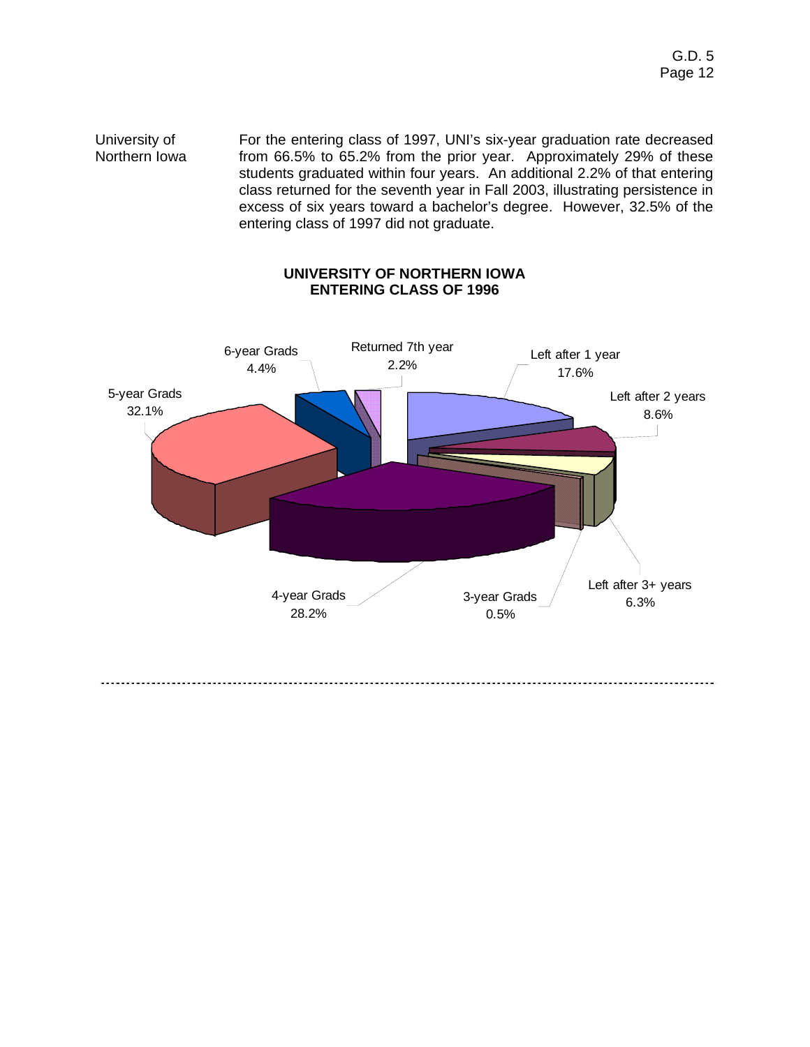**University of Northern Iowa**

For the entering class of 1997, UNI's six-year graduation rate decreased from 66.5% to 65.2% from the prior year. Approximately 29% of these students graduated within four years. An additional 2.2% of that entering class returned for the seventh year in Fall 2003, illustrating persistence in excess of six years toward a bachelor's degree. However, 32.5% of the entering class of 1997 did not graduate.

**UNIVERSITY OF NORTHERN IOWA**
**ENTERING CLASS OF 1996**

| Category | Percent |
|---|---|
| Left after 1 year | 17.6% |
| Left after 2 years | 8.6% |
| Left after 3+ years | 6.3% |
| 3-year Grads | 0.5% |
| 4-year Grads | 28.2% |
| 5-year Grads | 32.1% |
| 6-year Grads | 4.4% |
| Returned 7th year | 2.2% |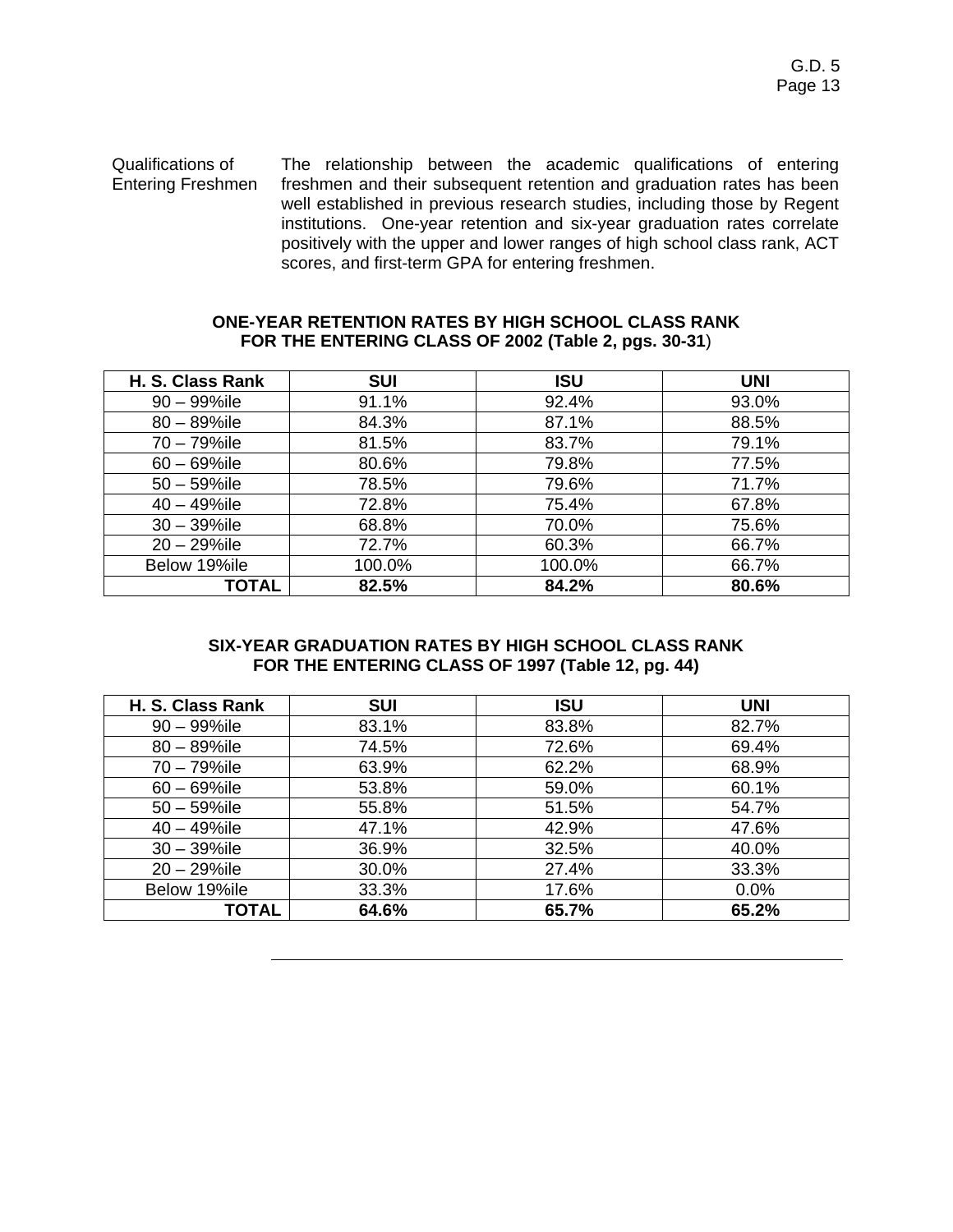**Qualifications of Entering Freshmen**

The relationship between the academic qualifications of entering freshmen and their subsequent retention and graduation rates has been well established in previous research studies, including those by Regent institutions. One-year retention and six-year graduation rates correlate positively with the upper and lower ranges of high school class rank, ACT scores, and first-term GPA for entering freshmen.

**ONE-YEAR RETENTION RATES BY HIGH SCHOOL CLASS RANK FOR THE ENTERING CLASS OF 2002 (Table 2, pgs. 30-31)**

| H. S. Class Rank | SUI | ISU | UNI |
|---|---|---|---|
| 90 – 99%ile | 91.1% | 92.4% | 93.0% |
| 80 – 89%ile | 84.3% | 87.1% | 88.5% |
| 70 – 79%ile | 81.5% | 83.7% | 79.1% |
| 60 – 69%ile | 80.6% | 79.8% | 77.5% |
| 50 – 59%ile | 78.5% | 79.6% | 71.7% |
| 40 – 49%ile | 72.8% | 75.4% | 67.8% |
| 30 – 39%ile | 68.8% | 70.0% | 75.6% |
| 20 – 29%ile | 72.7% | 60.3% | 66.7% |
| Below 19%ile | 100.0% | 100.0% | 66.7% |
| **TOTAL** | **82.5%** | **84.2%** | **80.6%** |

**SIX-YEAR GRADUATION RATES BY HIGH SCHOOL CLASS RANK FOR THE ENTERING CLASS OF 1997 (Table 12, pg. 44)**

| H. S. Class Rank | SUI | ISU | UNI |
|---|---|---|---|
| 90 – 99%ile | 83.1% | 83.8% | 82.7% |
| 80 – 89%ile | 74.5% | 72.6% | 69.4% |
| 70 – 79%ile | 63.9% | 62.2% | 68.9% |
| 60 – 69%ile | 53.8% | 59.0% | 60.1% |
| 50 – 59%ile | 55.8% | 51.5% | 54.7% |
| 40 – 49%ile | 47.1% | 42.9% | 47.6% |
| 30 – 39%ile | 36.9% | 32.5% | 40.0% |
| 20 – 29%ile | 30.0% | 27.4% | 33.3% |
| Below 19%ile | 33.3% | 17.6% | 0.0% |
| **TOTAL** | **64.6%** | **65.7%** | **65.2%** |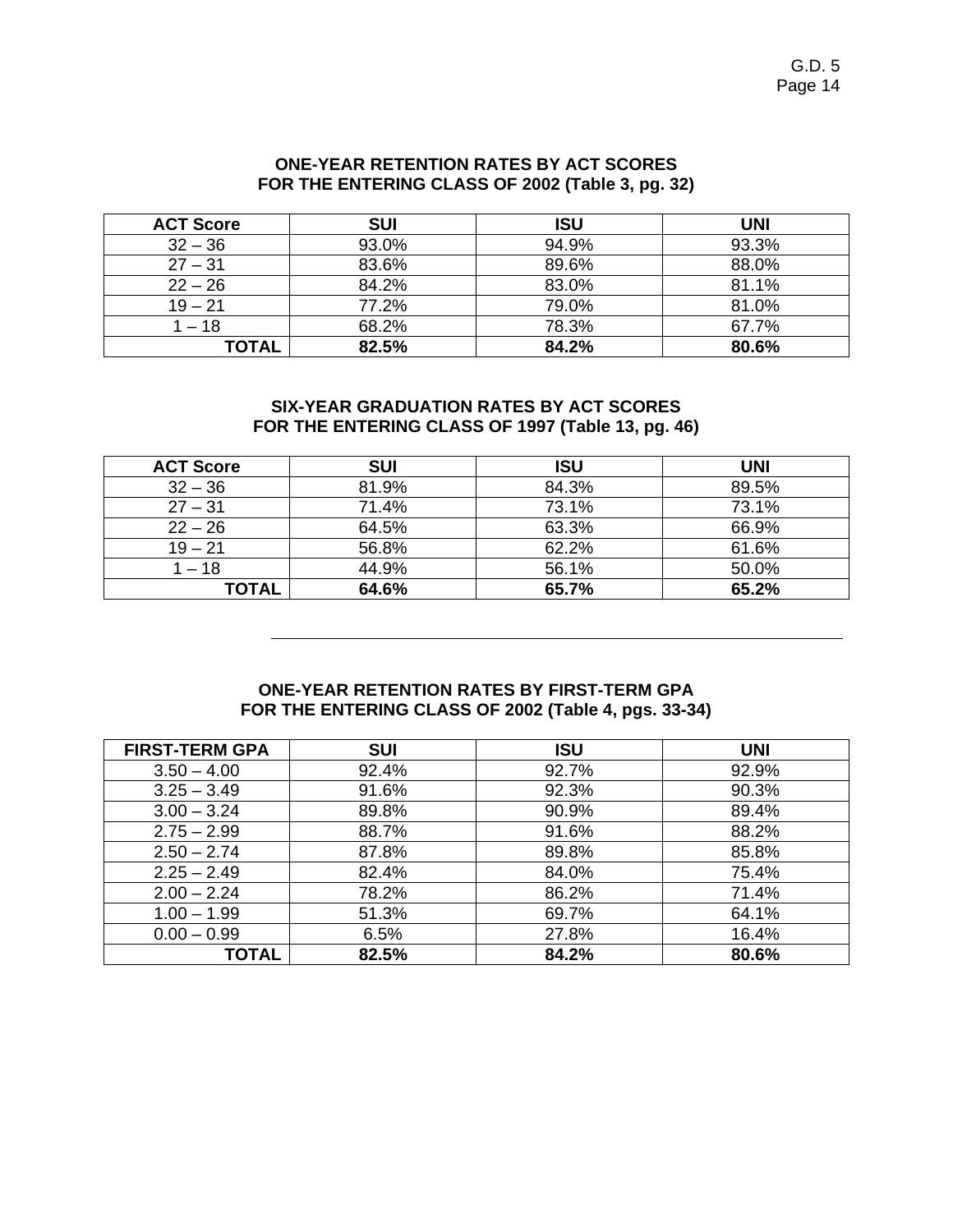**ONE-YEAR RETENTION RATES BY ACT SCORES FOR THE ENTERING CLASS OF 2002 (Table 3, pg. 32)**

| ACT Score | SUI | ISU | UNI |
|---|---|---|---|
| 32 – 36 | 93.0% | 94.9% | 93.3% |
| 27 – 31 | 83.6% | 89.6% | 88.0% |
| 22 – 26 | 84.2% | 83.0% | 81.1% |
| 19 – 21 | 77.2% | 79.0% | 81.0% |
| 1 – 18 | 68.2% | 78.3% | 67.7% |
| **TOTAL** | **82.5%** | **84.2%** | **80.6%** |

**SIX-YEAR GRADUATION RATES BY ACT SCORES FOR THE ENTERING CLASS OF 1997 (Table 13, pg. 46)**

| ACT Score | SUI | ISU | UNI |
|---|---|---|---|
| 32 – 36 | 81.9% | 84.3% | 89.5% |
| 27 – 31 | 71.4% | 73.1% | 73.1% |
| 22 – 26 | 64.5% | 63.3% | 66.9% |
| 19 – 21 | 56.8% | 62.2% | 61.6% |
| 1 – 18 | 44.9% | 56.1% | 50.0% |
| **TOTAL** | **64.6%** | **65.7%** | **65.2%** |

---

**ONE-YEAR RETENTION RATES BY FIRST-TERM GPA FOR THE ENTERING CLASS OF 2002 (Table 4, pgs. 33-34)**

| FIRST-TERM GPA | SUI | ISU | UNI |
|---|---|---|---|
| 3.50 – 4.00 | 92.4% | 92.7% | 92.9% |
| 3.25 – 3.49 | 91.6% | 92.3% | 90.3% |
| 3.00 – 3.24 | 89.8% | 90.9% | 89.4% |
| 2.75 – 2.99 | 88.7% | 91.6% | 88.2% |
| 2.50 – 2.74 | 87.8% | 89.8% | 85.8% |
| 2.25 – 2.49 | 82.4% | 84.0% | 75.4% |
| 2.00 – 2.24 | 78.2% | 86.2% | 71.4% |
| 1.00 – 1.99 | 51.3% | 69.7% | 64.1% |
| 0.00 – 0.99 | 6.5% | 27.8% | 16.4% |
| **TOTAL** | **82.5%** | **84.2%** | **80.6%** |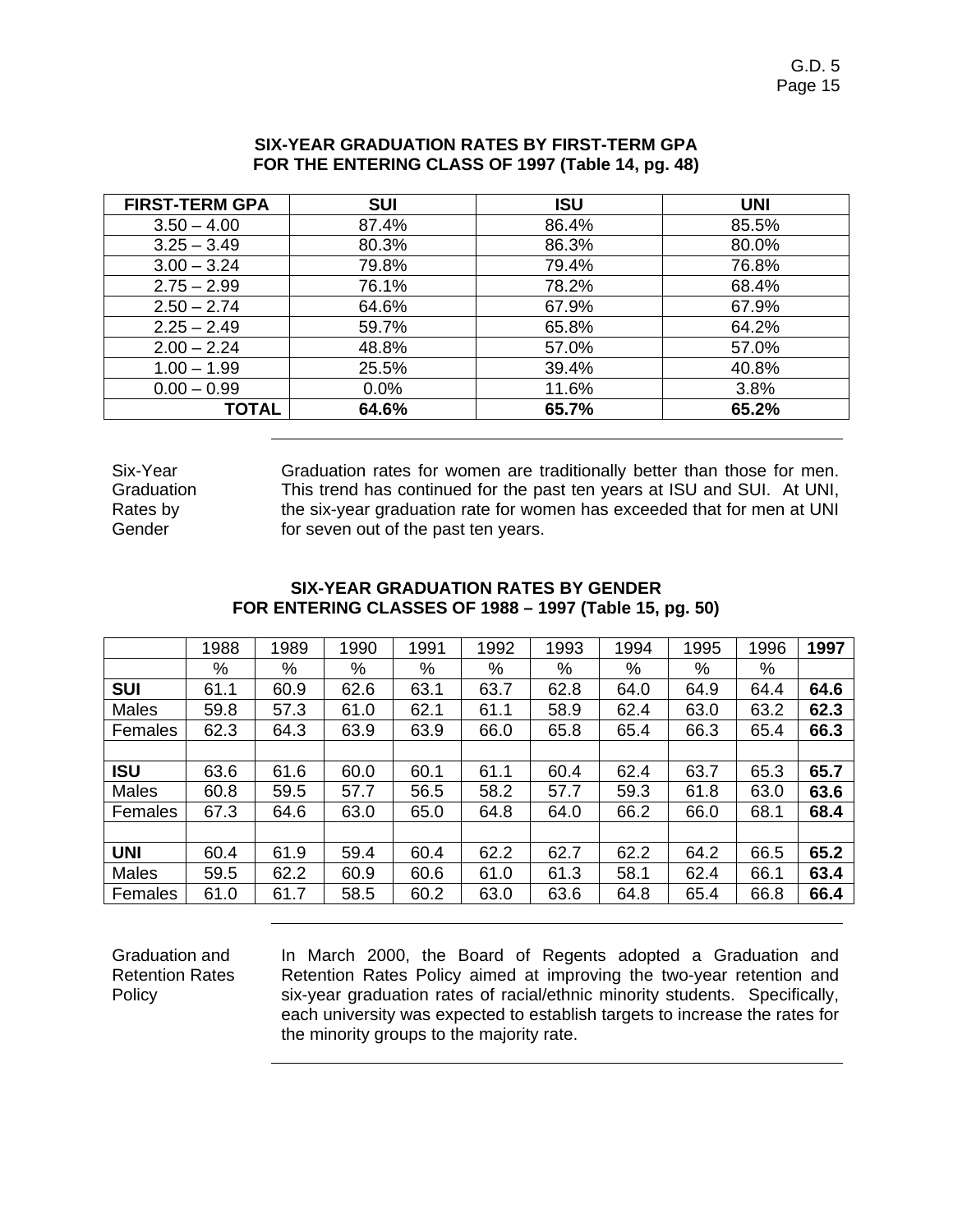### SIX-YEAR GRADUATION RATES BY FIRST-TERM GPA FOR THE ENTERING CLASS OF 1997 (Table 14, pg. 48)

| FIRST-TERM GPA | SUI | ISU | UNI |
|---|---|---|---|
| 3.50 – 4.00 | 87.4% | 86.4% | 85.5% |
| 3.25 – 3.49 | 80.3% | 86.3% | 80.0% |
| 3.00 – 3.24 | 79.8% | 79.4% | 76.8% |
| 2.75 – 2.99 | 76.1% | 78.2% | 68.4% |
| 2.50 – 2.74 | 64.6% | 67.9% | 67.9% |
| 2.25 – 2.49 | 59.7% | 65.8% | 64.2% |
| 2.00 – 2.24 | 48.8% | 57.0% | 57.0% |
| 1.00 – 1.99 | 25.5% | 39.4% | 40.8% |
| 0.00 – 0.99 | 0.0% | 11.6% | 3.8% |
| **TOTAL** | **64.6%** | **65.7%** | **65.2%** |

Six-Year Graduation Rates by Gender

Graduation rates for women are traditionally better than those for men. This trend has continued for the past ten years at ISU and SUI. At UNI, the six-year graduation rate for women has exceeded that for men at UNI for seven out of the past ten years.

### SIX-YEAR GRADUATION RATES BY GENDER FOR ENTERING CLASSES OF 1988 – 1997 (Table 15, pg. 50)

| | 1988 | 1989 | 1990 | 1991 | 1992 | 1993 | 1994 | 1995 | 1996 | **1997** |
|---|---|---|---|---|---|---|---|---|---|---|
| | % | % | % | % | % | % | % | % | % | |
| **SUI** | 61.1 | 60.9 | 62.6 | 63.1 | 63.7 | 62.8 | 64.0 | 64.9 | 64.4 | **64.6** |
| Males | 59.8 | 57.3 | 61.0 | 62.1 | 61.1 | 58.9 | 62.4 | 63.0 | 63.2 | **62.3** |
| Females | 62.3 | 64.3 | 63.9 | 63.9 | 66.0 | 65.8 | 65.4 | 66.3 | 65.4 | **66.3** |
| | | | | | | | | | | |
| **ISU** | 63.6 | 61.6 | 60.0 | 60.1 | 61.1 | 60.4 | 62.4 | 63.7 | 65.3 | **65.7** |
| Males | 60.8 | 59.5 | 57.7 | 56.5 | 58.2 | 57.7 | 59.3 | 61.8 | 63.0 | **63.6** |
| Females | 67.3 | 64.6 | 63.0 | 65.0 | 64.8 | 64.0 | 66.2 | 66.0 | 68.1 | **68.4** |
| | | | | | | | | | | |
| **UNI** | 60.4 | 61.9 | 59.4 | 60.4 | 62.2 | 62.7 | 62.2 | 64.2 | 66.5 | **65.2** |
| Males | 59.5 | 62.2 | 60.9 | 60.6 | 61.0 | 61.3 | 58.1 | 62.4 | 66.1 | **63.4** |
| Females | 61.0 | 61.7 | 58.5 | 60.2 | 63.0 | 63.6 | 64.8 | 65.4 | 66.8 | **66.4** |

Graduation and Retention Rates Policy

In March 2000, the Board of Regents adopted a Graduation and Retention Rates Policy aimed at improving the two-year retention and six-year graduation rates of racial/ethnic minority students. Specifically, each university was expected to establish targets to increase the rates for the minority groups to the majority rate.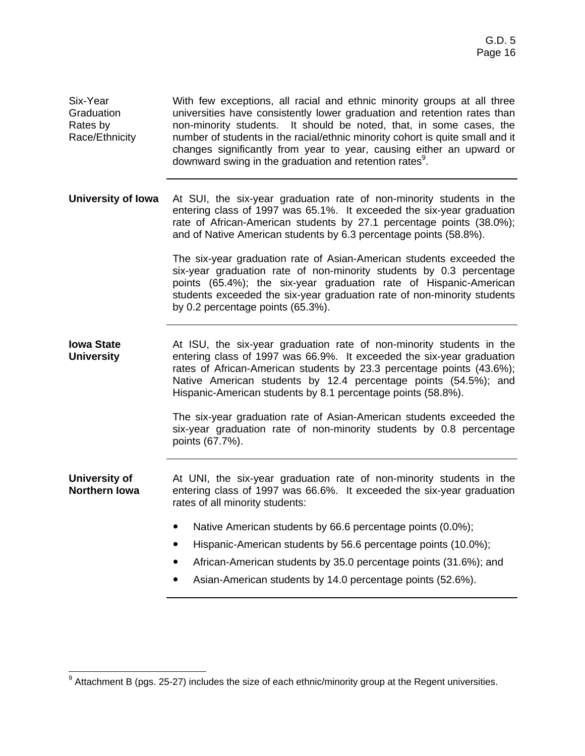**Six-Year Graduation Rates by Race/Ethnicity**

With few exceptions, all racial and ethnic minority groups at all three universities have consistently lower graduation and retention rates than non-minority students. It should be noted, that, in some cases, the number of students in the racial/ethnic minority cohort is quite small and it changes significantly from year to year, causing either an upward or downward swing in the graduation and retention rates[9].

---

**University of Iowa**

At SUI, the six-year graduation rate of non-minority students in the entering class of 1997 was 65.1%. It exceeded the six-year graduation rate of African-American students by 27.1 percentage points (38.0%); and of Native American students by 6.3 percentage points (58.8%).

The six-year graduation rate of Asian-American students exceeded the six-year graduation rate of non-minority students by 0.3 percentage points (65.4%); the six-year graduation rate of Hispanic-American students exceeded the six-year graduation rate of non-minority students by 0.2 percentage points (65.3%).

---

**Iowa State University**

At ISU, the six-year graduation rate of non-minority students in the entering class of 1997 was 66.9%. It exceeded the six-year graduation rates of African-American students by 23.3 percentage points (43.6%); Native American students by 12.4 percentage points (54.5%); and Hispanic-American students by 8.1 percentage points (58.8%).

The six-year graduation rate of Asian-American students exceeded the six-year graduation rate of non-minority students by 0.8 percentage points (67.7%).

---

**University of Northern Iowa**

At UNI, the six-year graduation rate of non-minority students in the entering class of 1997 was 66.6%. It exceeded the six-year graduation rates of all minority students:

- Native American students by 66.6 percentage points (0.0%);
- Hispanic-American students by 56.6 percentage points (10.0%);
- African-American students by 35.0 percentage points (31.6%); and
- Asian-American students by 14.0 percentage points (52.6%).

---

[9] Attachment B (pgs. 25-27) includes the size of each ethnic/minority group at the Regent universities.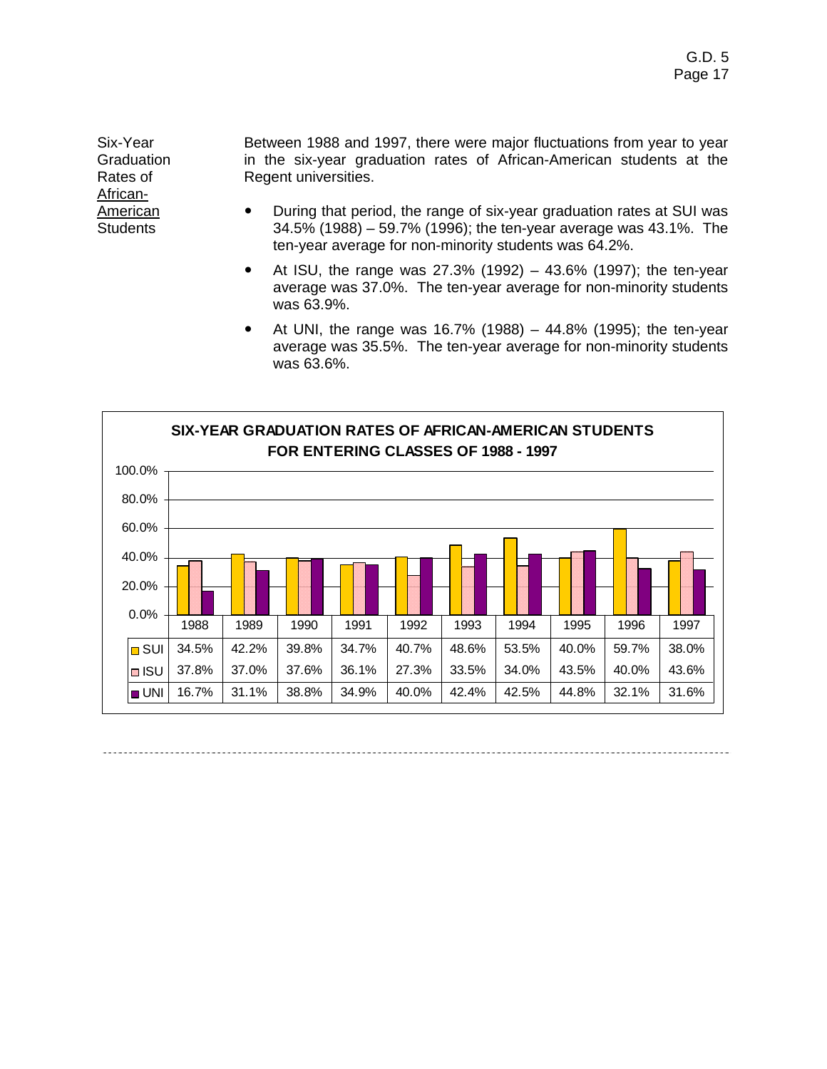**Six-Year Graduation Rates of African-American Students**

Between 1988 and 1997, there were major fluctuations from year to year in the six-year graduation rates of African-American students at the Regent universities.

- During that period, the range of six-year graduation rates at SUI was 34.5% (1988) – 59.7% (1996); the ten-year average was 43.1%. The ten-year average for non-minority students was 64.2%.
- At ISU, the range was 27.3% (1992) – 43.6% (1997); the ten-year average was 37.0%. The ten-year average for non-minority students was 63.9%.
- At UNI, the range was 16.7% (1988) – 44.8% (1995); the ten-year average was 35.5%. The ten-year average for non-minority students was 63.6%.

**SIX-YEAR GRADUATION RATES OF AFRICAN-AMERICAN STUDENTS FOR ENTERING CLASSES OF 1988 - 1997**

| | 1988 | 1989 | 1990 | 1991 | 1992 | 1993 | 1994 | 1995 | 1996 | 1997 |
|---|---|---|---|---|---|---|---|---|---|---|
| SUI | 34.5% | 42.2% | 39.8% | 34.7% | 40.7% | 48.6% | 53.5% | 40.0% | 59.7% | 38.0% |
| ISU | 37.8% | 37.0% | 37.6% | 36.1% | 27.3% | 33.5% | 34.0% | 43.5% | 40.0% | 43.6% |
| UNI | 16.7% | 31.1% | 38.8% | 34.9% | 40.0% | 42.4% | 42.5% | 44.8% | 32.1% | 31.6% |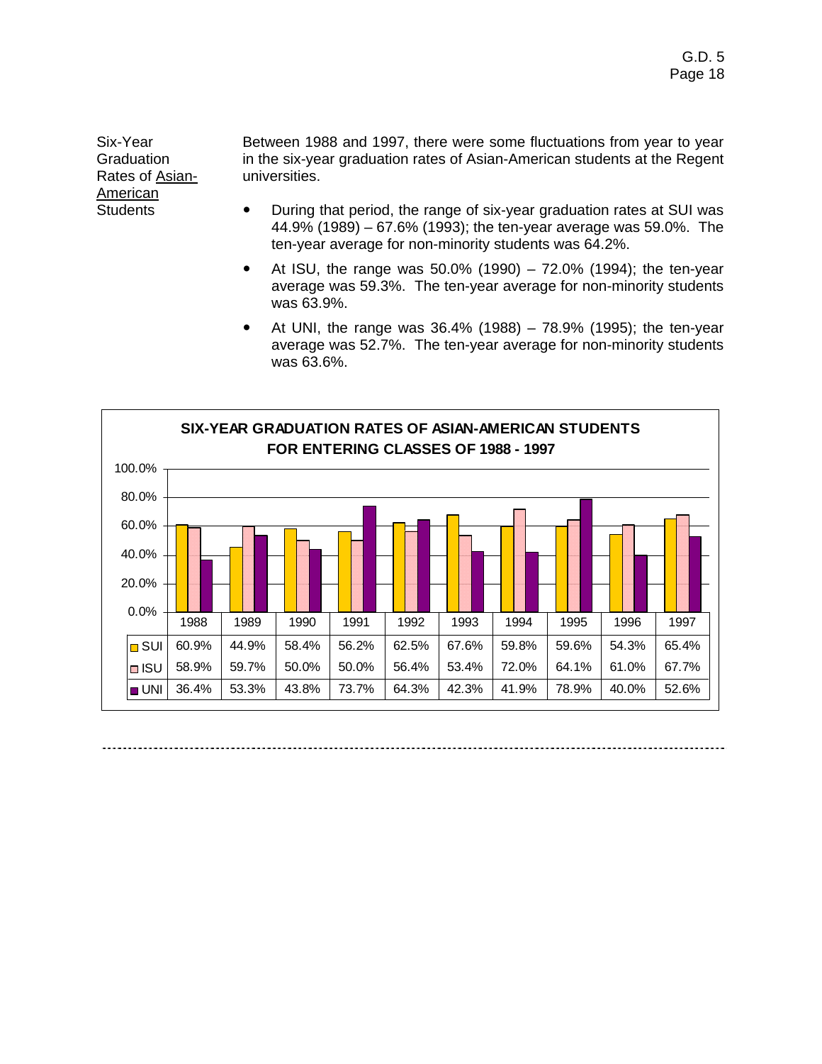**Six-Year Graduation Rates of <u>Asian-American</u> Students**

Between 1988 and 1997, there were some fluctuations from year to year in the six-year graduation rates of Asian-American students at the Regent universities.

- During that period, the range of six-year graduation rates at SUI was 44.9% (1989) – 67.6% (1993); the ten-year average was 59.0%. The ten-year average for non-minority students was 64.2%.
- At ISU, the range was 50.0% (1990) – 72.0% (1994); the ten-year average was 59.3%. The ten-year average for non-minority students was 63.9%.
- At UNI, the range was 36.4% (1988) – 78.9% (1995); the ten-year average was 52.7%. The ten-year average for non-minority students was 63.6%.

**SIX-YEAR GRADUATION RATES OF ASIAN-AMERICAN STUDENTS FOR ENTERING CLASSES OF 1988 - 1997**

| | 1988 | 1989 | 1990 | 1991 | 1992 | 1993 | 1994 | 1995 | 1996 | 1997 |
|---|---|---|---|---|---|---|---|---|---|---|
| SUI | 60.9% | 44.9% | 58.4% | 56.2% | 62.5% | 67.6% | 59.8% | 59.6% | 54.3% | 65.4% |
| ISU | 58.9% | 59.7% | 50.0% | 50.0% | 56.4% | 53.4% | 72.0% | 64.1% | 61.0% | 67.7% |
| UNI | 36.4% | 53.3% | 43.8% | 73.7% | 64.3% | 42.3% | 41.9% | 78.9% | 40.0% | 52.6% |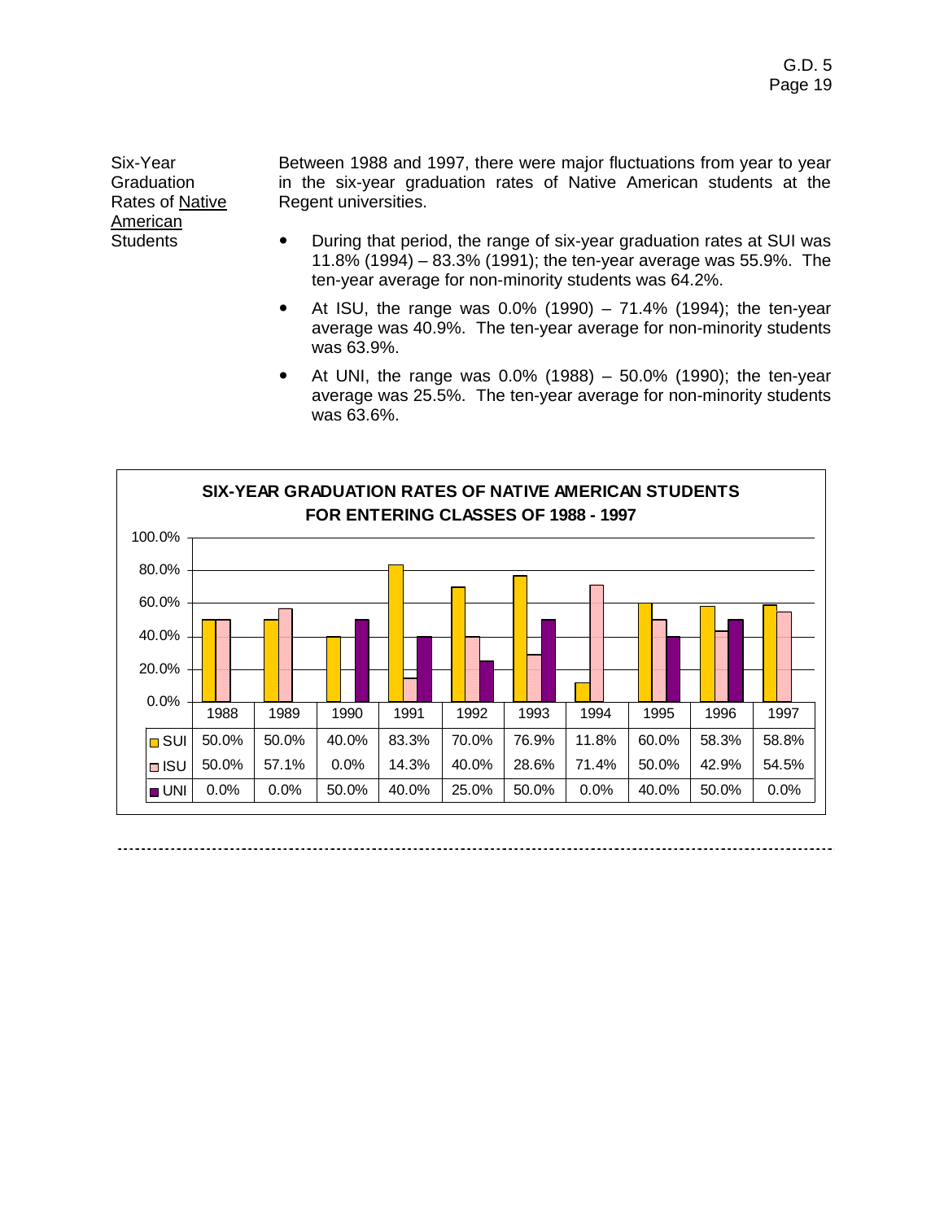**Six-Year Graduation Rates of <u>Native American</u> Students**

Between 1988 and 1997, there were major fluctuations from year to year in the six-year graduation rates of Native American students at the Regent universities.

- During that period, the range of six-year graduation rates at SUI was 11.8% (1994) – 83.3% (1991); the ten-year average was 55.9%. The ten-year average for non-minority students was 64.2%.
- At ISU, the range was 0.0% (1990) – 71.4% (1994); the ten-year average was 40.9%. The ten-year average for non-minority students was 63.9%.
- At UNI, the range was 0.0% (1988) – 50.0% (1990); the ten-year average was 25.5%. The ten-year average for non-minority students was 63.6%.

**SIX-YEAR GRADUATION RATES OF NATIVE AMERICAN STUDENTS FOR ENTERING CLASSES OF 1988 - 1997**

| | 1988 | 1989 | 1990 | 1991 | 1992 | 1993 | 1994 | 1995 | 1996 | 1997 |
|---|---|---|---|---|---|---|---|---|---|---|
| SUI | 50.0% | 50.0% | 40.0% | 83.3% | 70.0% | 76.9% | 11.8% | 60.0% | 58.3% | 58.8% |
| ISU | 50.0% | 57.1% | 0.0% | 14.3% | 40.0% | 28.6% | 71.4% | 50.0% | 42.9% | 54.5% |
| UNI | 0.0% | 0.0% | 50.0% | 40.0% | 25.0% | 50.0% | 0.0% | 40.0% | 50.0% | 0.0% |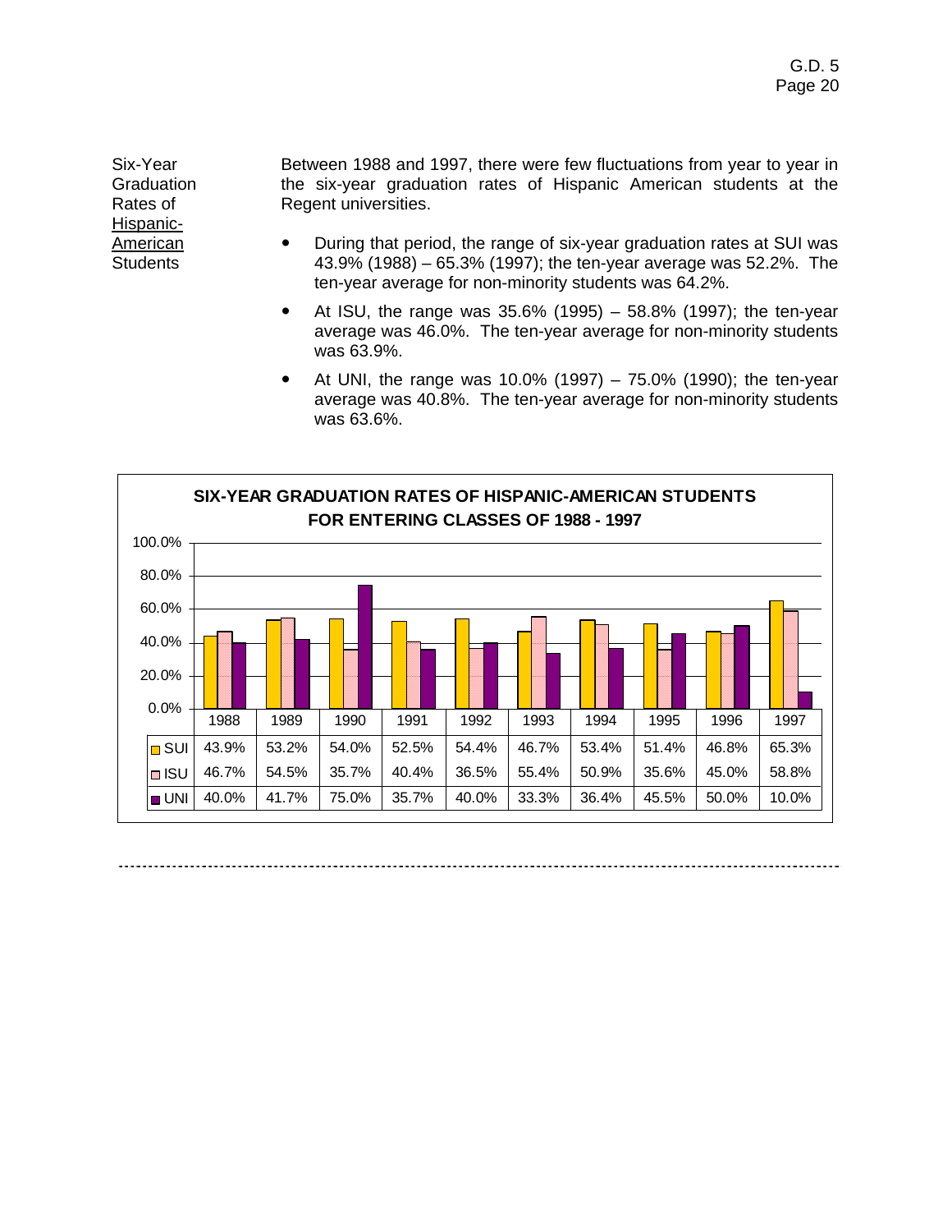Six-Year Graduation Rates of <u>Hispanic-American</u> Students

Between 1988 and 1997, there were few fluctuations from year to year in the six-year graduation rates of Hispanic American students at the Regent universities.

- During that period, the range of six-year graduation rates at SUI was 43.9% (1988) – 65.3% (1997); the ten-year average was 52.2%. The ten-year average for non-minority students was 64.2%.
- At ISU, the range was 35.6% (1995) – 58.8% (1997); the ten-year average was 46.0%. The ten-year average for non-minority students was 63.9%.
- At UNI, the range was 10.0% (1997) – 75.0% (1990); the ten-year average was 40.8%. The ten-year average for non-minority students was 63.6%.

**SIX-YEAR GRADUATION RATES OF HISPANIC-AMERICAN STUDENTS FOR ENTERING CLASSES OF 1988 - 1997**

| | 1988 | 1989 | 1990 | 1991 | 1992 | 1993 | 1994 | 1995 | 1996 | 1997 |
|---|---|---|---|---|---|---|---|---|---|---|
| SUI | 43.9% | 53.2% | 54.0% | 52.5% | 54.4% | 46.7% | 53.4% | 51.4% | 46.8% | 65.3% |
| ISU | 46.7% | 54.5% | 35.7% | 40.4% | 36.5% | 55.4% | 50.9% | 35.6% | 45.0% | 58.8% |
| UNI | 40.0% | 41.7% | 75.0% | 35.7% | 40.0% | 33.3% | 36.4% | 45.5% | 50.0% | 10.0% |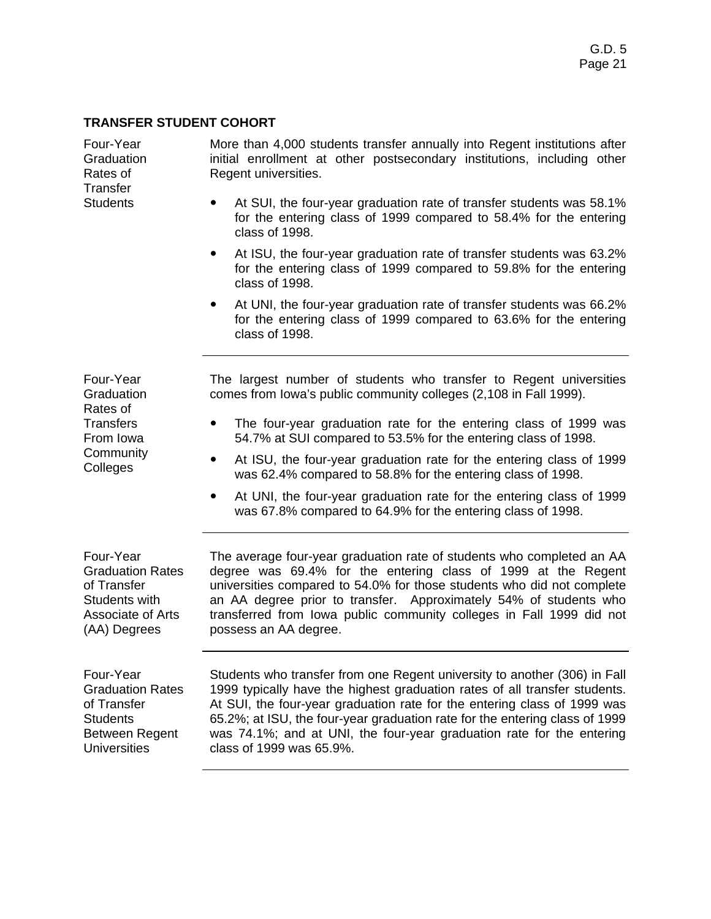## TRANSFER STUDENT COHORT

**Four-Year Graduation Rates of Transfer Students**

More than 4,000 students transfer annually into Regent institutions after initial enrollment at other postsecondary institutions, including other Regent universities.

- At SUI, the four-year graduation rate of transfer students was 58.1% for the entering class of 1999 compared to 58.4% for the entering class of 1998.
- At ISU, the four-year graduation rate of transfer students was 63.2% for the entering class of 1999 compared to 59.8% for the entering class of 1998.
- At UNI, the four-year graduation rate of transfer students was 66.2% for the entering class of 1999 compared to 63.6% for the entering class of 1998.

---

**Four-Year Graduation Rates of Transfers From Iowa Community Colleges**

The largest number of students who transfer to Regent universities comes from Iowa's public community colleges (2,108 in Fall 1999).

- The four-year graduation rate for the entering class of 1999 was 54.7% at SUI compared to 53.5% for the entering class of 1998.
- At ISU, the four-year graduation rate for the entering class of 1999 was 62.4% compared to 58.8% for the entering class of 1998.
- At UNI, the four-year graduation rate for the entering class of 1999 was 67.8% compared to 64.9% for the entering class of 1998.

---

**Four-Year Graduation Rates of Transfer Students with Associate of Arts (AA) Degrees**

The average four-year graduation rate of students who completed an AA degree was 69.4% for the entering class of 1999 at the Regent universities compared to 54.0% for those students who did not complete an AA degree prior to transfer. Approximately 54% of students who transferred from Iowa public community colleges in Fall 1999 did not possess an AA degree.

---

**Four-Year Graduation Rates of Transfer Students Between Regent Universities**

Students who transfer from one Regent university to another (306) in Fall 1999 typically have the highest graduation rates of all transfer students. At SUI, the four-year graduation rate for the entering class of 1999 was 65.2%; at ISU, the four-year graduation rate for the entering class of 1999 was 74.1%; and at UNI, the four-year graduation rate for the entering class of 1999 was 65.9%.

---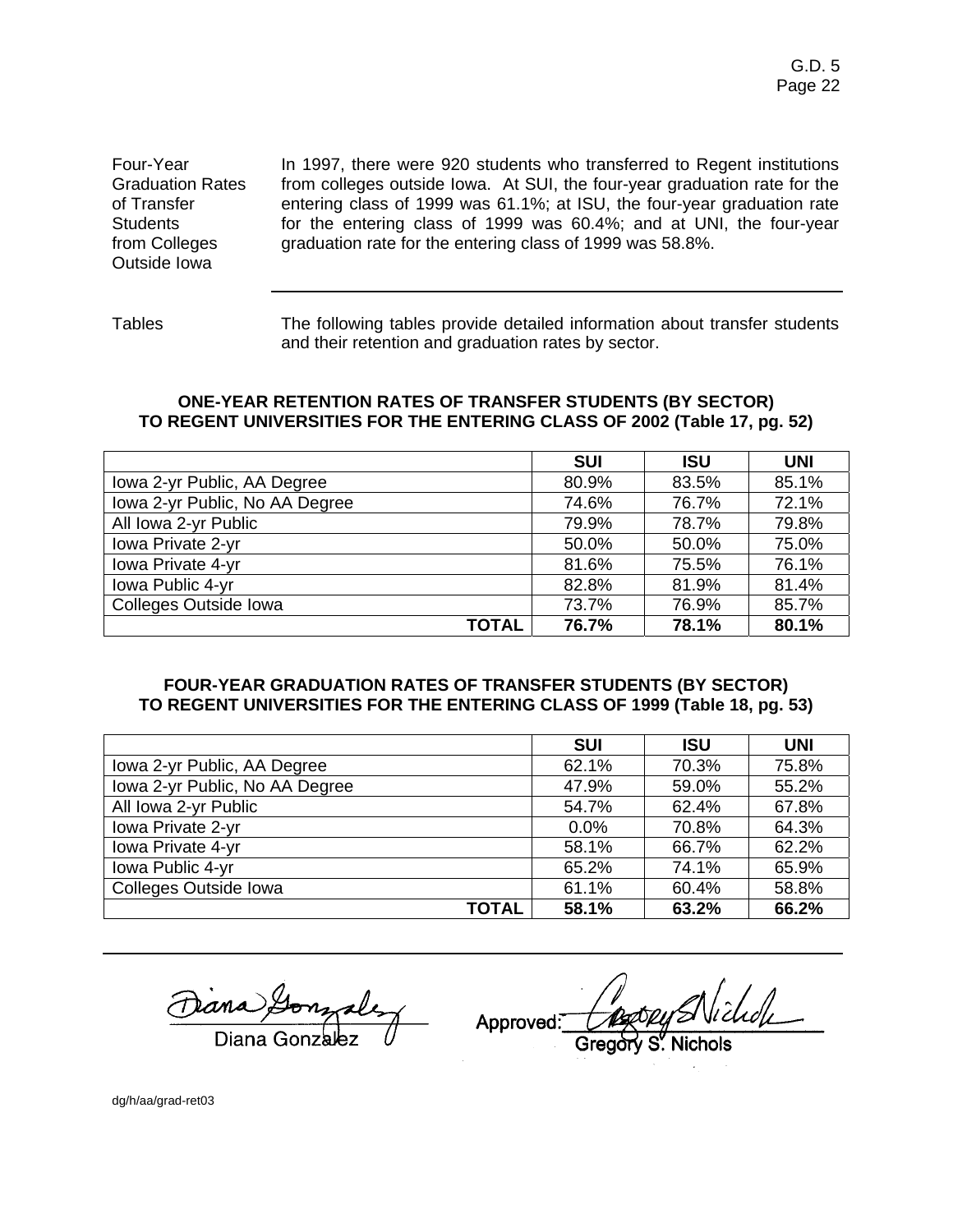Four-Year Graduation Rates of Transfer Students from Colleges Outside Iowa

In 1997, there were 920 students who transferred to Regent institutions from colleges outside Iowa. At SUI, the four-year graduation rate for the entering class of 1999 was 61.1%; at ISU, the four-year graduation rate for the entering class of 1999 was 60.4%; and at UNI, the four-year graduation rate for the entering class of 1999 was 58.8%.

---

Tables

The following tables provide detailed information about transfer students and their retention and graduation rates by sector.

**ONE-YEAR RETENTION RATES OF TRANSFER STUDENTS (BY SECTOR) TO REGENT UNIVERSITIES FOR THE ENTERING CLASS OF 2002 (Table 17, pg. 52)**

| | SUI | ISU | UNI |
|---|---|---|---|
| Iowa 2-yr Public, AA Degree | 80.9% | 83.5% | 85.1% |
| Iowa 2-yr Public, No AA Degree | 74.6% | 76.7% | 72.1% |
| All Iowa 2-yr Public | 79.9% | 78.7% | 79.8% |
| Iowa Private 2-yr | 50.0% | 50.0% | 75.0% |
| Iowa Private 4-yr | 81.6% | 75.5% | 76.1% |
| Iowa Public 4-yr | 82.8% | 81.9% | 81.4% |
| Colleges Outside Iowa | 73.7% | 76.9% | 85.7% |
| **TOTAL** | **76.7%** | **78.1%** | **80.1%** |

**FOUR-YEAR GRADUATION RATES OF TRANSFER STUDENTS (BY SECTOR) TO REGENT UNIVERSITIES FOR THE ENTERING CLASS OF 1999 (Table 18, pg. 53)**

| | SUI | ISU | UNI |
|---|---|---|---|
| Iowa 2-yr Public, AA Degree | 62.1% | 70.3% | 75.8% |
| Iowa 2-yr Public, No AA Degree | 47.9% | 59.0% | 55.2% |
| All Iowa 2-yr Public | 54.7% | 62.4% | 67.8% |
| Iowa Private 2-yr | 0.0% | 70.8% | 64.3% |
| Iowa Private 4-yr | 58.1% | 66.7% | 62.2% |
| Iowa Public 4-yr | 65.2% | 74.1% | 65.9% |
| Colleges Outside Iowa | 61.1% | 60.4% | 58.8% |
| **TOTAL** | **58.1%** | **63.2%** | **66.2%** |

---

Diana Gonzalez

Approved: Gregory S. Nichols

dg/h/aa/grad-ret03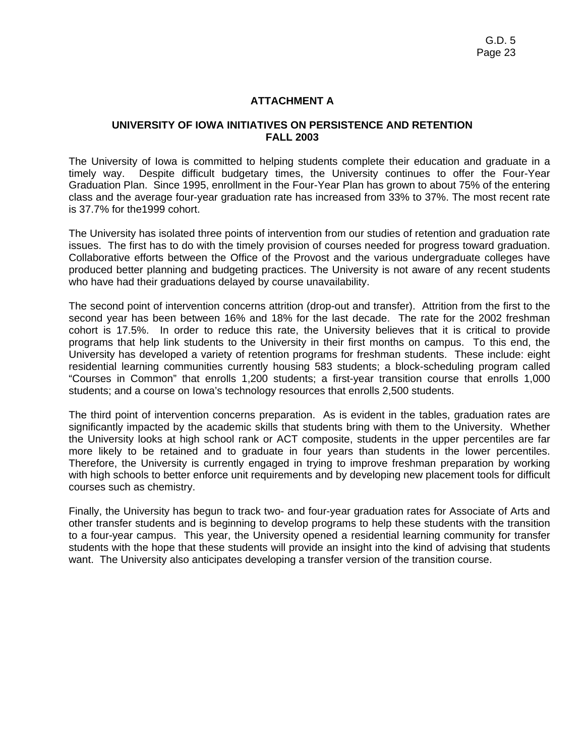## ATTACHMENT A

### UNIVERSITY OF IOWA INITIATIVES ON PERSISTENCE AND RETENTION FALL 2003

The University of Iowa is committed to helping students complete their education and graduate in a timely way. Despite difficult budgetary times, the University continues to offer the Four-Year Graduation Plan. Since 1995, enrollment in the Four-Year Plan has grown to about 75% of the entering class and the average four-year graduation rate has increased from 33% to 37%. The most recent rate is 37.7% for the1999 cohort.

The University has isolated three points of intervention from our studies of retention and graduation rate issues. The first has to do with the timely provision of courses needed for progress toward graduation. Collaborative efforts between the Office of the Provost and the various undergraduate colleges have produced better planning and budgeting practices. The University is not aware of any recent students who have had their graduations delayed by course unavailability.

The second point of intervention concerns attrition (drop-out and transfer). Attrition from the first to the second year has been between 16% and 18% for the last decade. The rate for the 2002 freshman cohort is 17.5%. In order to reduce this rate, the University believes that it is critical to provide programs that help link students to the University in their first months on campus. To this end, the University has developed a variety of retention programs for freshman students. These include: eight residential learning communities currently housing 583 students; a block-scheduling program called "Courses in Common" that enrolls 1,200 students; a first-year transition course that enrolls 1,000 students; and a course on Iowa's technology resources that enrolls 2,500 students.

The third point of intervention concerns preparation. As is evident in the tables, graduation rates are significantly impacted by the academic skills that students bring with them to the University. Whether the University looks at high school rank or ACT composite, students in the upper percentiles are far more likely to be retained and to graduate in four years than students in the lower percentiles. Therefore, the University is currently engaged in trying to improve freshman preparation by working with high schools to better enforce unit requirements and by developing new placement tools for difficult courses such as chemistry.

Finally, the University has begun to track two- and four-year graduation rates for Associate of Arts and other transfer students and is beginning to develop programs to help these students with the transition to a four-year campus. This year, the University opened a residential learning community for transfer students with the hope that these students will provide an insight into the kind of advising that students want. The University also anticipates developing a transfer version of the transition course.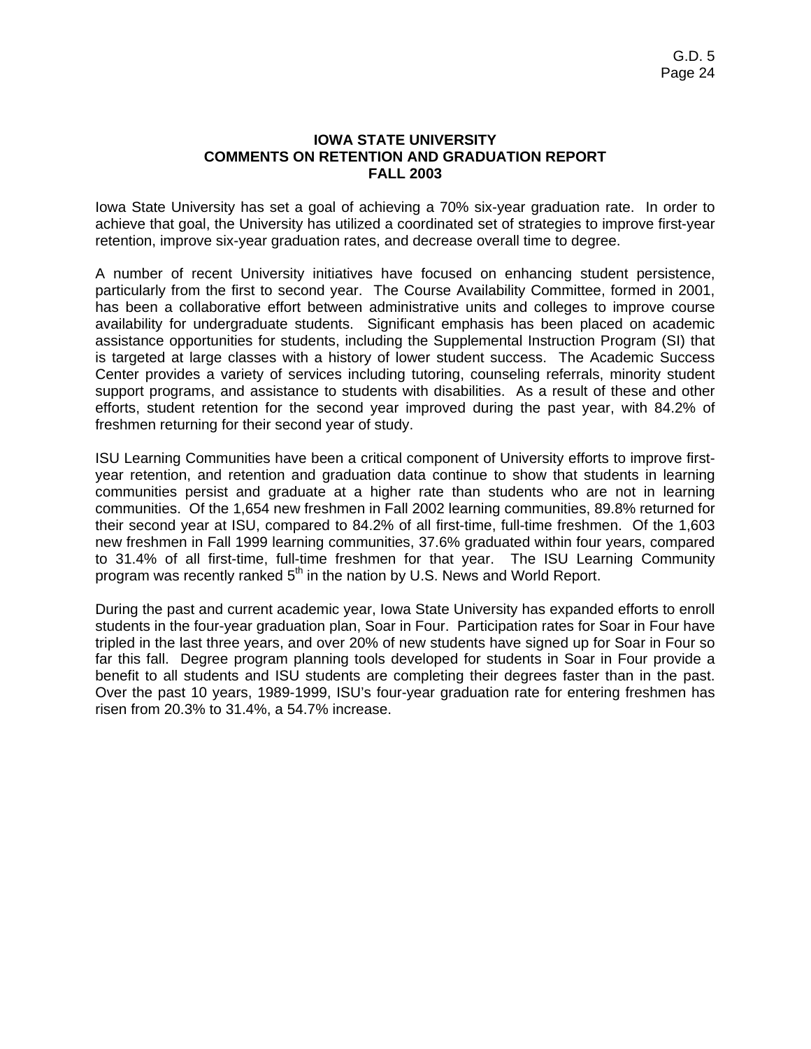# IOWA STATE UNIVERSITY
## COMMENTS ON RETENTION AND GRADUATION REPORT
## FALL 2003

Iowa State University has set a goal of achieving a 70% six-year graduation rate. In order to achieve that goal, the University has utilized a coordinated set of strategies to improve first-year retention, improve six-year graduation rates, and decrease overall time to degree.

A number of recent University initiatives have focused on enhancing student persistence, particularly from the first to second year. The Course Availability Committee, formed in 2001, has been a collaborative effort between administrative units and colleges to improve course availability for undergraduate students. Significant emphasis has been placed on academic assistance opportunities for students, including the Supplemental Instruction Program (SI) that is targeted at large classes with a history of lower student success. The Academic Success Center provides a variety of services including tutoring, counseling referrals, minority student support programs, and assistance to students with disabilities. As a result of these and other efforts, student retention for the second year improved during the past year, with 84.2% of freshmen returning for their second year of study.

ISU Learning Communities have been a critical component of University efforts to improve first-year retention, and retention and graduation data continue to show that students in learning communities persist and graduate at a higher rate than students who are not in learning communities. Of the 1,654 new freshmen in Fall 2002 learning communities, 89.8% returned for their second year at ISU, compared to 84.2% of all first-time, full-time freshmen. Of the 1,603 new freshmen in Fall 1999 learning communities, 37.6% graduated within four years, compared to 31.4% of all first-time, full-time freshmen for that year. The ISU Learning Community program was recently ranked 5th in the nation by U.S. News and World Report.

During the past and current academic year, Iowa State University has expanded efforts to enroll students in the four-year graduation plan, Soar in Four. Participation rates for Soar in Four have tripled in the last three years, and over 20% of new students have signed up for Soar in Four so far this fall. Degree program planning tools developed for students in Soar in Four provide a benefit to all students and ISU students are completing their degrees faster than in the past. Over the past 10 years, 1989-1999, ISU's four-year graduation rate for entering freshmen has risen from 20.3% to 31.4%, a 54.7% increase.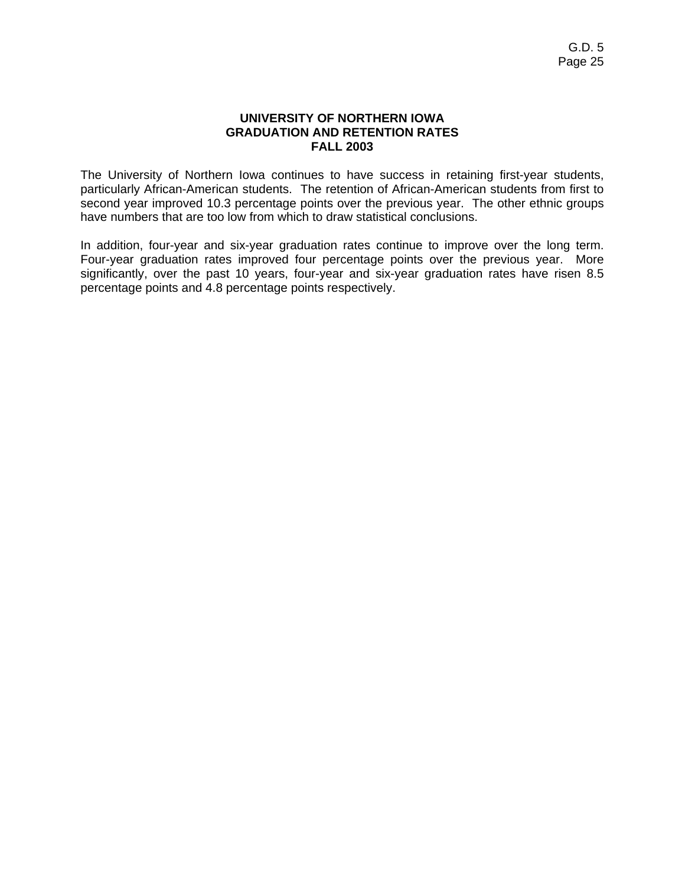# UNIVERSITY OF NORTHERN IOWA
# GRADUATION AND RETENTION RATES
# FALL 2003

The University of Northern Iowa continues to have success in retaining first-year students, particularly African-American students. The retention of African-American students from first to second year improved 10.3 percentage points over the previous year. The other ethnic groups have numbers that are too low from which to draw statistical conclusions.

In addition, four-year and six-year graduation rates continue to improve over the long term. Four-year graduation rates improved four percentage points over the previous year. More significantly, over the past 10 years, four-year and six-year graduation rates have risen 8.5 percentage points and 4.8 percentage points respectively.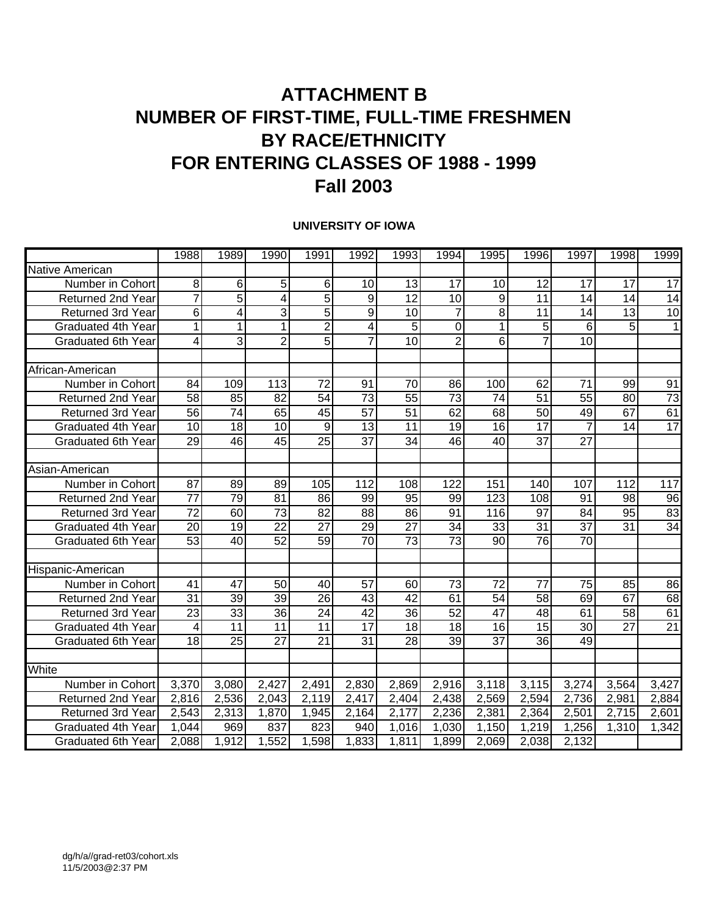# ATTACHMENT B
# NUMBER OF FIRST-TIME, FULL-TIME FRESHMEN
# BY RACE/ETHNICITY
# FOR ENTERING CLASSES OF 1988 - 1999
# Fall 2003

**UNIVERSITY OF IOWA**

| | 1988 | 1989 | 1990 | 1991 | 1992 | 1993 | 1994 | 1995 | 1996 | 1997 | 1998 | 1999 |
|---|---|---|---|---|---|---|---|---|---|---|---|---|
| Native American | | | | | | | | | | | | |
| Number in Cohort | 8 | 6 | 5 | 6 | 10 | 13 | 17 | 10 | 12 | 17 | 17 | 17 |
| Returned 2nd Year | 7 | 5 | 4 | 5 | 9 | 12 | 10 | 9 | 11 | 14 | 14 | 14 |
| Returned 3rd Year | 6 | 4 | 3 | 5 | 9 | 10 | 7 | 8 | 11 | 14 | 13 | 10 |
| Graduated 4th Year | 1 | 1 | 1 | 2 | 4 | 5 | 0 | 1 | 5 | 6 | 5 | 1 |
| Graduated 6th Year | 4 | 3 | 2 | 5 | 7 | 10 | 2 | 6 | 7 | 10 | | |
| | | | | | | | | | | | | |
| African-American | | | | | | | | | | | | |
| Number in Cohort | 84 | 109 | 113 | 72 | 91 | 70 | 86 | 100 | 62 | 71 | 99 | 91 |
| Returned 2nd Year | 58 | 85 | 82 | 54 | 73 | 55 | 73 | 74 | 51 | 55 | 80 | 73 |
| Returned 3rd Year | 56 | 74 | 65 | 45 | 57 | 51 | 62 | 68 | 50 | 49 | 67 | 61 |
| Graduated 4th Year | 10 | 18 | 10 | 9 | 13 | 11 | 19 | 16 | 17 | 7 | 14 | 17 |
| Graduated 6th Year | 29 | 46 | 45 | 25 | 37 | 34 | 46 | 40 | 37 | 27 | | |
| | | | | | | | | | | | | |
| Asian-American | | | | | | | | | | | | |
| Number in Cohort | 87 | 89 | 89 | 105 | 112 | 108 | 122 | 151 | 140 | 107 | 112 | 117 |
| Returned 2nd Year | 77 | 79 | 81 | 86 | 99 | 95 | 99 | 123 | 108 | 91 | 98 | 96 |
| Returned 3rd Year | 72 | 60 | 73 | 82 | 88 | 86 | 91 | 116 | 97 | 84 | 95 | 83 |
| Graduated 4th Year | 20 | 19 | 22 | 27 | 29 | 27 | 34 | 33 | 31 | 37 | 31 | 34 |
| Graduated 6th Year | 53 | 40 | 52 | 59 | 70 | 73 | 73 | 90 | 76 | 70 | | |
| | | | | | | | | | | | | |
| Hispanic-American | | | | | | | | | | | | |
| Number in Cohort | 41 | 47 | 50 | 40 | 57 | 60 | 73 | 72 | 77 | 75 | 85 | 86 |
| Returned 2nd Year | 31 | 39 | 39 | 26 | 43 | 42 | 61 | 54 | 58 | 69 | 67 | 68 |
| Returned 3rd Year | 23 | 33 | 36 | 24 | 42 | 36 | 52 | 47 | 48 | 61 | 58 | 61 |
| Graduated 4th Year | 4 | 11 | 11 | 11 | 17 | 18 | 18 | 16 | 15 | 30 | 27 | 21 |
| Graduated 6th Year | 18 | 25 | 27 | 21 | 31 | 28 | 39 | 37 | 36 | 49 | | |
| | | | | | | | | | | | | |
| White | | | | | | | | | | | | |
| Number in Cohort | 3,370 | 3,080 | 2,427 | 2,491 | 2,830 | 2,869 | 2,916 | 3,118 | 3,115 | 3,274 | 3,564 | 3,427 |
| Returned 2nd Year | 2,816 | 2,536 | 2,043 | 2,119 | 2,417 | 2,404 | 2,438 | 2,569 | 2,594 | 2,736 | 2,981 | 2,884 |
| Returned 3rd Year | 2,543 | 2,313 | 1,870 | 1,945 | 2,164 | 2,177 | 2,236 | 2,381 | 2,364 | 2,501 | 2,715 | 2,601 |
| Graduated 4th Year | 1,044 | 969 | 837 | 823 | 940 | 1,016 | 1,030 | 1,150 | 1,219 | 1,256 | 1,310 | 1,342 |
| Graduated 6th Year | 2,088 | 1,912 | 1,552 | 1,598 | 1,833 | 1,811 | 1,899 | 2,069 | 2,038 | 2,132 | | |

dg/h/a//grad-ret03/cohort.xls
11/5/2003@2:37 PM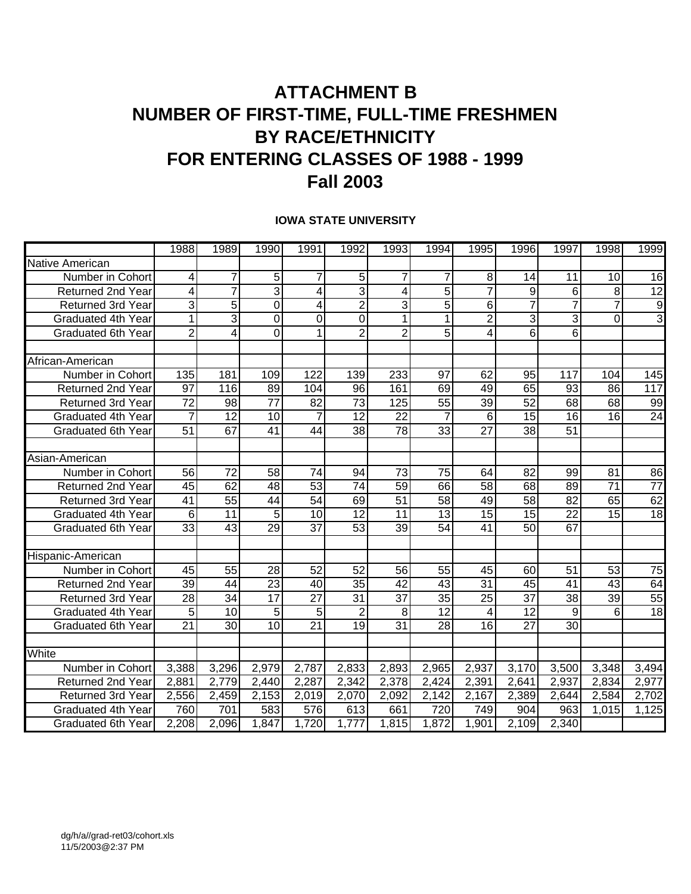# ATTACHMENT B
# NUMBER OF FIRST-TIME, FULL-TIME FRESHMEN
# BY RACE/ETHNICITY
# FOR ENTERING CLASSES OF 1988 - 1999
# Fall 2003

**IOWA STATE UNIVERSITY**

| | 1988 | 1989 | 1990 | 1991 | 1992 | 1993 | 1994 | 1995 | 1996 | 1997 | 1998 | 1999 |
|---|---|---|---|---|---|---|---|---|---|---|---|---|
| Native American | | | | | | | | | | | | |
| Number in Cohort | 4 | 7 | 5 | 7 | 5 | 7 | 7 | 8 | 14 | 11 | 10 | 16 |
| Returned 2nd Year | 4 | 7 | 3 | 4 | 3 | 4 | 5 | 7 | 9 | 6 | 8 | 12 |
| Returned 3rd Year | 3 | 5 | 0 | 4 | 2 | 3 | 5 | 6 | 7 | 7 | 7 | 9 |
| Graduated 4th Year | 1 | 3 | 0 | 0 | 0 | 1 | 1 | 2 | 3 | 3 | 0 | 3 |
| Graduated 6th Year | 2 | 4 | 0 | 1 | 2 | 2 | 5 | 4 | 6 | 6 | | |
| | | | | | | | | | | | | |
| African-American | | | | | | | | | | | | |
| Number in Cohort | 135 | 181 | 109 | 122 | 139 | 233 | 97 | 62 | 95 | 117 | 104 | 145 |
| Returned 2nd Year | 97 | 116 | 89 | 104 | 96 | 161 | 69 | 49 | 65 | 93 | 86 | 117 |
| Returned 3rd Year | 72 | 98 | 77 | 82 | 73 | 125 | 55 | 39 | 52 | 68 | 68 | 99 |
| Graduated 4th Year | 7 | 12 | 10 | 7 | 12 | 22 | 7 | 6 | 15 | 16 | 16 | 24 |
| Graduated 6th Year | 51 | 67 | 41 | 44 | 38 | 78 | 33 | 27 | 38 | 51 | | |
| | | | | | | | | | | | | |
| Asian-American | | | | | | | | | | | | |
| Number in Cohort | 56 | 72 | 58 | 74 | 94 | 73 | 75 | 64 | 82 | 99 | 81 | 86 |
| Returned 2nd Year | 45 | 62 | 48 | 53 | 74 | 59 | 66 | 58 | 68 | 89 | 71 | 77 |
| Returned 3rd Year | 41 | 55 | 44 | 54 | 69 | 51 | 58 | 49 | 58 | 82 | 65 | 62 |
| Graduated 4th Year | 6 | 11 | 5 | 10 | 12 | 11 | 13 | 15 | 15 | 22 | 15 | 18 |
| Graduated 6th Year | 33 | 43 | 29 | 37 | 53 | 39 | 54 | 41 | 50 | 67 | | |
| | | | | | | | | | | | | |
| Hispanic-American | | | | | | | | | | | | |
| Number in Cohort | 45 | 55 | 28 | 52 | 52 | 56 | 55 | 45 | 60 | 51 | 53 | 75 |
| Returned 2nd Year | 39 | 44 | 23 | 40 | 35 | 42 | 43 | 31 | 45 | 41 | 43 | 64 |
| Returned 3rd Year | 28 | 34 | 17 | 27 | 31 | 37 | 35 | 25 | 37 | 38 | 39 | 55 |
| Graduated 4th Year | 5 | 10 | 5 | 5 | 2 | 8 | 12 | 4 | 12 | 9 | 6 | 18 |
| Graduated 6th Year | 21 | 30 | 10 | 21 | 19 | 31 | 28 | 16 | 27 | 30 | | |
| | | | | | | | | | | | | |
| White | | | | | | | | | | | | |
| Number in Cohort | 3,388 | 3,296 | 2,979 | 2,787 | 2,833 | 2,893 | 2,965 | 2,937 | 3,170 | 3,500 | 3,348 | 3,494 |
| Returned 2nd Year | 2,881 | 2,779 | 2,440 | 2,287 | 2,342 | 2,378 | 2,424 | 2,391 | 2,641 | 2,937 | 2,834 | 2,977 |
| Returned 3rd Year | 2,556 | 2,459 | 2,153 | 2,019 | 2,070 | 2,092 | 2,142 | 2,167 | 2,389 | 2,644 | 2,584 | 2,702 |
| Graduated 4th Year | 760 | 701 | 583 | 576 | 613 | 661 | 720 | 749 | 904 | 963 | 1,015 | 1,125 |
| Graduated 6th Year | 2,208 | 2,096 | 1,847 | 1,720 | 1,777 | 1,815 | 1,872 | 1,901 | 2,109 | 2,340 | | |

dg/h/a//grad-ret03/cohort.xls
11/5/2003@2:37 PM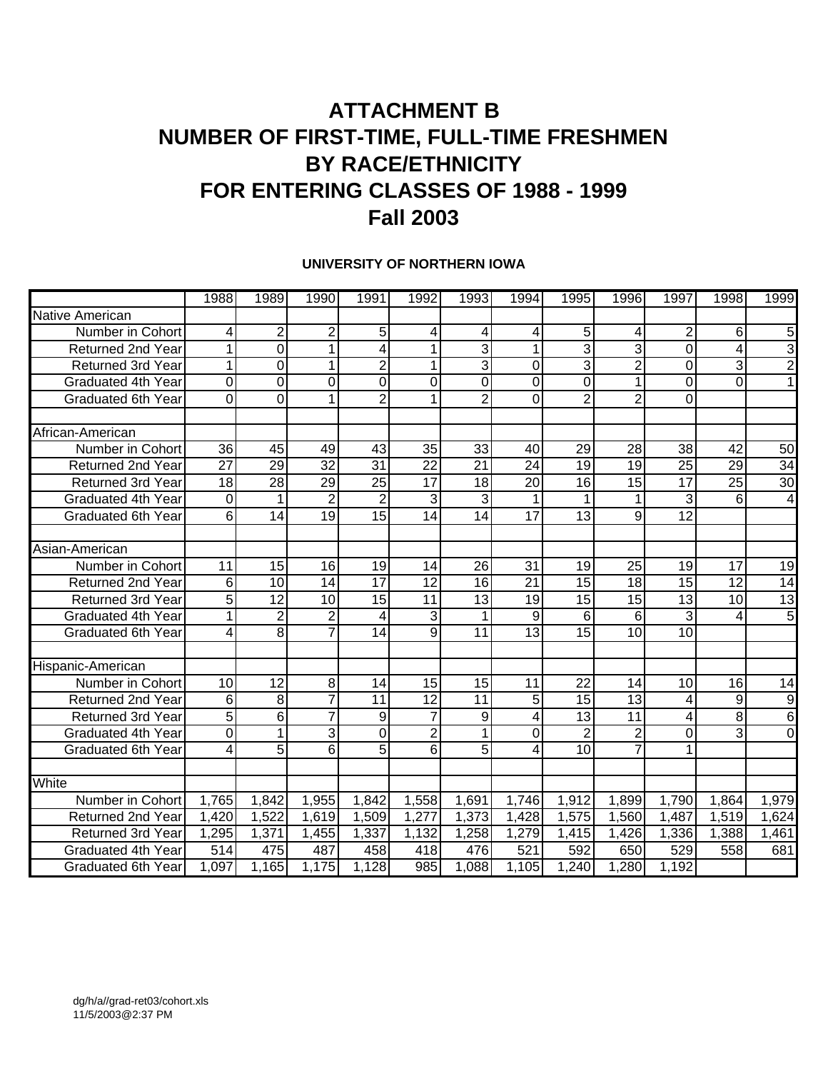# ATTACHMENT B
# NUMBER OF FIRST-TIME, FULL-TIME FRESHMEN
# BY RACE/ETHNICITY
# FOR ENTERING CLASSES OF 1988 - 1999
# Fall 2003

**UNIVERSITY OF NORTHERN IOWA**

| | 1988 | 1989 | 1990 | 1991 | 1992 | 1993 | 1994 | 1995 | 1996 | 1997 | 1998 | 1999 |
|---|---|---|---|---|---|---|---|---|---|---|---|---|
| Native American | | | | | | | | | | | | |
| Number in Cohort | 4 | 2 | 2 | 5 | 4 | 4 | 4 | 5 | 4 | 2 | 6 | 5 |
| Returned 2nd Year | 1 | 0 | 1 | 4 | 1 | 3 | 1 | 3 | 3 | 0 | 4 | 3 |
| Returned 3rd Year | 1 | 0 | 1 | 2 | 1 | 3 | 0 | 3 | 2 | 0 | 3 | 2 |
| Graduated 4th Year | 0 | 0 | 0 | 0 | 0 | 0 | 0 | 0 | 1 | 0 | 0 | 1 |
| Graduated 6th Year | 0 | 0 | 1 | 2 | 1 | 2 | 0 | 2 | 2 | 0 | | |
| | | | | | | | | | | | | |
| African-American | | | | | | | | | | | | |
| Number in Cohort | 36 | 45 | 49 | 43 | 35 | 33 | 40 | 29 | 28 | 38 | 42 | 50 |
| Returned 2nd Year | 27 | 29 | 32 | 31 | 22 | 21 | 24 | 19 | 19 | 25 | 29 | 34 |
| Returned 3rd Year | 18 | 28 | 29 | 25 | 17 | 18 | 20 | 16 | 15 | 17 | 25 | 30 |
| Graduated 4th Year | 0 | 1 | 2 | 2 | 3 | 3 | 1 | 1 | 1 | 3 | 6 | 4 |
| Graduated 6th Year | 6 | 14 | 19 | 15 | 14 | 14 | 17 | 13 | 9 | 12 | | |
| | | | | | | | | | | | | |
| Asian-American | | | | | | | | | | | | |
| Number in Cohort | 11 | 15 | 16 | 19 | 14 | 26 | 31 | 19 | 25 | 19 | 17 | 19 |
| Returned 2nd Year | 6 | 10 | 14 | 17 | 12 | 16 | 21 | 15 | 18 | 15 | 12 | 14 |
| Returned 3rd Year | 5 | 12 | 10 | 15 | 11 | 13 | 19 | 15 | 15 | 13 | 10 | 13 |
| Graduated 4th Year | 1 | 2 | 2 | 4 | 3 | 1 | 9 | 6 | 6 | 3 | 4 | 5 |
| Graduated 6th Year | 4 | 8 | 7 | 14 | 9 | 11 | 13 | 15 | 10 | 10 | | |
| | | | | | | | | | | | | |
| Hispanic-American | | | | | | | | | | | | |
| Number in Cohort | 10 | 12 | 8 | 14 | 15 | 15 | 11 | 22 | 14 | 10 | 16 | 14 |
| Returned 2nd Year | 6 | 8 | 7 | 11 | 12 | 11 | 5 | 15 | 13 | 4 | 9 | 9 |
| Returned 3rd Year | 5 | 6 | 7 | 9 | 7 | 9 | 4 | 13 | 11 | 4 | 8 | 6 |
| Graduated 4th Year | 0 | 1 | 3 | 0 | 2 | 1 | 0 | 2 | 2 | 0 | 3 | 0 |
| Graduated 6th Year | 4 | 5 | 6 | 5 | 6 | 5 | 4 | 10 | 7 | 1 | | |
| | | | | | | | | | | | | |
| White | | | | | | | | | | | | |
| Number in Cohort | 1,765 | 1,842 | 1,955 | 1,842 | 1,558 | 1,691 | 1,746 | 1,912 | 1,899 | 1,790 | 1,864 | 1,979 |
| Returned 2nd Year | 1,420 | 1,522 | 1,619 | 1,509 | 1,277 | 1,373 | 1,428 | 1,575 | 1,560 | 1,487 | 1,519 | 1,624 |
| Returned 3rd Year | 1,295 | 1,371 | 1,455 | 1,337 | 1,132 | 1,258 | 1,279 | 1,415 | 1,426 | 1,336 | 1,388 | 1,461 |
| Graduated 4th Year | 514 | 475 | 487 | 458 | 418 | 476 | 521 | 592 | 650 | 529 | 558 | 681 |
| Graduated 6th Year | 1,097 | 1,165 | 1,175 | 1,128 | 985 | 1,088 | 1,105 | 1,240 | 1,280 | 1,192 | | |

dg/h/a//grad-ret03/cohort.xls
11/5/2003@2:37 PM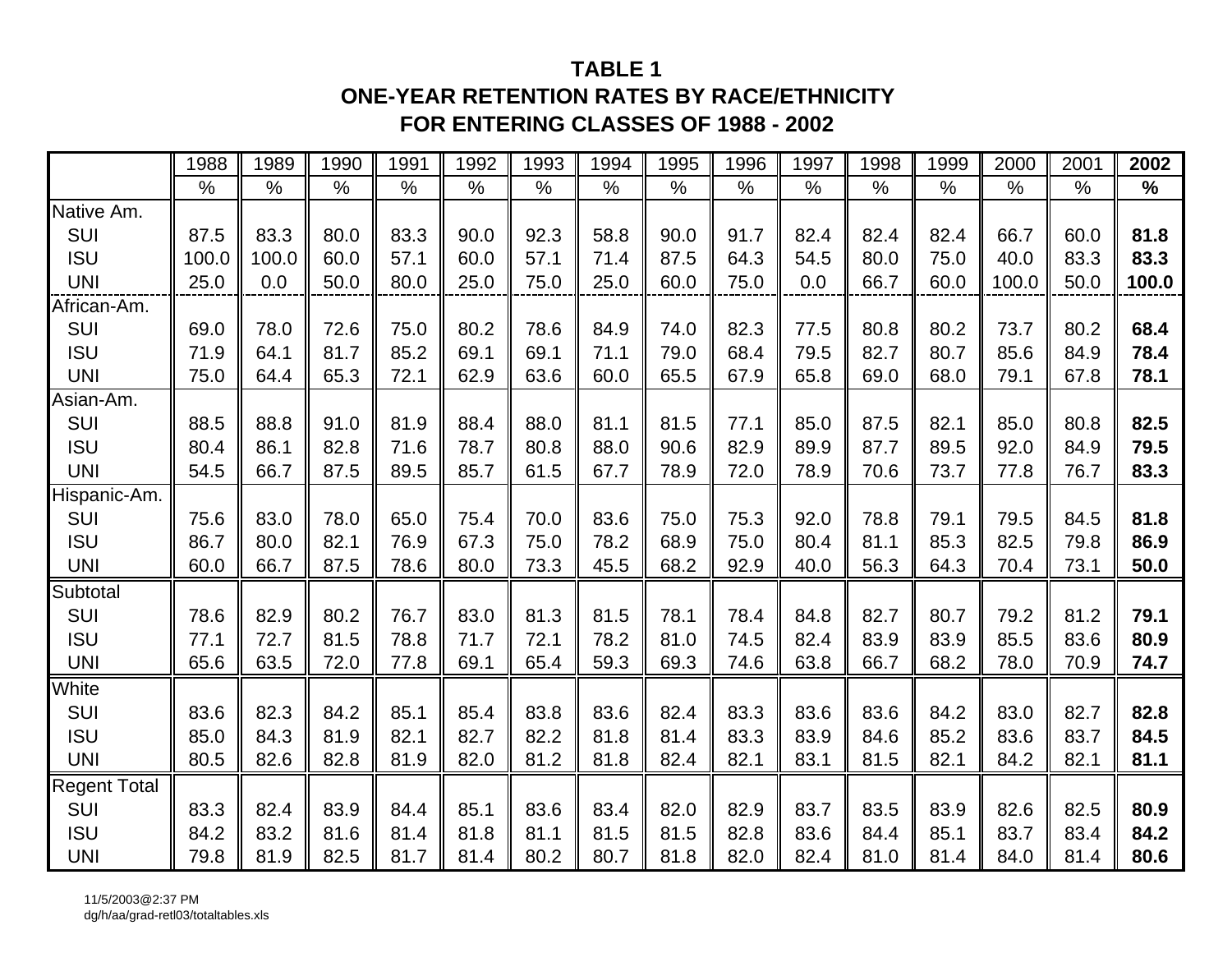**TABLE 1**
**ONE-YEAR RETENTION RATES BY RACE/ETHNICITY**
**FOR ENTERING CLASSES OF 1988 - 2002**

| | 1988 | 1989 | 1990 | 1991 | 1992 | 1993 | 1994 | 1995 | 1996 | 1997 | 1998 | 1999 | 2000 | 2001 | **2002** |
|---|---|---|---|---|---|---|---|---|---|---|---|---|---|---|---|
| | % | % | % | % | % | % | % | % | % | % | % | % | % | % | **%** |
| Native Am. | | | | | | | | | | | | | | | |
| SUI | 87.5 | 83.3 | 80.0 | 83.3 | 90.0 | 92.3 | 58.8 | 90.0 | 91.7 | 82.4 | 82.4 | 82.4 | 66.7 | 60.0 | **81.8** |
| ISU | 100.0 | 100.0 | 60.0 | 57.1 | 60.0 | 57.1 | 71.4 | 87.5 | 64.3 | 54.5 | 80.0 | 75.0 | 40.0 | 83.3 | **83.3** |
| UNI | 25.0 | 0.0 | 50.0 | 80.0 | 25.0 | 75.0 | 25.0 | 60.0 | 75.0 | 0.0 | 66.7 | 60.0 | 100.0 | 50.0 | **100.0** |
| African-Am. | | | | | | | | | | | | | | | |
| SUI | 69.0 | 78.0 | 72.6 | 75.0 | 80.2 | 78.6 | 84.9 | 74.0 | 82.3 | 77.5 | 80.8 | 80.2 | 73.7 | 80.2 | **68.4** |
| ISU | 71.9 | 64.1 | 81.7 | 85.2 | 69.1 | 69.1 | 71.1 | 79.0 | 68.4 | 79.5 | 82.7 | 80.7 | 85.6 | 84.9 | **78.4** |
| UNI | 75.0 | 64.4 | 65.3 | 72.1 | 62.9 | 63.6 | 60.0 | 65.5 | 67.9 | 65.8 | 69.0 | 68.0 | 79.1 | 67.8 | **78.1** |
| Asian-Am. | | | | | | | | | | | | | | | |
| SUI | 88.5 | 88.8 | 91.0 | 81.9 | 88.4 | 88.0 | 81.1 | 81.5 | 77.1 | 85.0 | 87.5 | 82.1 | 85.0 | 80.8 | **82.5** |
| ISU | 80.4 | 86.1 | 82.8 | 71.6 | 78.7 | 80.8 | 88.0 | 90.6 | 82.9 | 89.9 | 87.7 | 89.5 | 92.0 | 84.9 | **79.5** |
| UNI | 54.5 | 66.7 | 87.5 | 89.5 | 85.7 | 61.5 | 67.7 | 78.9 | 72.0 | 78.9 | 70.6 | 73.7 | 77.8 | 76.7 | **83.3** |
| Hispanic-Am. | | | | | | | | | | | | | | | |
| SUI | 75.6 | 83.0 | 78.0 | 65.0 | 75.4 | 70.0 | 83.6 | 75.0 | 75.3 | 92.0 | 78.8 | 79.1 | 79.5 | 84.5 | **81.8** |
| ISU | 86.7 | 80.0 | 82.1 | 76.9 | 67.3 | 75.0 | 78.2 | 68.9 | 75.0 | 80.4 | 81.1 | 85.3 | 82.5 | 79.8 | **86.9** |
| UNI | 60.0 | 66.7 | 87.5 | 78.6 | 80.0 | 73.3 | 45.5 | 68.2 | 92.9 | 40.0 | 56.3 | 64.3 | 70.4 | 73.1 | **50.0** |
| Subtotal | | | | | | | | | | | | | | | |
| SUI | 78.6 | 82.9 | 80.2 | 76.7 | 83.0 | 81.3 | 81.5 | 78.1 | 78.4 | 84.8 | 82.7 | 80.7 | 79.2 | 81.2 | **79.1** |
| ISU | 77.1 | 72.7 | 81.5 | 78.8 | 71.7 | 72.1 | 78.2 | 81.0 | 74.5 | 82.4 | 83.9 | 83.9 | 85.5 | 83.6 | **80.9** |
| UNI | 65.6 | 63.5 | 72.0 | 77.8 | 69.1 | 65.4 | 59.3 | 69.3 | 74.6 | 63.8 | 66.7 | 68.2 | 78.0 | 70.9 | **74.7** |
| White | | | | | | | | | | | | | | | |
| SUI | 83.6 | 82.3 | 84.2 | 85.1 | 85.4 | 83.8 | 83.6 | 82.4 | 83.3 | 83.6 | 83.6 | 84.2 | 83.0 | 82.7 | **82.8** |
| ISU | 85.0 | 84.3 | 81.9 | 82.1 | 82.7 | 82.2 | 81.8 | 81.4 | 83.3 | 83.9 | 84.6 | 85.2 | 83.6 | 83.7 | **84.5** |
| UNI | 80.5 | 82.6 | 82.8 | 81.9 | 82.0 | 81.2 | 81.8 | 82.4 | 82.1 | 83.1 | 81.5 | 82.1 | 84.2 | 82.1 | **81.1** |
| Regent Total | | | | | | | | | | | | | | | |
| SUI | 83.3 | 82.4 | 83.9 | 84.4 | 85.1 | 83.6 | 83.4 | 82.0 | 82.9 | 83.7 | 83.5 | 83.9 | 82.6 | 82.5 | **80.9** |
| ISU | 84.2 | 83.2 | 81.6 | 81.4 | 81.8 | 81.1 | 81.5 | 81.5 | 82.8 | 83.6 | 84.4 | 85.1 | 83.7 | 83.4 | **84.2** |
| UNI | 79.8 | 81.9 | 82.5 | 81.7 | 81.4 | 80.2 | 80.7 | 81.8 | 82.0 | 82.4 | 81.0 | 81.4 | 84.0 | 81.4 | **80.6** |

11/5/2003@2:37 PM
dg/h/aa/grad-retl03/totaltables.xls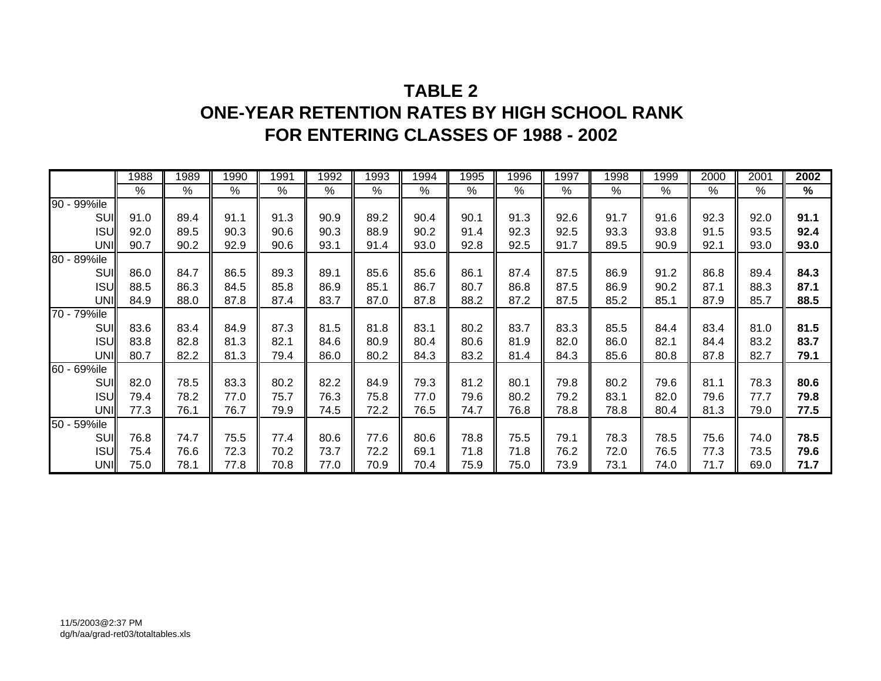# TABLE 2
# ONE-YEAR RETENTION RATES BY HIGH SCHOOL RANK
# FOR ENTERING CLASSES OF 1988 - 2002

| | 1988 | 1989 | 1990 | 1991 | 1992 | 1993 | 1994 | 1995 | 1996 | 1997 | 1998 | 1999 | 2000 | 2001 | **2002** |
|---|---|---|---|---|---|---|---|---|---|---|---|---|---|---|---|
| | % | % | % | % | % | % | % | % | % | % | % | % | % | % | **%** |
| 90 - 99%ile | | | | | | | | | | | | | | | |
| SUI | 91.0 | 89.4 | 91.1 | 91.3 | 90.9 | 89.2 | 90.4 | 90.1 | 91.3 | 92.6 | 91.7 | 91.6 | 92.3 | 92.0 | **91.1** |
| ISU | 92.0 | 89.5 | 90.3 | 90.6 | 90.3 | 88.9 | 90.2 | 91.4 | 92.3 | 92.5 | 93.3 | 93.8 | 91.5 | 93.5 | **92.4** |
| UNI | 90.7 | 90.2 | 92.9 | 90.6 | 93.1 | 91.4 | 93.0 | 92.8 | 92.5 | 91.7 | 89.5 | 90.9 | 92.1 | 93.0 | **93.0** |
| 80 - 89%ile | | | | | | | | | | | | | | | |
| SUI | 86.0 | 84.7 | 86.5 | 89.3 | 89.1 | 85.6 | 85.6 | 86.1 | 87.4 | 87.5 | 86.9 | 91.2 | 86.8 | 89.4 | **84.3** |
| ISU | 88.5 | 86.3 | 84.5 | 85.8 | 86.9 | 85.1 | 86.7 | 80.7 | 86.8 | 87.5 | 86.9 | 90.2 | 87.1 | 88.3 | **87.1** |
| UNI | 84.9 | 88.0 | 87.8 | 87.4 | 83.7 | 87.0 | 87.8 | 88.2 | 87.2 | 87.5 | 85.2 | 85.1 | 87.9 | 85.7 | **88.5** |
| 70 - 79%ile | | | | | | | | | | | | | | | |
| SUI | 83.6 | 83.4 | 84.9 | 87.3 | 81.5 | 81.8 | 83.1 | 80.2 | 83.7 | 83.3 | 85.5 | 84.4 | 83.4 | 81.0 | **81.5** |
| ISU | 83.8 | 82.8 | 81.3 | 82.1 | 84.6 | 80.9 | 80.4 | 80.6 | 81.9 | 82.0 | 86.0 | 82.1 | 84.4 | 83.2 | **83.7** |
| UNI | 80.7 | 82.2 | 81.3 | 79.4 | 86.0 | 80.2 | 84.3 | 83.2 | 81.4 | 84.3 | 85.6 | 80.8 | 87.8 | 82.7 | **79.1** |
| 60 - 69%ile | | | | | | | | | | | | | | | |
| SUI | 82.0 | 78.5 | 83.3 | 80.2 | 82.2 | 84.9 | 79.3 | 81.2 | 80.1 | 79.8 | 80.2 | 79.6 | 81.1 | 78.3 | **80.6** |
| ISU | 79.4 | 78.2 | 77.0 | 75.7 | 76.3 | 75.8 | 77.0 | 79.6 | 80.2 | 79.2 | 83.1 | 82.0 | 79.6 | 77.7 | **79.8** |
| UNI | 77.3 | 76.1 | 76.7 | 79.9 | 74.5 | 72.2 | 76.5 | 74.7 | 76.8 | 78.8 | 78.8 | 80.4 | 81.3 | 79.0 | **77.5** |
| 50 - 59%ile | | | | | | | | | | | | | | | |
| SUI | 76.8 | 74.7 | 75.5 | 77.4 | 80.6 | 77.6 | 80.6 | 78.8 | 75.5 | 79.1 | 78.3 | 78.5 | 75.6 | 74.0 | **78.5** |
| ISU | 75.4 | 76.6 | 72.3 | 70.2 | 73.7 | 72.2 | 69.1 | 71.8 | 71.8 | 76.2 | 72.0 | 76.5 | 77.3 | 73.5 | **79.6** |
| UNI | 75.0 | 78.1 | 77.8 | 70.8 | 77.0 | 70.9 | 70.4 | 75.9 | 75.0 | 73.9 | 73.1 | 74.0 | 71.7 | 69.0 | **71.7** |

11/5/2003@2:37 PM
dg/h/aa/grad-ret03/totaltables.xls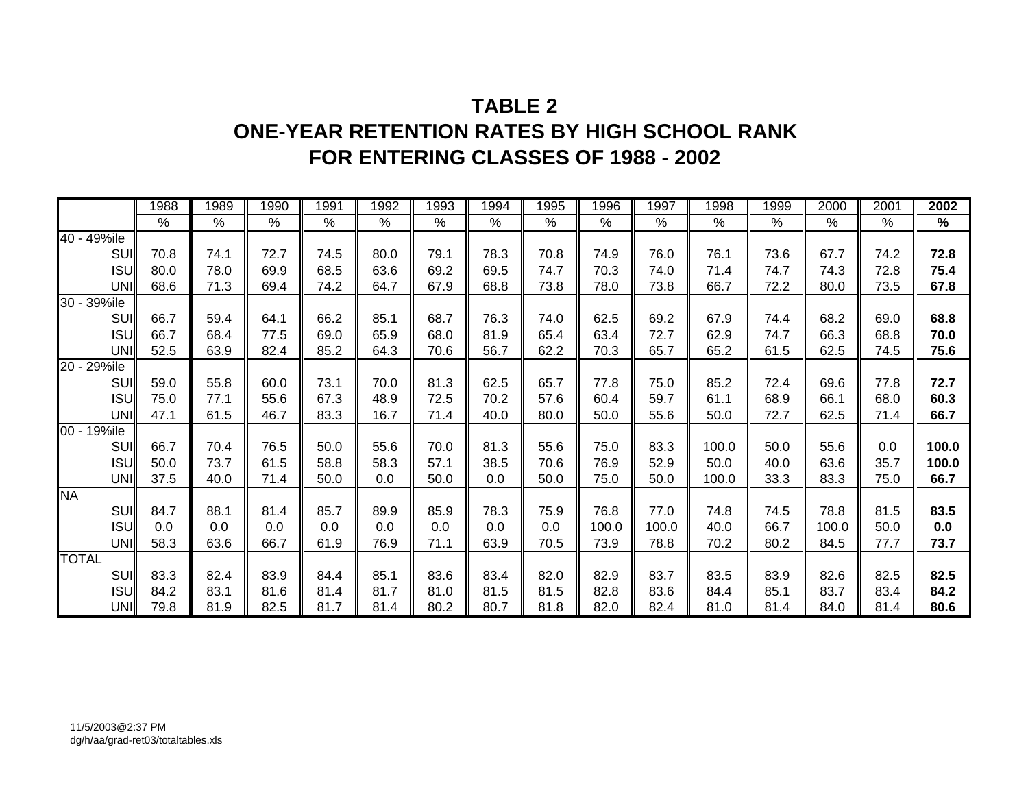# TABLE 2
# ONE-YEAR RETENTION RATES BY HIGH SCHOOL RANK
# FOR ENTERING CLASSES OF 1988 - 2002

| | 1988 | 1989 | 1990 | 1991 | 1992 | 1993 | 1994 | 1995 | 1996 | 1997 | 1998 | 1999 | 2000 | 2001 | **2002** |
|---|---|---|---|---|---|---|---|---|---|---|---|---|---|---|---|
| | % | % | % | % | % | % | % | % | % | % | % | % | % | % | **%** |
| 40 - 49%ile | | | | | | | | | | | | | | | |
| SUI | 70.8 | 74.1 | 72.7 | 74.5 | 80.0 | 79.1 | 78.3 | 70.8 | 74.9 | 76.0 | 76.1 | 73.6 | 67.7 | 74.2 | **72.8** |
| ISU | 80.0 | 78.0 | 69.9 | 68.5 | 63.6 | 69.2 | 69.5 | 74.7 | 70.3 | 74.0 | 71.4 | 74.7 | 74.3 | 72.8 | **75.4** |
| UNI | 68.6 | 71.3 | 69.4 | 74.2 | 64.7 | 67.9 | 68.8 | 73.8 | 78.0 | 73.8 | 66.7 | 72.2 | 80.0 | 73.5 | **67.8** |
| 30 - 39%ile | | | | | | | | | | | | | | | |
| SUI | 66.7 | 59.4 | 64.1 | 66.2 | 85.1 | 68.7 | 76.3 | 74.0 | 62.5 | 69.2 | 67.9 | 74.4 | 68.2 | 69.0 | **68.8** |
| ISU | 66.7 | 68.4 | 77.5 | 69.0 | 65.9 | 68.0 | 81.9 | 65.4 | 63.4 | 72.7 | 62.9 | 74.7 | 66.3 | 68.8 | **70.0** |
| UNI | 52.5 | 63.9 | 82.4 | 85.2 | 64.3 | 70.6 | 56.7 | 62.2 | 70.3 | 65.7 | 65.2 | 61.5 | 62.5 | 74.5 | **75.6** |
| 20 - 29%ile | | | | | | | | | | | | | | | |
| SUI | 59.0 | 55.8 | 60.0 | 73.1 | 70.0 | 81.3 | 62.5 | 65.7 | 77.8 | 75.0 | 85.2 | 72.4 | 69.6 | 77.8 | **72.7** |
| ISU | 75.0 | 77.1 | 55.6 | 67.3 | 48.9 | 72.5 | 70.2 | 57.6 | 60.4 | 59.7 | 61.1 | 68.9 | 66.1 | 68.0 | **60.3** |
| UNI | 47.1 | 61.5 | 46.7 | 83.3 | 16.7 | 71.4 | 40.0 | 80.0 | 50.0 | 55.6 | 50.0 | 72.7 | 62.5 | 71.4 | **66.7** |
| 00 - 19%ile | | | | | | | | | | | | | | | |
| SUI | 66.7 | 70.4 | 76.5 | 50.0 | 55.6 | 70.0 | 81.3 | 55.6 | 75.0 | 83.3 | 100.0 | 50.0 | 55.6 | 0.0 | **100.0** |
| ISU | 50.0 | 73.7 | 61.5 | 58.8 | 58.3 | 57.1 | 38.5 | 70.6 | 76.9 | 52.9 | 50.0 | 40.0 | 63.6 | 35.7 | **100.0** |
| UNI | 37.5 | 40.0 | 71.4 | 50.0 | 0.0 | 50.0 | 0.0 | 50.0 | 75.0 | 50.0 | 100.0 | 33.3 | 83.3 | 75.0 | **66.7** |
| NA | | | | | | | | | | | | | | | |
| SUI | 84.7 | 88.1 | 81.4 | 85.7 | 89.9 | 85.9 | 78.3 | 75.9 | 76.8 | 77.0 | 74.8 | 74.5 | 78.8 | 81.5 | **83.5** |
| ISU | 0.0 | 0.0 | 0.0 | 0.0 | 0.0 | 0.0 | 0.0 | 0.0 | 100.0 | 100.0 | 40.0 | 66.7 | 100.0 | 50.0 | **0.0** |
| UNI | 58.3 | 63.6 | 66.7 | 61.9 | 76.9 | 71.1 | 63.9 | 70.5 | 73.9 | 78.8 | 70.2 | 80.2 | 84.5 | 77.7 | **73.7** |
| TOTAL | | | | | | | | | | | | | | | |
| SUI | 83.3 | 82.4 | 83.9 | 84.4 | 85.1 | 83.6 | 83.4 | 82.0 | 82.9 | 83.7 | 83.5 | 83.9 | 82.6 | 82.5 | **82.5** |
| ISU | 84.2 | 83.1 | 81.6 | 81.4 | 81.7 | 81.0 | 81.5 | 81.5 | 82.8 | 83.6 | 84.4 | 85.1 | 83.7 | 83.4 | **84.2** |
| UNI | 79.8 | 81.9 | 82.5 | 81.7 | 81.4 | 80.2 | 80.7 | 81.8 | 82.0 | 82.4 | 81.0 | 81.4 | 84.0 | 81.4 | **80.6** |

11/5/2003@2:37 PM
dg/h/aa/grad-ret03/totaltables.xls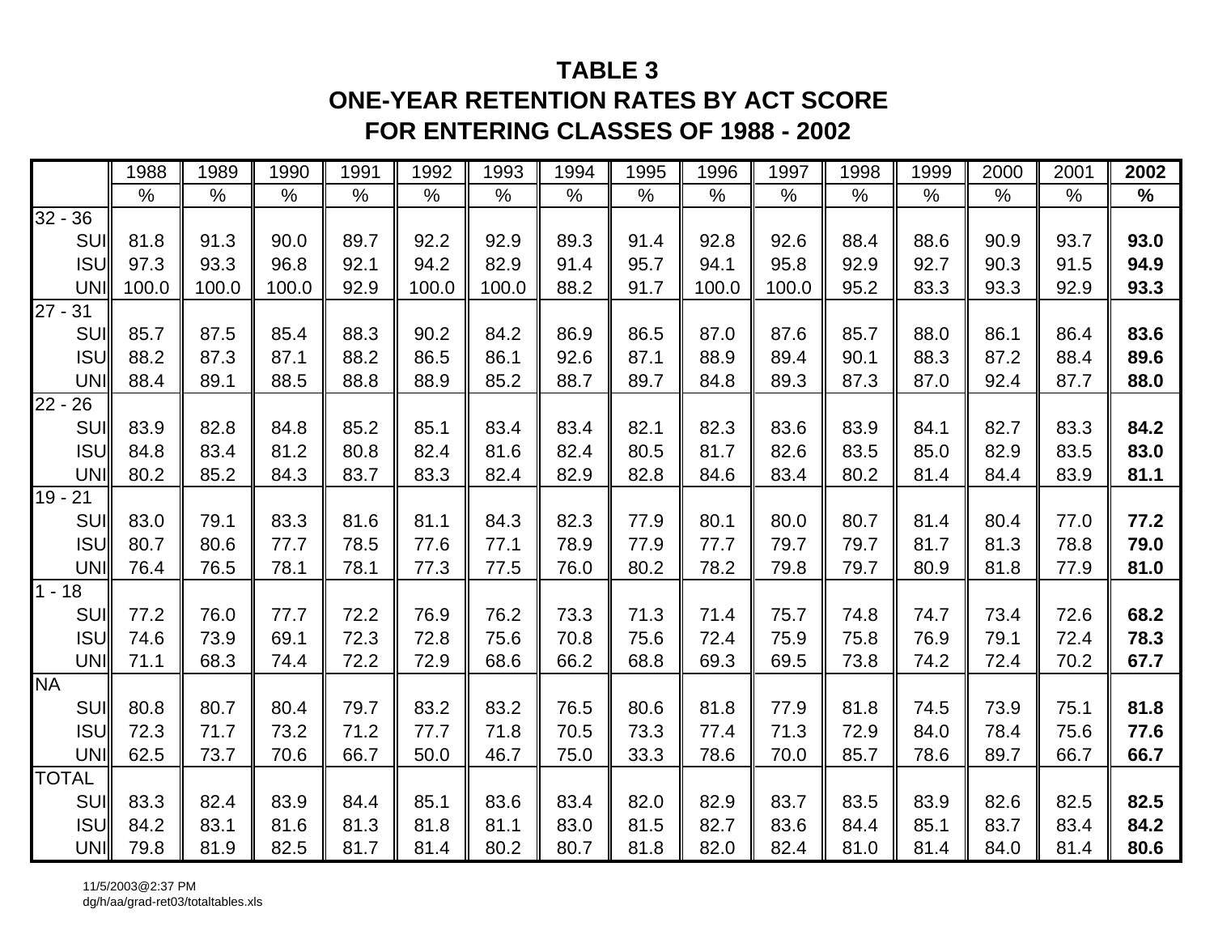# TABLE 3
## ONE-YEAR RETENTION RATES BY ACT SCORE
## FOR ENTERING CLASSES OF 1988 - 2002

| | 1988 | 1989 | 1990 | 1991 | 1992 | 1993 | 1994 | 1995 | 1996 | 1997 | 1998 | 1999 | 2000 | 2001 | **2002** |
|---|---|---|---|---|---|---|---|---|---|---|---|---|---|---|---|
| | % | % | % | % | % | % | % | % | % | % | % | % | % | % | **%** |
| 32 - 36 | | | | | | | | | | | | | | | |
| SUI | 81.8 | 91.3 | 90.0 | 89.7 | 92.2 | 92.9 | 89.3 | 91.4 | 92.8 | 92.6 | 88.4 | 88.6 | 90.9 | 93.7 | **93.0** |
| ISU | 97.3 | 93.3 | 96.8 | 92.1 | 94.2 | 82.9 | 91.4 | 95.7 | 94.1 | 95.8 | 92.9 | 92.7 | 90.3 | 91.5 | **94.9** |
| UNI | 100.0 | 100.0 | 100.0 | 92.9 | 100.0 | 100.0 | 88.2 | 91.7 | 100.0 | 100.0 | 95.2 | 83.3 | 93.3 | 92.9 | **93.3** |
| 27 - 31 | | | | | | | | | | | | | | | |
| SUI | 85.7 | 87.5 | 85.4 | 88.3 | 90.2 | 84.2 | 86.9 | 86.5 | 87.0 | 87.6 | 85.7 | 88.0 | 86.1 | 86.4 | **83.6** |
| ISU | 88.2 | 87.3 | 87.1 | 88.2 | 86.5 | 86.1 | 92.6 | 87.1 | 88.9 | 89.4 | 90.1 | 88.3 | 87.2 | 88.4 | **89.6** |
| UNI | 88.4 | 89.1 | 88.5 | 88.8 | 88.9 | 85.2 | 88.7 | 89.7 | 84.8 | 89.3 | 87.3 | 87.0 | 92.4 | 87.7 | **88.0** |
| 22 - 26 | | | | | | | | | | | | | | | |
| SUI | 83.9 | 82.8 | 84.8 | 85.2 | 85.1 | 83.4 | 83.4 | 82.1 | 82.3 | 83.6 | 83.9 | 84.1 | 82.7 | 83.3 | **84.2** |
| ISU | 84.8 | 83.4 | 81.2 | 80.8 | 82.4 | 81.6 | 82.4 | 80.5 | 81.7 | 82.6 | 83.5 | 85.0 | 82.9 | 83.5 | **83.0** |
| UNI | 80.2 | 85.2 | 84.3 | 83.7 | 83.3 | 82.4 | 82.9 | 82.8 | 84.6 | 83.4 | 80.2 | 81.4 | 84.4 | 83.9 | **81.1** |
| 19 - 21 | | | | | | | | | | | | | | | |
| SUI | 83.0 | 79.1 | 83.3 | 81.6 | 81.1 | 84.3 | 82.3 | 77.9 | 80.1 | 80.0 | 80.7 | 81.4 | 80.4 | 77.0 | **77.2** |
| ISU | 80.7 | 80.6 | 77.7 | 78.5 | 77.6 | 77.1 | 78.9 | 77.9 | 77.7 | 79.7 | 79.7 | 81.7 | 81.3 | 78.8 | **79.0** |
| UNI | 76.4 | 76.5 | 78.1 | 78.1 | 77.3 | 77.5 | 76.0 | 80.2 | 78.2 | 79.8 | 79.7 | 80.9 | 81.8 | 77.9 | **81.0** |
| 1 - 18 | | | | | | | | | | | | | | | |
| SUI | 77.2 | 76.0 | 77.7 | 72.2 | 76.9 | 76.2 | 73.3 | 71.3 | 71.4 | 75.7 | 74.8 | 74.7 | 73.4 | 72.6 | **68.2** |
| ISU | 74.6 | 73.9 | 69.1 | 72.3 | 72.8 | 75.6 | 70.8 | 75.6 | 72.4 | 75.9 | 75.8 | 76.9 | 79.1 | 72.4 | **78.3** |
| UNI | 71.1 | 68.3 | 74.4 | 72.2 | 72.9 | 68.6 | 66.2 | 68.8 | 69.3 | 69.5 | 73.8 | 74.2 | 72.4 | 70.2 | **67.7** |
| NA | | | | | | | | | | | | | | | |
| SUI | 80.8 | 80.7 | 80.4 | 79.7 | 83.2 | 83.2 | 76.5 | 80.6 | 81.8 | 77.9 | 81.8 | 74.5 | 73.9 | 75.1 | **81.8** |
| ISU | 72.3 | 71.7 | 73.2 | 71.2 | 77.7 | 71.8 | 70.5 | 73.3 | 77.4 | 71.3 | 72.9 | 84.0 | 78.4 | 75.6 | **77.6** |
| UNI | 62.5 | 73.7 | 70.6 | 66.7 | 50.0 | 46.7 | 75.0 | 33.3 | 78.6 | 70.0 | 85.7 | 78.6 | 89.7 | 66.7 | **66.7** |
| TOTAL | | | | | | | | | | | | | | | |
| SUI | 83.3 | 82.4 | 83.9 | 84.4 | 85.1 | 83.6 | 83.4 | 82.0 | 82.9 | 83.7 | 83.5 | 83.9 | 82.6 | 82.5 | **82.5** |
| ISU | 84.2 | 83.1 | 81.6 | 81.3 | 81.8 | 81.1 | 83.0 | 81.5 | 82.7 | 83.6 | 84.4 | 85.1 | 83.7 | 83.4 | **84.2** |
| UNI | 79.8 | 81.9 | 82.5 | 81.7 | 81.4 | 80.2 | 80.7 | 81.8 | 82.0 | 82.4 | 81.0 | 81.4 | 84.0 | 81.4 | **80.6** |

11/5/2003@2:37 PM
dg/h/aa/grad-ret03/totaltables.xls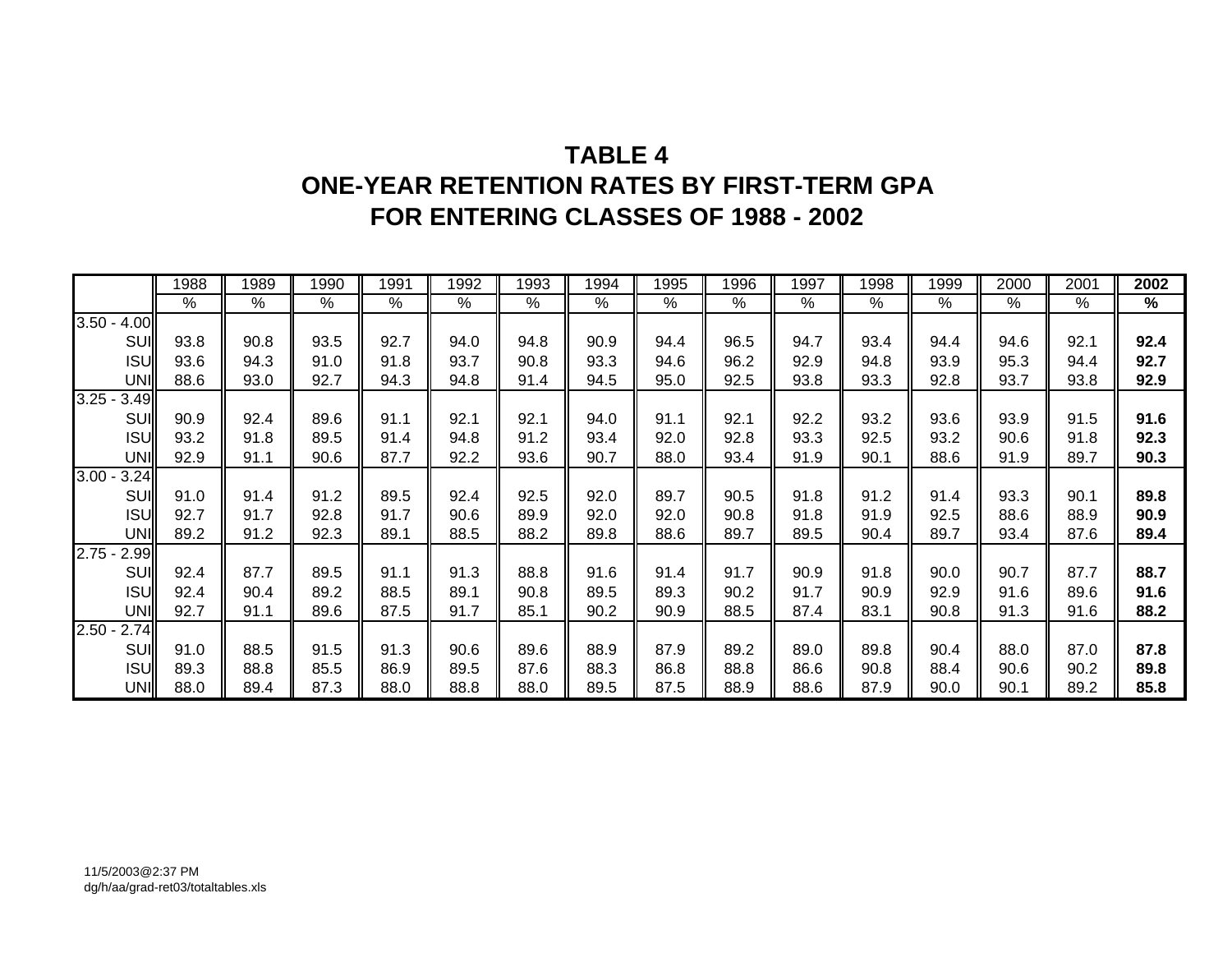# TABLE 4
## ONE-YEAR RETENTION RATES BY FIRST-TERM GPA
## FOR ENTERING CLASSES OF 1988 - 2002

| | 1988 | 1989 | 1990 | 1991 | 1992 | 1993 | 1994 | 1995 | 1996 | 1997 | 1998 | 1999 | 2000 | 2001 | **2002** |
|---|---|---|---|---|---|---|---|---|---|---|---|---|---|---|---|
| | % | % | % | % | % | % | % | % | % | % | % | % | % | % | **%** |
| 3.50 - 4.00 | | | | | | | | | | | | | | | |
| SUI | 93.8 | 90.8 | 93.5 | 92.7 | 94.0 | 94.8 | 90.9 | 94.4 | 96.5 | 94.7 | 93.4 | 94.4 | 94.6 | 92.1 | **92.4** |
| ISU | 93.6 | 94.3 | 91.0 | 91.8 | 93.7 | 90.8 | 93.3 | 94.6 | 96.2 | 92.9 | 94.8 | 93.9 | 95.3 | 94.4 | **92.7** |
| UNI | 88.6 | 93.0 | 92.7 | 94.3 | 94.8 | 91.4 | 94.5 | 95.0 | 92.5 | 93.8 | 93.3 | 92.8 | 93.7 | 93.8 | **92.9** |
| 3.25 - 3.49 | | | | | | | | | | | | | | | |
| SUI | 90.9 | 92.4 | 89.6 | 91.1 | 92.1 | 92.1 | 94.0 | 91.1 | 92.1 | 92.2 | 93.2 | 93.6 | 93.9 | 91.5 | **91.6** |
| ISU | 93.2 | 91.8 | 89.5 | 91.4 | 94.8 | 91.2 | 93.4 | 92.0 | 92.8 | 93.3 | 92.5 | 93.2 | 90.6 | 91.8 | **92.3** |
| UNI | 92.9 | 91.1 | 90.6 | 87.7 | 92.2 | 93.6 | 90.7 | 88.0 | 93.4 | 91.9 | 90.1 | 88.6 | 91.9 | 89.7 | **90.3** |
| 3.00 - 3.24 | | | | | | | | | | | | | | | |
| SUI | 91.0 | 91.4 | 91.2 | 89.5 | 92.4 | 92.5 | 92.0 | 89.7 | 90.5 | 91.8 | 91.2 | 91.4 | 93.3 | 90.1 | **89.8** |
| ISU | 92.7 | 91.7 | 92.8 | 91.7 | 90.6 | 89.9 | 92.0 | 92.0 | 90.8 | 91.8 | 91.9 | 92.5 | 88.6 | 88.9 | **90.9** |
| UNI | 89.2 | 91.2 | 92.3 | 89.1 | 88.5 | 88.2 | 89.8 | 88.6 | 89.7 | 89.5 | 90.4 | 89.7 | 93.4 | 87.6 | **89.4** |
| 2.75 - 2.99 | | | | | | | | | | | | | | | |
| SUI | 92.4 | 87.7 | 89.5 | 91.1 | 91.3 | 88.8 | 91.6 | 91.4 | 91.7 | 90.9 | 91.8 | 90.0 | 90.7 | 87.7 | **88.7** |
| ISU | 92.4 | 90.4 | 89.2 | 88.5 | 89.1 | 90.8 | 89.5 | 89.3 | 90.2 | 91.7 | 90.9 | 92.9 | 91.6 | 89.6 | **91.6** |
| UNI | 92.7 | 91.1 | 89.6 | 87.5 | 91.7 | 85.1 | 90.2 | 90.9 | 88.5 | 87.4 | 83.1 | 90.8 | 91.3 | 91.6 | **88.2** |
| 2.50 - 2.74 | | | | | | | | | | | | | | | |
| SUI | 91.0 | 88.5 | 91.5 | 91.3 | 90.6 | 89.6 | 88.9 | 87.9 | 89.2 | 89.0 | 89.8 | 90.4 | 88.0 | 87.0 | **87.8** |
| ISU | 89.3 | 88.8 | 85.5 | 86.9 | 89.5 | 87.6 | 88.3 | 86.8 | 88.8 | 86.6 | 90.8 | 88.4 | 90.6 | 90.2 | **89.8** |
| UNI | 88.0 | 89.4 | 87.3 | 88.0 | 88.8 | 88.0 | 89.5 | 87.5 | 88.9 | 88.6 | 87.9 | 90.0 | 90.1 | 89.2 | **85.8** |

11/5/2003@2:37 PM
dg/h/aa/grad-ret03/totaltables.xls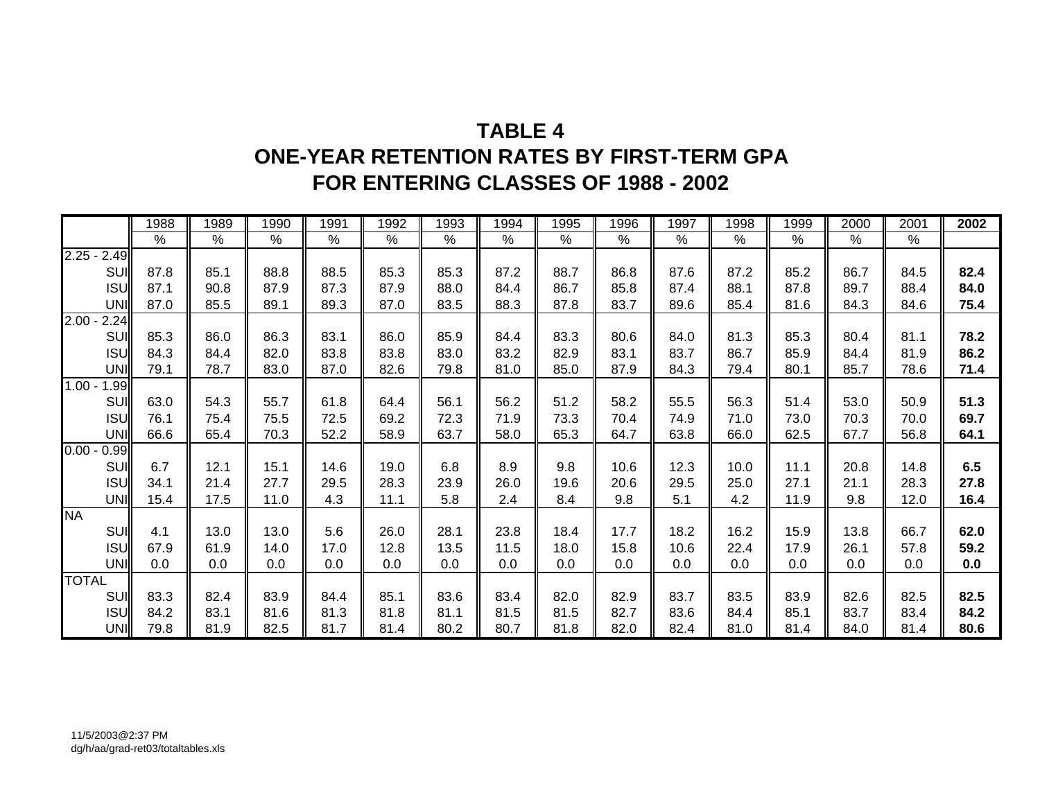# TABLE 4
## ONE-YEAR RETENTION RATES BY FIRST-TERM GPA
## FOR ENTERING CLASSES OF 1988 - 2002

| | 1988 | 1989 | 1990 | 1991 | 1992 | 1993 | 1994 | 1995 | 1996 | 1997 | 1998 | 1999 | 2000 | 2001 | **2002** |
|---|---|---|---|---|---|---|---|---|---|---|---|---|---|---|---|
| | % | % | % | % | % | % | % | % | % | % | % | % | % | % | |
| 2.25 - 2.49 | | | | | | | | | | | | | | | |
| SUI | 87.8 | 85.1 | 88.8 | 88.5 | 85.3 | 85.3 | 87.2 | 88.7 | 86.8 | 87.6 | 87.2 | 85.2 | 86.7 | 84.5 | **82.4** |
| ISU | 87.1 | 90.8 | 87.9 | 87.3 | 87.9 | 88.0 | 84.4 | 86.7 | 85.8 | 87.4 | 88.1 | 87.8 | 89.7 | 88.4 | **84.0** |
| UNI | 87.0 | 85.5 | 89.1 | 89.3 | 87.0 | 83.5 | 88.3 | 87.8 | 83.7 | 89.6 | 85.4 | 81.6 | 84.3 | 84.6 | **75.4** |
| 2.00 - 2.24 | | | | | | | | | | | | | | | |
| SUI | 85.3 | 86.0 | 86.3 | 83.1 | 86.0 | 85.9 | 84.4 | 83.3 | 80.6 | 84.0 | 81.3 | 85.3 | 80.4 | 81.1 | **78.2** |
| ISU | 84.3 | 84.4 | 82.0 | 83.8 | 83.8 | 83.0 | 83.2 | 82.9 | 83.1 | 83.7 | 86.7 | 85.9 | 84.4 | 81.9 | **86.2** |
| UNI | 79.1 | 78.7 | 83.0 | 87.0 | 82.6 | 79.8 | 81.0 | 85.0 | 87.9 | 84.3 | 79.4 | 80.1 | 85.7 | 78.6 | **71.4** |
| 1.00 - 1.99 | | | | | | | | | | | | | | | |
| SUI | 63.0 | 54.3 | 55.7 | 61.8 | 64.4 | 56.1 | 56.2 | 51.2 | 58.2 | 55.5 | 56.3 | 51.4 | 53.0 | 50.9 | **51.3** |
| ISU | 76.1 | 75.4 | 75.5 | 72.5 | 69.2 | 72.3 | 71.9 | 73.3 | 70.4 | 74.9 | 71.0 | 73.0 | 70.3 | 70.0 | **69.7** |
| UNI | 66.6 | 65.4 | 70.3 | 52.2 | 58.9 | 63.7 | 58.0 | 65.3 | 64.7 | 63.8 | 66.0 | 62.5 | 67.7 | 56.8 | **64.1** |
| 0.00 - 0.99 | | | | | | | | | | | | | | | |
| SUI | 6.7 | 12.1 | 15.1 | 14.6 | 19.0 | 6.8 | 8.9 | 9.8 | 10.6 | 12.3 | 10.0 | 11.1 | 20.8 | 14.8 | **6.5** |
| ISU | 34.1 | 21.4 | 27.7 | 29.5 | 28.3 | 23.9 | 26.0 | 19.6 | 20.6 | 29.5 | 25.0 | 27.1 | 21.1 | 28.3 | **27.8** |
| UNI | 15.4 | 17.5 | 11.0 | 4.3 | 11.1 | 5.8 | 2.4 | 8.4 | 9.8 | 5.1 | 4.2 | 11.9 | 9.8 | 12.0 | **16.4** |
| NA | | | | | | | | | | | | | | | |
| SUI | 4.1 | 13.0 | 13.0 | 5.6 | 26.0 | 28.1 | 23.8 | 18.4 | 17.7 | 18.2 | 16.2 | 15.9 | 13.8 | 66.7 | **62.0** |
| ISU | 67.9 | 61.9 | 14.0 | 17.0 | 12.8 | 13.5 | 11.5 | 18.0 | 15.8 | 10.6 | 22.4 | 17.9 | 26.1 | 57.8 | **59.2** |
| UNI | 0.0 | 0.0 | 0.0 | 0.0 | 0.0 | 0.0 | 0.0 | 0.0 | 0.0 | 0.0 | 0.0 | 0.0 | 0.0 | 0.0 | **0.0** |
| TOTAL | | | | | | | | | | | | | | | |
| SUI | 83.3 | 82.4 | 83.9 | 84.4 | 85.1 | 83.6 | 83.4 | 82.0 | 82.9 | 83.7 | 83.5 | 83.9 | 82.6 | 82.5 | **82.5** |
| ISU | 84.2 | 83.1 | 81.6 | 81.3 | 81.8 | 81.1 | 81.5 | 81.5 | 82.7 | 83.6 | 84.4 | 85.1 | 83.7 | 83.4 | **84.2** |
| UNI | 79.8 | 81.9 | 82.5 | 81.7 | 81.4 | 80.2 | 80.7 | 81.8 | 82.0 | 82.4 | 81.0 | 81.4 | 84.0 | 81.4 | **80.6** |

11/5/2003@2:37 PM
dg/h/aa/grad-ret03/totaltables.xls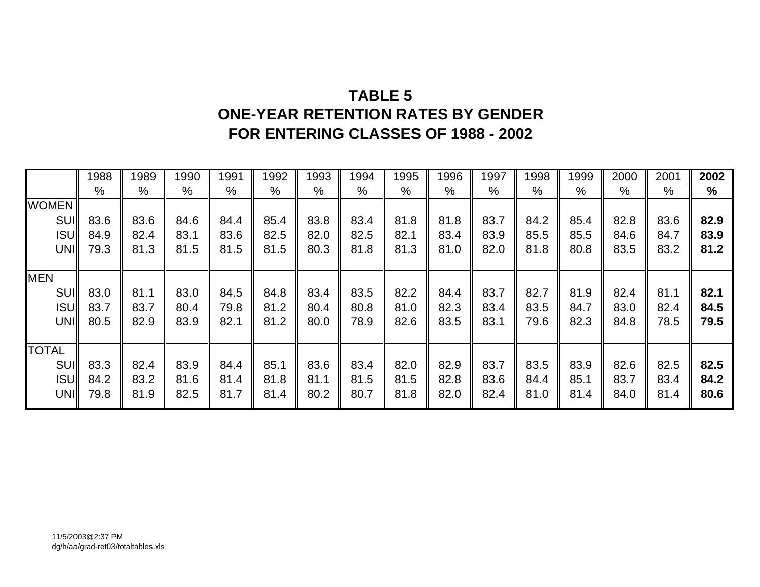# TABLE 5
# ONE-YEAR RETENTION RATES BY GENDER
# FOR ENTERING CLASSES OF 1988 - 2002

| | 1988 | 1989 | 1990 | 1991 | 1992 | 1993 | 1994 | 1995 | 1996 | 1997 | 1998 | 1999 | 2000 | 2001 | **2002** |
|---|---|---|---|---|---|---|---|---|---|---|---|---|---|---|---|
| | % | % | % | % | % | % | % | % | % | % | % | % | % | % | **%** |
| WOMEN | | | | | | | | | | | | | | | |
| SUI | 83.6 | 83.6 | 84.6 | 84.4 | 85.4 | 83.8 | 83.4 | 81.8 | 81.8 | 83.7 | 84.2 | 85.4 | 82.8 | 83.6 | **82.9** |
| ISU | 84.9 | 82.4 | 83.1 | 83.6 | 82.5 | 82.0 | 82.5 | 82.1 | 83.4 | 83.9 | 85.5 | 85.5 | 84.6 | 84.7 | **83.9** |
| UNI | 79.3 | 81.3 | 81.5 | 81.5 | 81.5 | 80.3 | 81.8 | 81.3 | 81.0 | 82.0 | 81.8 | 80.8 | 83.5 | 83.2 | **81.2** |
| MEN | | | | | | | | | | | | | | | |
| SUI | 83.0 | 81.1 | 83.0 | 84.5 | 84.8 | 83.4 | 83.5 | 82.2 | 84.4 | 83.7 | 82.7 | 81.9 | 82.4 | 81.1 | **82.1** |
| ISU | 83.7 | 83.7 | 80.4 | 79.8 | 81.2 | 80.4 | 80.8 | 81.0 | 82.3 | 83.4 | 83.5 | 84.7 | 83.0 | 82.4 | **84.5** |
| UNI | 80.5 | 82.9 | 83.9 | 82.1 | 81.2 | 80.0 | 78.9 | 82.6 | 83.5 | 83.1 | 79.6 | 82.3 | 84.8 | 78.5 | **79.5** |
| TOTAL | | | | | | | | | | | | | | | |
| SUI | 83.3 | 82.4 | 83.9 | 84.4 | 85.1 | 83.6 | 83.4 | 82.0 | 82.9 | 83.7 | 83.5 | 83.9 | 82.6 | 82.5 | **82.5** |
| ISU | 84.2 | 83.2 | 81.6 | 81.4 | 81.8 | 81.1 | 81.5 | 81.5 | 82.8 | 83.6 | 84.4 | 85.1 | 83.7 | 83.4 | **84.2** |
| UNI | 79.8 | 81.9 | 82.5 | 81.7 | 81.4 | 80.2 | 80.7 | 81.8 | 82.0 | 82.4 | 81.0 | 81.4 | 84.0 | 81.4 | **80.6** |

11/5/2003@2:37 PM
dg/h/aa/grad-ret03/totaltables.xls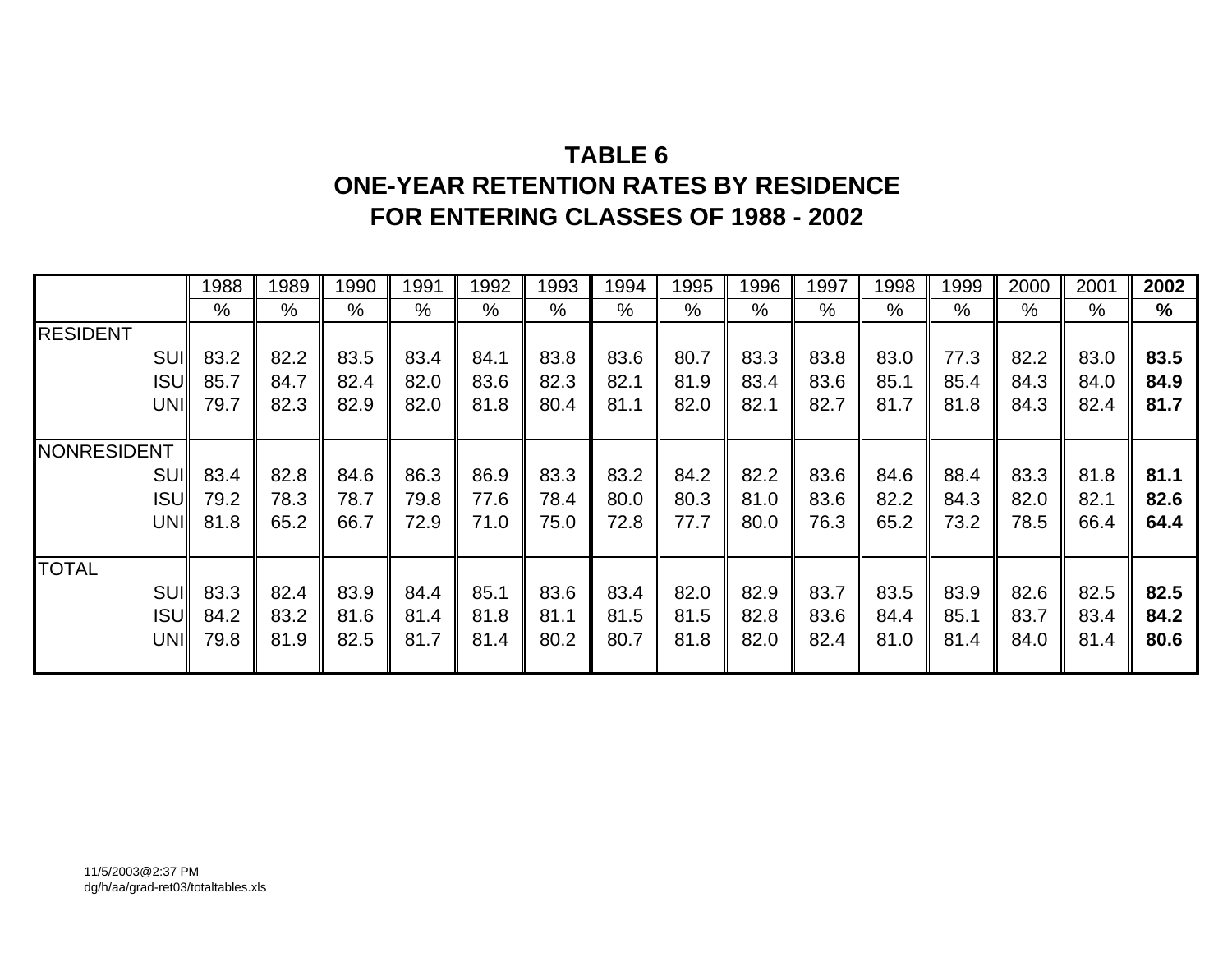# TABLE 6
## ONE-YEAR RETENTION RATES BY RESIDENCE
## FOR ENTERING CLASSES OF 1988 - 2002

| | 1988 | 1989 | 1990 | 1991 | 1992 | 1993 | 1994 | 1995 | 1996 | 1997 | 1998 | 1999 | 2000 | 2001 | **2002** |
|---|---|---|---|---|---|---|---|---|---|---|---|---|---|---|---|
| | % | % | % | % | % | % | % | % | % | % | % | % | % | % | **%** |
| RESIDENT | | | | | | | | | | | | | | | |
| SUI | 83.2 | 82.2 | 83.5 | 83.4 | 84.1 | 83.8 | 83.6 | 80.7 | 83.3 | 83.8 | 83.0 | 77.3 | 82.2 | 83.0 | **83.5** |
| ISU | 85.7 | 84.7 | 82.4 | 82.0 | 83.6 | 82.3 | 82.1 | 81.9 | 83.4 | 83.6 | 85.1 | 85.4 | 84.3 | 84.0 | **84.9** |
| UNI | 79.7 | 82.3 | 82.9 | 82.0 | 81.8 | 80.4 | 81.1 | 82.0 | 82.1 | 82.7 | 81.7 | 81.8 | 84.3 | 82.4 | **81.7** |
| NONRESIDENT | | | | | | | | | | | | | | | |
| SUI | 83.4 | 82.8 | 84.6 | 86.3 | 86.9 | 83.3 | 83.2 | 84.2 | 82.2 | 83.6 | 84.6 | 88.4 | 83.3 | 81.8 | **81.1** |
| ISU | 79.2 | 78.3 | 78.7 | 79.8 | 77.6 | 78.4 | 80.0 | 80.3 | 81.0 | 83.6 | 82.2 | 84.3 | 82.0 | 82.1 | **82.6** |
| UNI | 81.8 | 65.2 | 66.7 | 72.9 | 71.0 | 75.0 | 72.8 | 77.7 | 80.0 | 76.3 | 65.2 | 73.2 | 78.5 | 66.4 | **64.4** |
| TOTAL | | | | | | | | | | | | | | | |
| SUI | 83.3 | 82.4 | 83.9 | 84.4 | 85.1 | 83.6 | 83.4 | 82.0 | 82.9 | 83.7 | 83.5 | 83.9 | 82.6 | 82.5 | **82.5** |
| ISU | 84.2 | 83.2 | 81.6 | 81.4 | 81.8 | 81.1 | 81.5 | 81.5 | 82.8 | 83.6 | 84.4 | 85.1 | 83.7 | 83.4 | **84.2** |
| UNI | 79.8 | 81.9 | 82.5 | 81.7 | 81.4 | 80.2 | 80.7 | 81.8 | 82.0 | 82.4 | 81.0 | 81.4 | 84.0 | 81.4 | **80.6** |

11/5/2003@2:37 PM
dg/h/aa/grad-ret03/totaltables.xls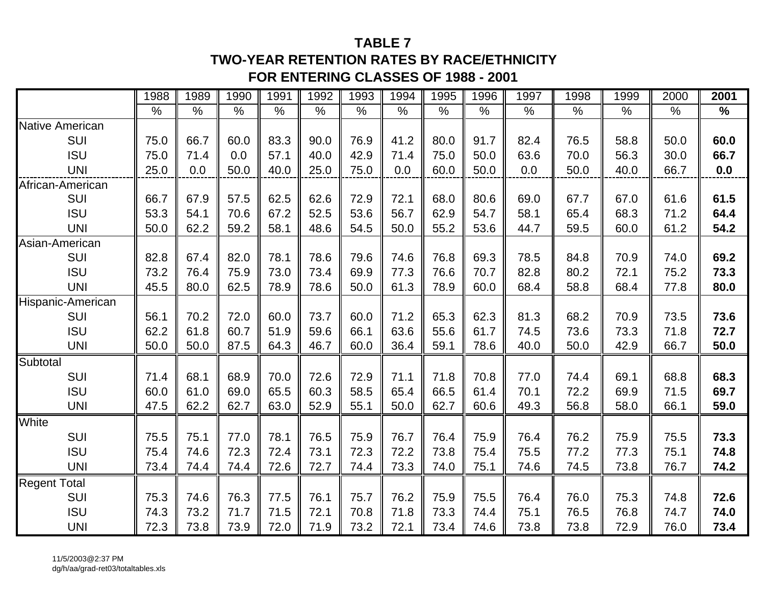# TABLE 7
## TWO-YEAR RETENTION RATES BY RACE/ETHNICITY
## FOR ENTERING CLASSES OF 1988 - 2001

| | 1988 | 1989 | 1990 | 1991 | 1992 | 1993 | 1994 | 1995 | 1996 | 1997 | 1998 | 1999 | 2000 | **2001** |
|---|---|---|---|---|---|---|---|---|---|---|---|---|---|---|
| | % | % | % | % | % | % | % | % | % | % | % | % | % | **%** |
| Native American | | | | | | | | | | | | | | |
| SUI | 75.0 | 66.7 | 60.0 | 83.3 | 90.0 | 76.9 | 41.2 | 80.0 | 91.7 | 82.4 | 76.5 | 58.8 | 50.0 | **60.0** |
| ISU | 75.0 | 71.4 | 0.0 | 57.1 | 40.0 | 42.9 | 71.4 | 75.0 | 50.0 | 63.6 | 70.0 | 56.3 | 30.0 | **66.7** |
| UNI | 25.0 | 0.0 | 50.0 | 40.0 | 25.0 | 75.0 | 0.0 | 60.0 | 50.0 | 0.0 | 50.0 | 40.0 | 66.7 | **0.0** |
| African-American | | | | | | | | | | | | | | |
| SUI | 66.7 | 67.9 | 57.5 | 62.5 | 62.6 | 72.9 | 72.1 | 68.0 | 80.6 | 69.0 | 67.7 | 67.0 | 61.6 | **61.5** |
| ISU | 53.3 | 54.1 | 70.6 | 67.2 | 52.5 | 53.6 | 56.7 | 62.9 | 54.7 | 58.1 | 65.4 | 68.3 | 71.2 | **64.4** |
| UNI | 50.0 | 62.2 | 59.2 | 58.1 | 48.6 | 54.5 | 50.0 | 55.2 | 53.6 | 44.7 | 59.5 | 60.0 | 61.2 | **54.2** |
| Asian-American | | | | | | | | | | | | | | |
| SUI | 82.8 | 67.4 | 82.0 | 78.1 | 78.6 | 79.6 | 74.6 | 76.8 | 69.3 | 78.5 | 84.8 | 70.9 | 74.0 | **69.2** |
| ISU | 73.2 | 76.4 | 75.9 | 73.0 | 73.4 | 69.9 | 77.3 | 76.6 | 70.7 | 82.8 | 80.2 | 72.1 | 75.2 | **73.3** |
| UNI | 45.5 | 80.0 | 62.5 | 78.9 | 78.6 | 50.0 | 61.3 | 78.9 | 60.0 | 68.4 | 58.8 | 68.4 | 77.8 | **80.0** |
| Hispanic-American | | | | | | | | | | | | | | |
| SUI | 56.1 | 70.2 | 72.0 | 60.0 | 73.7 | 60.0 | 71.2 | 65.3 | 62.3 | 81.3 | 68.2 | 70.9 | 73.5 | **73.6** |
| ISU | 62.2 | 61.8 | 60.7 | 51.9 | 59.6 | 66.1 | 63.6 | 55.6 | 61.7 | 74.5 | 73.6 | 73.3 | 71.8 | **72.7** |
| UNI | 50.0 | 50.0 | 87.5 | 64.3 | 46.7 | 60.0 | 36.4 | 59.1 | 78.6 | 40.0 | 50.0 | 42.9 | 66.7 | **50.0** |
| Subtotal | | | | | | | | | | | | | | |
| SUI | 71.4 | 68.1 | 68.9 | 70.0 | 72.6 | 72.9 | 71.1 | 71.8 | 70.8 | 77.0 | 74.4 | 69.1 | 68.8 | **68.3** |
| ISU | 60.0 | 61.0 | 69.0 | 65.5 | 60.3 | 58.5 | 65.4 | 66.5 | 61.4 | 70.1 | 72.2 | 69.9 | 71.5 | **69.7** |
| UNI | 47.5 | 62.2 | 62.7 | 63.0 | 52.9 | 55.1 | 50.0 | 62.7 | 60.6 | 49.3 | 56.8 | 58.0 | 66.1 | **59.0** |
| White | | | | | | | | | | | | | | |
| SUI | 75.5 | 75.1 | 77.0 | 78.1 | 76.5 | 75.9 | 76.7 | 76.4 | 75.9 | 76.4 | 76.2 | 75.9 | 75.5 | **73.3** |
| ISU | 75.4 | 74.6 | 72.3 | 72.4 | 73.1 | 72.3 | 72.2 | 73.8 | 75.4 | 75.5 | 77.2 | 77.3 | 75.1 | **74.8** |
| UNI | 73.4 | 74.4 | 74.4 | 72.6 | 72.7 | 74.4 | 73.3 | 74.0 | 75.1 | 74.6 | 74.5 | 73.8 | 76.7 | **74.2** |
| Regent Total | | | | | | | | | | | | | | |
| SUI | 75.3 | 74.6 | 76.3 | 77.5 | 76.1 | 75.7 | 76.2 | 75.9 | 75.5 | 76.4 | 76.0 | 75.3 | 74.8 | **72.6** |
| ISU | 74.3 | 73.2 | 71.7 | 71.5 | 72.1 | 70.8 | 71.8 | 73.3 | 74.4 | 75.1 | 76.5 | 76.8 | 74.7 | **74.0** |
| UNI | 72.3 | 73.8 | 73.9 | 72.0 | 71.9 | 73.2 | 72.1 | 73.4 | 74.6 | 73.8 | 73.8 | 72.9 | 76.0 | **73.4** |

11/5/2003@2:37 PM
dg/h/aa/grad-ret03/totaltables.xls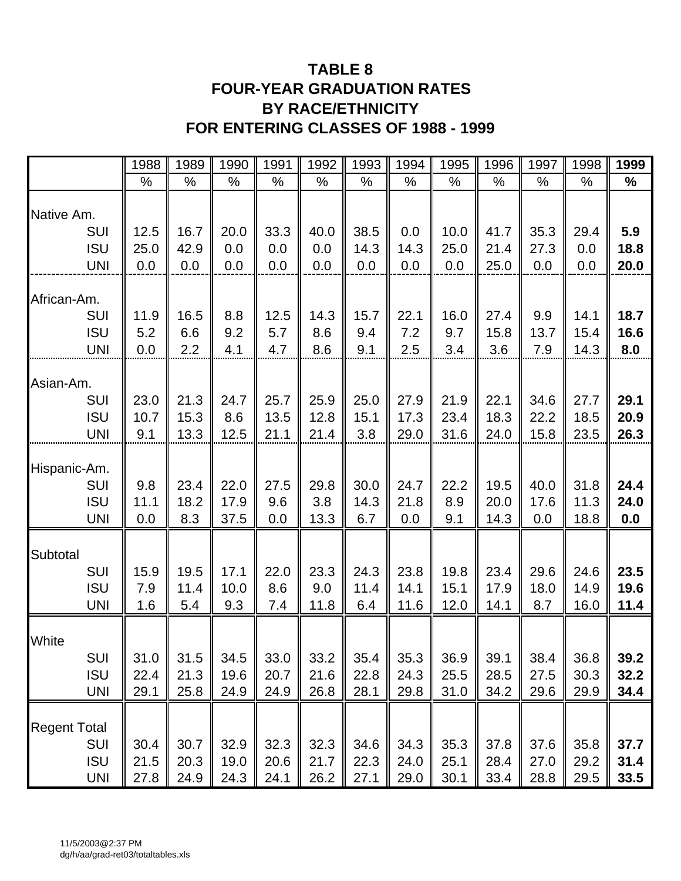# TABLE 8
## FOUR-YEAR GRADUATION RATES
## BY RACE/ETHNICITY
## FOR ENTERING CLASSES OF 1988 - 1999

| | 1988 | 1989 | 1990 | 1991 | 1992 | 1993 | 1994 | 1995 | 1996 | 1997 | 1998 | **1999** |
|---|---|---|---|---|---|---|---|---|---|---|---|---|
| | % | % | % | % | % | % | % | % | % | % | % | **%** |
| **Native Am.** | | | | | | | | | | | | |
| SUI | 12.5 | 16.7 | 20.0 | 33.3 | 40.0 | 38.5 | 0.0 | 10.0 | 41.7 | 35.3 | 29.4 | **5.9** |
| ISU | 25.0 | 42.9 | 0.0 | 0.0 | 0.0 | 14.3 | 14.3 | 25.0 | 21.4 | 27.3 | 0.0 | **18.8** |
| UNI | 0.0 | 0.0 | 0.0 | 0.0 | 0.0 | 0.0 | 0.0 | 0.0 | 25.0 | 0.0 | 0.0 | **20.0** |
| **African-Am.** | | | | | | | | | | | | |
| SUI | 11.9 | 16.5 | 8.8 | 12.5 | 14.3 | 15.7 | 22.1 | 16.0 | 27.4 | 9.9 | 14.1 | **18.7** |
| ISU | 5.2 | 6.6 | 9.2 | 5.7 | 8.6 | 9.4 | 7.2 | 9.7 | 15.8 | 13.7 | 15.4 | **16.6** |
| UNI | 0.0 | 2.2 | 4.1 | 4.7 | 8.6 | 9.1 | 2.5 | 3.4 | 3.6 | 7.9 | 14.3 | **8.0** |
| **Asian-Am.** | | | | | | | | | | | | |
| SUI | 23.0 | 21.3 | 24.7 | 25.7 | 25.9 | 25.0 | 27.9 | 21.9 | 22.1 | 34.6 | 27.7 | **29.1** |
| ISU | 10.7 | 15.3 | 8.6 | 13.5 | 12.8 | 15.1 | 17.3 | 23.4 | 18.3 | 22.2 | 18.5 | **20.9** |
| UNI | 9.1 | 13.3 | 12.5 | 21.1 | 21.4 | 3.8 | 29.0 | 31.6 | 24.0 | 15.8 | 23.5 | **26.3** |
| **Hispanic-Am.** | | | | | | | | | | | | |
| SUI | 9.8 | 23.4 | 22.0 | 27.5 | 29.8 | 30.0 | 24.7 | 22.2 | 19.5 | 40.0 | 31.8 | **24.4** |
| ISU | 11.1 | 18.2 | 17.9 | 9.6 | 3.8 | 14.3 | 21.8 | 8.9 | 20.0 | 17.6 | 11.3 | **24.0** |
| UNI | 0.0 | 8.3 | 37.5 | 0.0 | 13.3 | 6.7 | 0.0 | 9.1 | 14.3 | 0.0 | 18.8 | **0.0** |
| **Subtotal** | | | | | | | | | | | | |
| SUI | 15.9 | 19.5 | 17.1 | 22.0 | 23.3 | 24.3 | 23.8 | 19.8 | 23.4 | 29.6 | 24.6 | **23.5** |
| ISU | 7.9 | 11.4 | 10.0 | 8.6 | 9.0 | 11.4 | 14.1 | 15.1 | 17.9 | 18.0 | 14.9 | **19.6** |
| UNI | 1.6 | 5.4 | 9.3 | 7.4 | 11.8 | 6.4 | 11.6 | 12.0 | 14.1 | 8.7 | 16.0 | **11.4** |
| **White** | | | | | | | | | | | | |
| SUI | 31.0 | 31.5 | 34.5 | 33.0 | 33.2 | 35.4 | 35.3 | 36.9 | 39.1 | 38.4 | 36.8 | **39.2** |
| ISU | 22.4 | 21.3 | 19.6 | 20.7 | 21.6 | 22.8 | 24.3 | 25.5 | 28.5 | 27.5 | 30.3 | **32.2** |
| UNI | 29.1 | 25.8 | 24.9 | 24.9 | 26.8 | 28.1 | 29.8 | 31.0 | 34.2 | 29.6 | 29.9 | **34.4** |
| **Regent Total** | | | | | | | | | | | | |
| SUI | 30.4 | 30.7 | 32.9 | 32.3 | 32.3 | 34.6 | 34.3 | 35.3 | 37.8 | 37.6 | 35.8 | **37.7** |
| ISU | 21.5 | 20.3 | 19.0 | 20.6 | 21.7 | 22.3 | 24.0 | 25.1 | 28.4 | 27.0 | 29.2 | **31.4** |
| UNI | 27.8 | 24.9 | 24.3 | 24.1 | 26.2 | 27.1 | 29.0 | 30.1 | 33.4 | 28.8 | 29.5 | **33.5** |

11/5/2003@2:37 PM
dg/h/aa/grad-ret03/totaltables.xls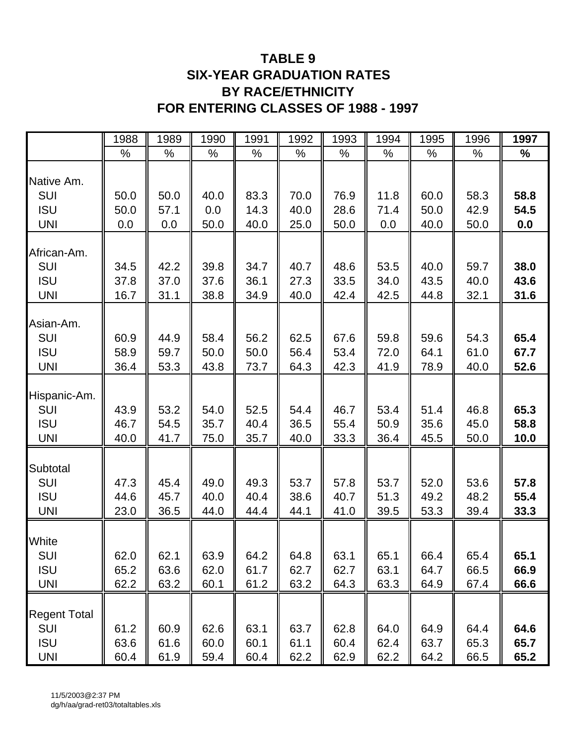# TABLE 9
## SIX-YEAR GRADUATION RATES
## BY RACE/ETHNICITY
## FOR ENTERING CLASSES OF 1988 - 1997

| | 1988 | 1989 | 1990 | 1991 | 1992 | 1993 | 1994 | 1995 | 1996 | **1997** |
|---|---|---|---|---|---|---|---|---|---|---|
| | % | % | % | % | % | % | % | % | % | **%** |
| Native Am. | | | | | | | | | | |
| SUI | 50.0 | 50.0 | 40.0 | 83.3 | 70.0 | 76.9 | 11.8 | 60.0 | 58.3 | **58.8** |
| ISU | 50.0 | 57.1 | 0.0 | 14.3 | 40.0 | 28.6 | 71.4 | 50.0 | 42.9 | **54.5** |
| UNI | 0.0 | 0.0 | 50.0 | 40.0 | 25.0 | 50.0 | 0.0 | 40.0 | 50.0 | **0.0** |
| African-Am. | | | | | | | | | | |
| SUI | 34.5 | 42.2 | 39.8 | 34.7 | 40.7 | 48.6 | 53.5 | 40.0 | 59.7 | **38.0** |
| ISU | 37.8 | 37.0 | 37.6 | 36.1 | 27.3 | 33.5 | 34.0 | 43.5 | 40.0 | **43.6** |
| UNI | 16.7 | 31.1 | 38.8 | 34.9 | 40.0 | 42.4 | 42.5 | 44.8 | 32.1 | **31.6** |
| Asian-Am. | | | | | | | | | | |
| SUI | 60.9 | 44.9 | 58.4 | 56.2 | 62.5 | 67.6 | 59.8 | 59.6 | 54.3 | **65.4** |
| ISU | 58.9 | 59.7 | 50.0 | 50.0 | 56.4 | 53.4 | 72.0 | 64.1 | 61.0 | **67.7** |
| UNI | 36.4 | 53.3 | 43.8 | 73.7 | 64.3 | 42.3 | 41.9 | 78.9 | 40.0 | **52.6** |
| Hispanic-Am. | | | | | | | | | | |
| SUI | 43.9 | 53.2 | 54.0 | 52.5 | 54.4 | 46.7 | 53.4 | 51.4 | 46.8 | **65.3** |
| ISU | 46.7 | 54.5 | 35.7 | 40.4 | 36.5 | 55.4 | 50.9 | 35.6 | 45.0 | **58.8** |
| UNI | 40.0 | 41.7 | 75.0 | 35.7 | 40.0 | 33.3 | 36.4 | 45.5 | 50.0 | **10.0** |
| Subtotal | | | | | | | | | | |
| SUI | 47.3 | 45.4 | 49.0 | 49.3 | 53.7 | 57.8 | 53.7 | 52.0 | 53.6 | **57.8** |
| ISU | 44.6 | 45.7 | 40.0 | 40.4 | 38.6 | 40.7 | 51.3 | 49.2 | 48.2 | **55.4** |
| UNI | 23.0 | 36.5 | 44.0 | 44.4 | 44.1 | 41.0 | 39.5 | 53.3 | 39.4 | **33.3** |
| White | | | | | | | | | | |
| SUI | 62.0 | 62.1 | 63.9 | 64.2 | 64.8 | 63.1 | 65.1 | 66.4 | 65.4 | **65.1** |
| ISU | 65.2 | 63.6 | 62.0 | 61.7 | 62.7 | 62.7 | 63.1 | 64.7 | 66.5 | **66.9** |
| UNI | 62.2 | 63.2 | 60.1 | 61.2 | 63.2 | 64.3 | 63.3 | 64.9 | 67.4 | **66.6** |
| Regent Total | | | | | | | | | | |
| SUI | 61.2 | 60.9 | 62.6 | 63.1 | 63.7 | 62.8 | 64.0 | 64.9 | 64.4 | **64.6** |
| ISU | 63.6 | 61.6 | 60.0 | 60.1 | 61.1 | 60.4 | 62.4 | 63.7 | 65.3 | **65.7** |
| UNI | 60.4 | 61.9 | 59.4 | 60.4 | 62.2 | 62.9 | 62.2 | 64.2 | 66.5 | **65.2** |

11/5/2003@2:37 PM
dg/h/aa/grad-ret03/totaltables.xls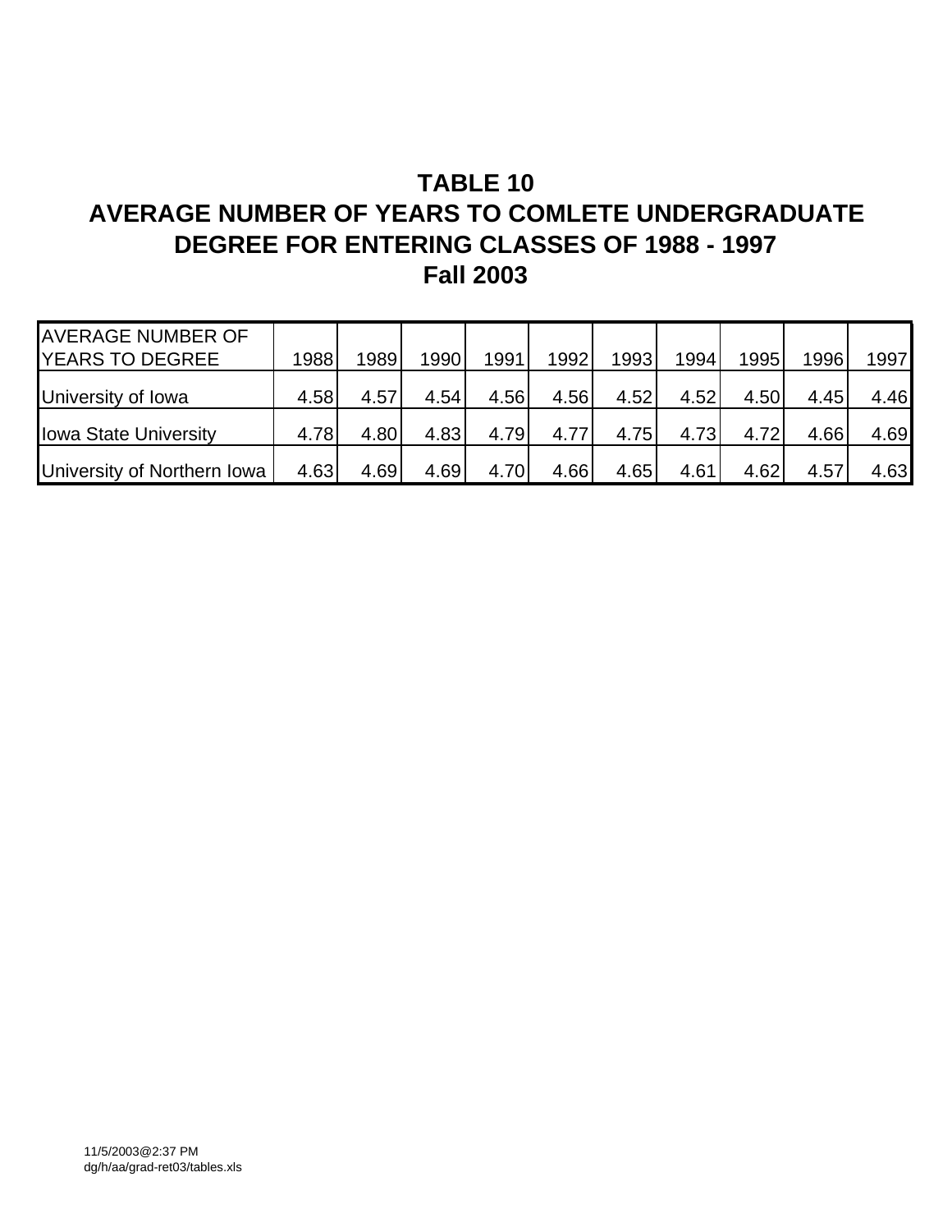# TABLE 10
# AVERAGE NUMBER OF YEARS TO COMLETE UNDERGRADUATE DEGREE FOR ENTERING CLASSES OF 1988 - 1997
# Fall 2003

| AVERAGE NUMBER OF YEARS TO DEGREE | 1988 | 1989 | 1990 | 1991 | 1992 | 1993 | 1994 | 1995 | 1996 | 1997 |
|---|---|---|---|---|---|---|---|---|---|---|
| University of Iowa | 4.58 | 4.57 | 4.54 | 4.56 | 4.56 | 4.52 | 4.52 | 4.50 | 4.45 | 4.46 |
| Iowa State University | 4.78 | 4.80 | 4.83 | 4.79 | 4.77 | 4.75 | 4.73 | 4.72 | 4.66 | 4.69 |
| University of Northern Iowa | 4.63 | 4.69 | 4.69 | 4.70 | 4.66 | 4.65 | 4.61 | 4.62 | 4.57 | 4.63 |

11/5/2003@2:37 PM
dg/h/aa/grad-ret03/tables.xls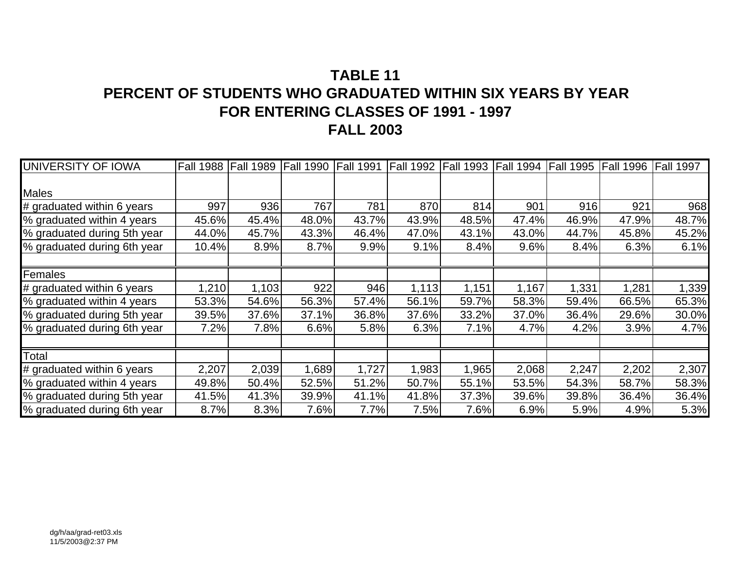# TABLE 11
## PERCENT OF STUDENTS WHO GRADUATED WITHIN SIX YEARS BY YEAR
## FOR ENTERING CLASSES OF 1991 - 1997
## FALL 2003

| UNIVERSITY OF IOWA | Fall 1988 | Fall 1989 | Fall 1990 | Fall 1991 | Fall 1992 | Fall 1993 | Fall 1994 | Fall 1995 | Fall 1996 | Fall 1997 |
|---|---|---|---|---|---|---|---|---|---|---|
| Males | | | | | | | | | | |
| # graduated within 6 years | 997 | 936 | 767 | 781 | 870 | 814 | 901 | 916 | 921 | 968 |
| % graduated within 4 years | 45.6% | 45.4% | 48.0% | 43.7% | 43.9% | 48.5% | 47.4% | 46.9% | 47.9% | 48.7% |
| % graduated during 5th year | 44.0% | 45.7% | 43.3% | 46.4% | 47.0% | 43.1% | 43.0% | 44.7% | 45.8% | 45.2% |
| % graduated during 6th year | 10.4% | 8.9% | 8.7% | 9.9% | 9.1% | 8.4% | 9.6% | 8.4% | 6.3% | 6.1% |
| | | | | | | | | | | |
| Females | | | | | | | | | | |
| # graduated within 6 years | 1,210 | 1,103 | 922 | 946 | 1,113 | 1,151 | 1,167 | 1,331 | 1,281 | 1,339 |
| % graduated within 4 years | 53.3% | 54.6% | 56.3% | 57.4% | 56.1% | 59.7% | 58.3% | 59.4% | 66.5% | 65.3% |
| % graduated during 5th year | 39.5% | 37.6% | 37.1% | 36.8% | 37.6% | 33.2% | 37.0% | 36.4% | 29.6% | 30.0% |
| % graduated during 6th year | 7.2% | 7.8% | 6.6% | 5.8% | 6.3% | 7.1% | 4.7% | 4.2% | 3.9% | 4.7% |
| | | | | | | | | | | |
| Total | | | | | | | | | | |
| # graduated within 6 years | 2,207 | 2,039 | 1,689 | 1,727 | 1,983 | 1,965 | 2,068 | 2,247 | 2,202 | 2,307 |
| % graduated within 4 years | 49.8% | 50.4% | 52.5% | 51.2% | 50.7% | 55.1% | 53.5% | 54.3% | 58.7% | 58.3% |
| % graduated during 5th year | 41.5% | 41.3% | 39.9% | 41.1% | 41.8% | 37.3% | 39.6% | 39.8% | 36.4% | 36.4% |
| % graduated during 6th year | 8.7% | 8.3% | 7.6% | 7.7% | 7.5% | 7.6% | 6.9% | 5.9% | 4.9% | 5.3% |

dg/h/aa/grad-ret03.xls
11/5/2003@2:37 PM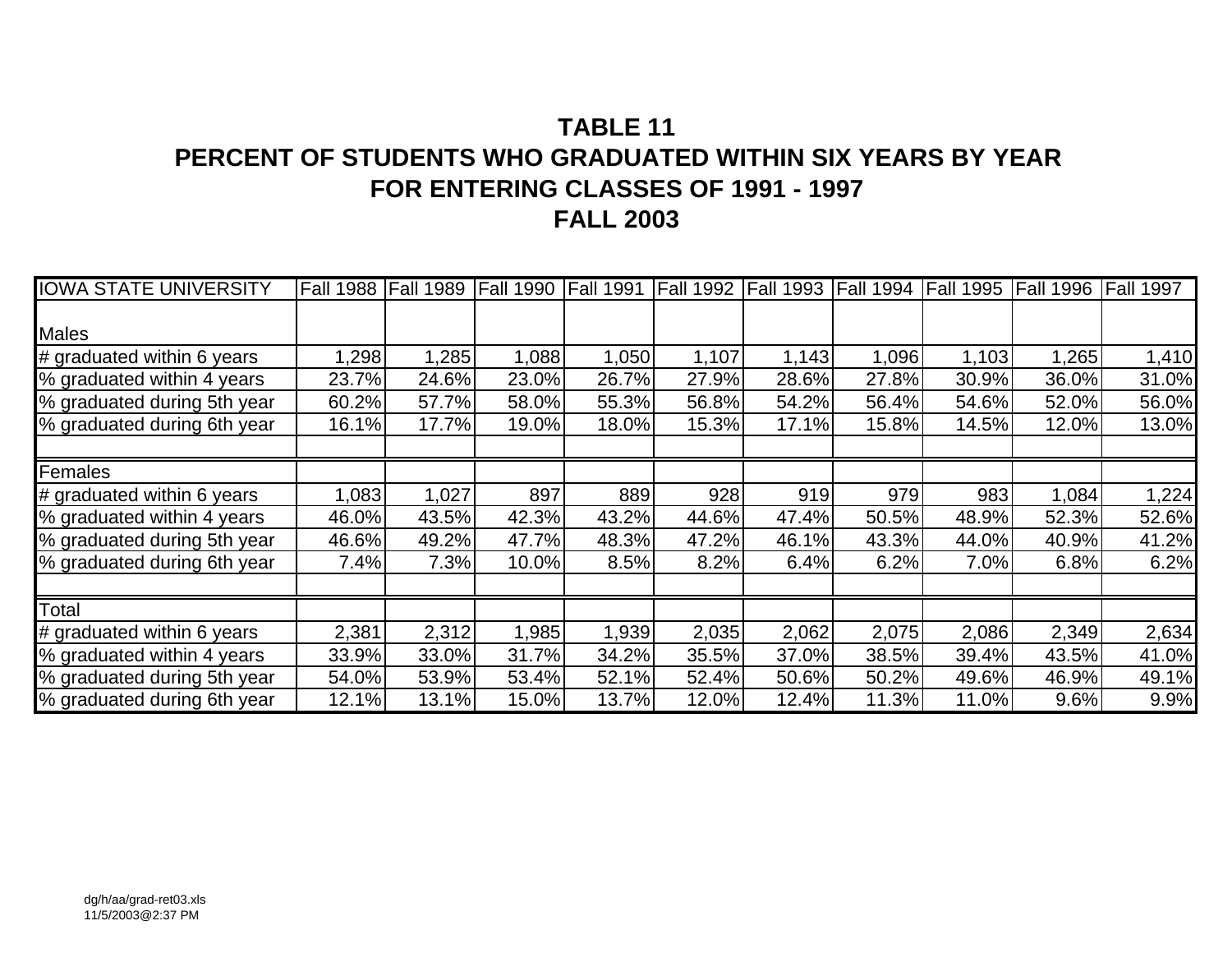# TABLE 11
## PERCENT OF STUDENTS WHO GRADUATED WITHIN SIX YEARS BY YEAR FOR ENTERING CLASSES OF 1991 - 1997
## FALL 2003

| IOWA STATE UNIVERSITY | Fall 1988 | Fall 1989 | Fall 1990 | Fall 1991 | Fall 1992 | Fall 1993 | Fall 1994 | Fall 1995 | Fall 1996 | Fall 1997 |
|---|---|---|---|---|---|---|---|---|---|---|
| Males | | | | | | | | | | |
| # graduated within 6 years | 1,298 | 1,285 | 1,088 | 1,050 | 1,107 | 1,143 | 1,096 | 1,103 | 1,265 | 1,410 |
| % graduated within 4 years | 23.7% | 24.6% | 23.0% | 26.7% | 27.9% | 28.6% | 27.8% | 30.9% | 36.0% | 31.0% |
| % graduated during 5th year | 60.2% | 57.7% | 58.0% | 55.3% | 56.8% | 54.2% | 56.4% | 54.6% | 52.0% | 56.0% |
| % graduated during 6th year | 16.1% | 17.7% | 19.0% | 18.0% | 15.3% | 17.1% | 15.8% | 14.5% | 12.0% | 13.0% |
| | | | | | | | | | | |
| Females | | | | | | | | | | |
| # graduated within 6 years | 1,083 | 1,027 | 897 | 889 | 928 | 919 | 979 | 983 | 1,084 | 1,224 |
| % graduated within 4 years | 46.0% | 43.5% | 42.3% | 43.2% | 44.6% | 47.4% | 50.5% | 48.9% | 52.3% | 52.6% |
| % graduated during 5th year | 46.6% | 49.2% | 47.7% | 48.3% | 47.2% | 46.1% | 43.3% | 44.0% | 40.9% | 41.2% |
| % graduated during 6th year | 7.4% | 7.3% | 10.0% | 8.5% | 8.2% | 6.4% | 6.2% | 7.0% | 6.8% | 6.2% |
| | | | | | | | | | | |
| Total | | | | | | | | | | |
| # graduated within 6 years | 2,381 | 2,312 | 1,985 | 1,939 | 2,035 | 2,062 | 2,075 | 2,086 | 2,349 | 2,634 |
| % graduated within 4 years | 33.9% | 33.0% | 31.7% | 34.2% | 35.5% | 37.0% | 38.5% | 39.4% | 43.5% | 41.0% |
| % graduated during 5th year | 54.0% | 53.9% | 53.4% | 52.1% | 52.4% | 50.6% | 50.2% | 49.6% | 46.9% | 49.1% |
| % graduated during 6th year | 12.1% | 13.1% | 15.0% | 13.7% | 12.0% | 12.4% | 11.3% | 11.0% | 9.6% | 9.9% |

dg/h/aa/grad-ret03.xls
11/5/2003@2:37 PM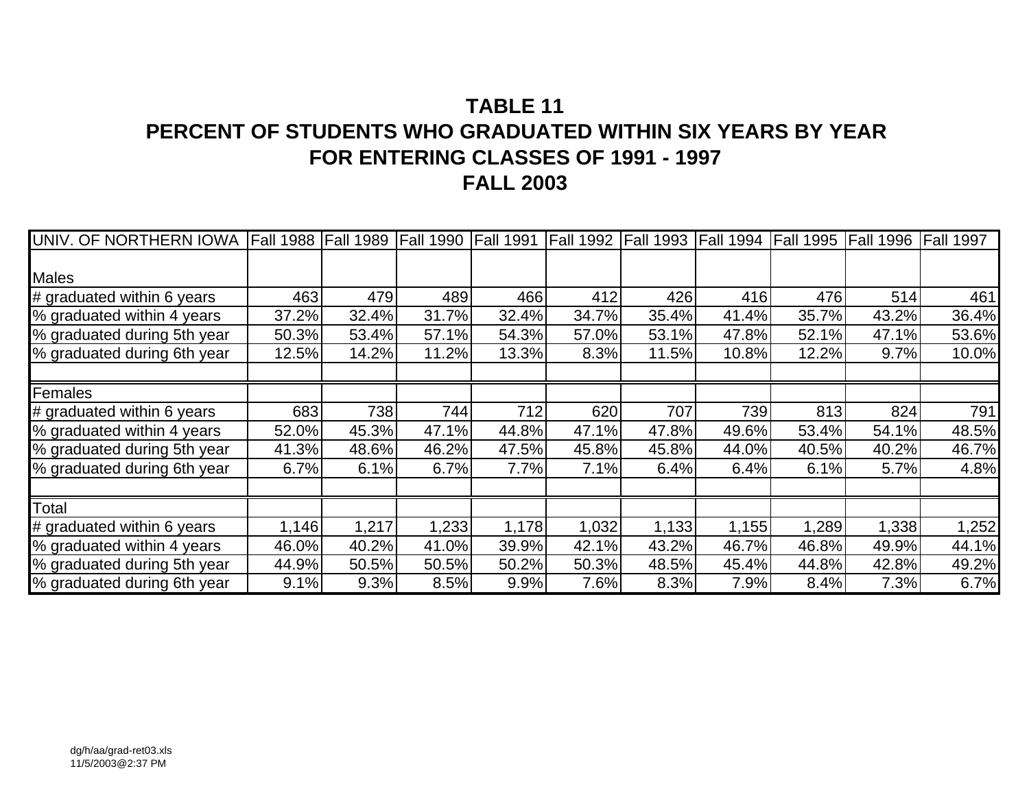# TABLE 11
## PERCENT OF STUDENTS WHO GRADUATED WITHIN SIX YEARS BY YEAR
## FOR ENTERING CLASSES OF 1991 - 1997
## FALL 2003

| UNIV. OF NORTHERN IOWA | Fall 1988 | Fall 1989 | Fall 1990 | Fall 1991 | Fall 1992 | Fall 1993 | Fall 1994 | Fall 1995 | Fall 1996 | Fall 1997 |
|---|---|---|---|---|---|---|---|---|---|---|
| Males | | | | | | | | | | |
| # graduated within 6 years | 463 | 479 | 489 | 466 | 412 | 426 | 416 | 476 | 514 | 461 |
| % graduated within 4 years | 37.2% | 32.4% | 31.7% | 32.4% | 34.7% | 35.4% | 41.4% | 35.7% | 43.2% | 36.4% |
| % graduated during 5th year | 50.3% | 53.4% | 57.1% | 54.3% | 57.0% | 53.1% | 47.8% | 52.1% | 47.1% | 53.6% |
| % graduated during 6th year | 12.5% | 14.2% | 11.2% | 13.3% | 8.3% | 11.5% | 10.8% | 12.2% | 9.7% | 10.0% |
| | | | | | | | | | | |
| Females | | | | | | | | | | |
| # graduated within 6 years | 683 | 738 | 744 | 712 | 620 | 707 | 739 | 813 | 824 | 791 |
| % graduated within 4 years | 52.0% | 45.3% | 47.1% | 44.8% | 47.1% | 47.8% | 49.6% | 53.4% | 54.1% | 48.5% |
| % graduated during 5th year | 41.3% | 48.6% | 46.2% | 47.5% | 45.8% | 45.8% | 44.0% | 40.5% | 40.2% | 46.7% |
| % graduated during 6th year | 6.7% | 6.1% | 6.7% | 7.7% | 7.1% | 6.4% | 6.4% | 6.1% | 5.7% | 4.8% |
| | | | | | | | | | | |
| Total | | | | | | | | | | |
| # graduated within 6 years | 1,146 | 1,217 | 1,233 | 1,178 | 1,032 | 1,133 | 1,155 | 1,289 | 1,338 | 1,252 |
| % graduated within 4 years | 46.0% | 40.2% | 41.0% | 39.9% | 42.1% | 43.2% | 46.7% | 46.8% | 49.9% | 44.1% |
| % graduated during 5th year | 44.9% | 50.5% | 50.5% | 50.2% | 50.3% | 48.5% | 45.4% | 44.8% | 42.8% | 49.2% |
| % graduated during 6th year | 9.1% | 9.3% | 8.5% | 9.9% | 7.6% | 8.3% | 7.9% | 8.4% | 7.3% | 6.7% |

dg/h/aa/grad-ret03.xls
11/5/2003@2:37 PM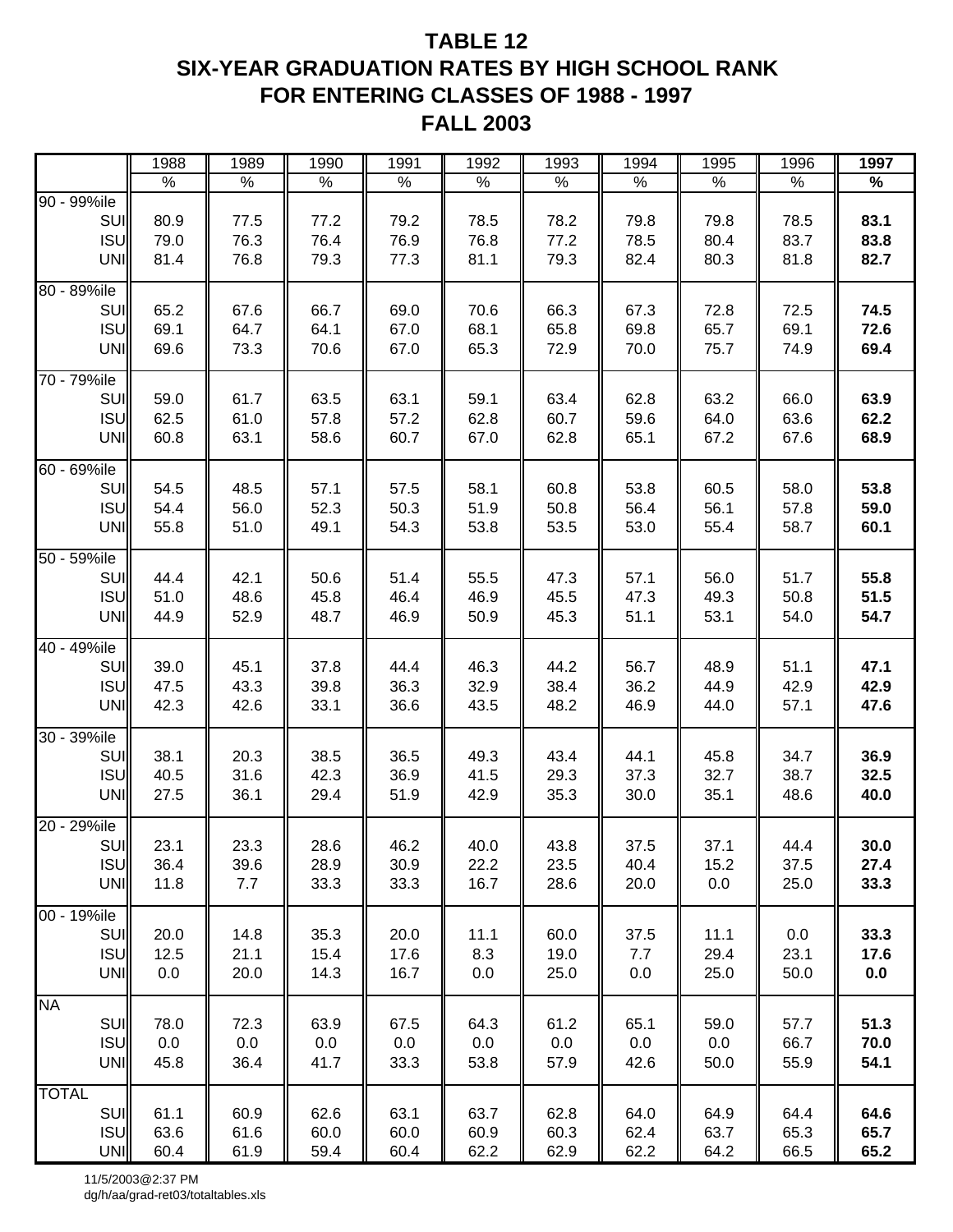# TABLE 12
# SIX-YEAR GRADUATION RATES BY HIGH SCHOOL RANK
# FOR ENTERING CLASSES OF 1988 - 1997
# FALL 2003

| | 1988 | 1989 | 1990 | 1991 | 1992 | 1993 | 1994 | 1995 | 1996 | **1997** |
|---|---|---|---|---|---|---|---|---|---|---|
| | % | % | % | % | % | % | % | % | % | **%** |
| **90 - 99%ile** | | | | | | | | | | |
| SUI | 80.9 | 77.5 | 77.2 | 79.2 | 78.5 | 78.2 | 79.8 | 79.8 | 78.5 | **83.1** |
| ISU | 79.0 | 76.3 | 76.4 | 76.9 | 76.8 | 77.2 | 78.5 | 80.4 | 83.7 | **83.8** |
| UNI | 81.4 | 76.8 | 79.3 | 77.3 | 81.1 | 79.3 | 82.4 | 80.3 | 81.8 | **82.7** |
| **80 - 89%ile** | | | | | | | | | | |
| SUI | 65.2 | 67.6 | 66.7 | 69.0 | 70.6 | 66.3 | 67.3 | 72.8 | 72.5 | **74.5** |
| ISU | 69.1 | 64.7 | 64.1 | 67.0 | 68.1 | 65.8 | 69.8 | 65.7 | 69.1 | **72.6** |
| UNI | 69.6 | 73.3 | 70.6 | 67.0 | 65.3 | 72.9 | 70.0 | 75.7 | 74.9 | **69.4** |
| **70 - 79%ile** | | | | | | | | | | |
| SUI | 59.0 | 61.7 | 63.5 | 63.1 | 59.1 | 63.4 | 62.8 | 63.2 | 66.0 | **63.9** |
| ISU | 62.5 | 61.0 | 57.8 | 57.2 | 62.8 | 60.7 | 59.6 | 64.0 | 63.6 | **62.2** |
| UNI | 60.8 | 63.1 | 58.6 | 60.7 | 67.0 | 62.8 | 65.1 | 67.2 | 67.6 | **68.9** |
| **60 - 69%ile** | | | | | | | | | | |
| SUI | 54.5 | 48.5 | 57.1 | 57.5 | 58.1 | 60.8 | 53.8 | 60.5 | 58.0 | **53.8** |
| ISU | 54.4 | 56.0 | 52.3 | 50.3 | 51.9 | 50.8 | 56.4 | 56.1 | 57.8 | **59.0** |
| UNI | 55.8 | 51.0 | 49.1 | 54.3 | 53.8 | 53.5 | 53.0 | 55.4 | 58.7 | **60.1** |
| **50 - 59%ile** | | | | | | | | | | |
| SUI | 44.4 | 42.1 | 50.6 | 51.4 | 55.5 | 47.3 | 57.1 | 56.0 | 51.7 | **55.8** |
| ISU | 51.0 | 48.6 | 45.8 | 46.4 | 46.9 | 45.5 | 47.3 | 49.3 | 50.8 | **51.5** |
| UNI | 44.9 | 52.9 | 48.7 | 46.9 | 50.9 | 45.3 | 51.1 | 53.1 | 54.0 | **54.7** |
| **40 - 49%ile** | | | | | | | | | | |
| SUI | 39.0 | 45.1 | 37.8 | 44.4 | 46.3 | 44.2 | 56.7 | 48.9 | 51.1 | **47.1** |
| ISU | 47.5 | 43.3 | 39.8 | 36.3 | 32.9 | 38.4 | 36.2 | 44.9 | 42.9 | **42.9** |
| UNI | 42.3 | 42.6 | 33.1 | 36.6 | 43.5 | 48.2 | 46.9 | 44.0 | 57.1 | **47.6** |
| **30 - 39%ile** | | | | | | | | | | |
| SUI | 38.1 | 20.3 | 38.5 | 36.5 | 49.3 | 43.4 | 44.1 | 45.8 | 34.7 | **36.9** |
| ISU | 40.5 | 31.6 | 42.3 | 36.9 | 41.5 | 29.3 | 37.3 | 32.7 | 38.7 | **32.5** |
| UNI | 27.5 | 36.1 | 29.4 | 51.9 | 42.9 | 35.3 | 30.0 | 35.1 | 48.6 | **40.0** |
| **20 - 29%ile** | | | | | | | | | | |
| SUI | 23.1 | 23.3 | 28.6 | 46.2 | 40.0 | 43.8 | 37.5 | 37.1 | 44.4 | **30.0** |
| ISU | 36.4 | 39.6 | 28.9 | 30.9 | 22.2 | 23.5 | 40.4 | 15.2 | 37.5 | **27.4** |
| UNI | 11.8 | 7.7 | 33.3 | 33.3 | 16.7 | 28.6 | 20.0 | 0.0 | 25.0 | **33.3** |
| **00 - 19%ile** | | | | | | | | | | |
| SUI | 20.0 | 14.8 | 35.3 | 20.0 | 11.1 | 60.0 | 37.5 | 11.1 | 0.0 | **33.3** |
| ISU | 12.5 | 21.1 | 15.4 | 17.6 | 8.3 | 19.0 | 7.7 | 29.4 | 23.1 | **17.6** |
| UNI | 0.0 | 20.0 | 14.3 | 16.7 | 0.0 | 25.0 | 0.0 | 25.0 | 50.0 | **0.0** |
| **NA** | | | | | | | | | | |
| SUI | 78.0 | 72.3 | 63.9 | 67.5 | 64.3 | 61.2 | 65.1 | 59.0 | 57.7 | **51.3** |
| ISU | 0.0 | 0.0 | 0.0 | 0.0 | 0.0 | 0.0 | 0.0 | 0.0 | 66.7 | **70.0** |
| UNI | 45.8 | 36.4 | 41.7 | 33.3 | 53.8 | 57.9 | 42.6 | 50.0 | 55.9 | **54.1** |
| **TOTAL** | | | | | | | | | | |
| SUI | 61.1 | 60.9 | 62.6 | 63.1 | 63.7 | 62.8 | 64.0 | 64.9 | 64.4 | **64.6** |
| ISU | 63.6 | 61.6 | 60.0 | 60.0 | 60.9 | 60.3 | 62.4 | 63.7 | 65.3 | **65.7** |
| UNI | 60.4 | 61.9 | 59.4 | 60.4 | 62.2 | 62.9 | 62.2 | 64.2 | 66.5 | **65.2** |

11/5/2003@2:37 PM
dg/h/aa/grad-ret03/totaltables.xls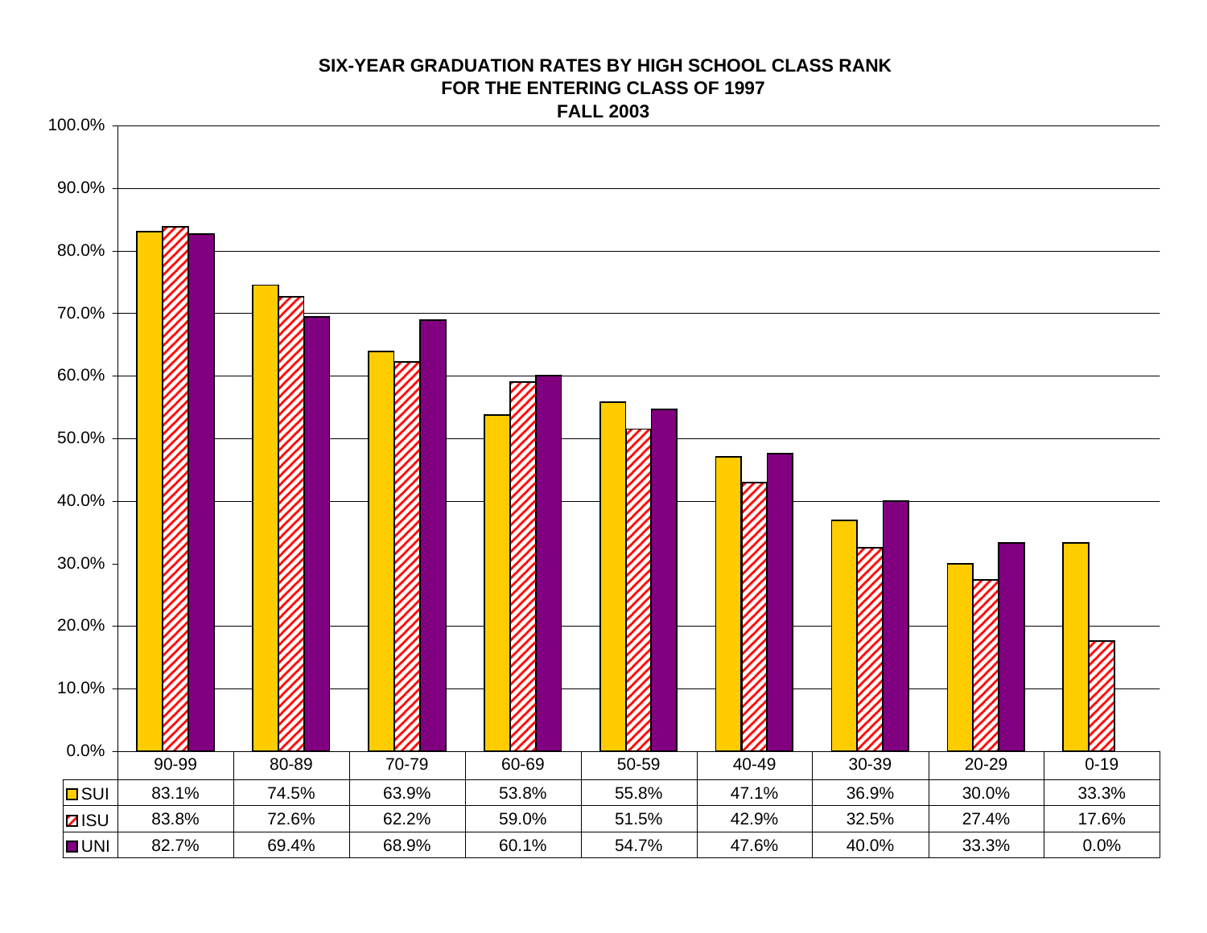# SIX-YEAR GRADUATION RATES BY HIGH SCHOOL CLASS RANK
## FOR THE ENTERING CLASS OF 1997
## FALL 2003

| | 90-99 | 80-89 | 70-79 | 60-69 | 50-59 | 40-49 | 30-39 | 20-29 | 0-19 |
|---|---|---|---|---|---|---|---|---|---|
| SUI | 83.1% | 74.5% | 63.9% | 53.8% | 55.8% | 47.1% | 36.9% | 30.0% | 33.3% |
| ISU | 83.8% | 72.6% | 62.2% | 59.0% | 51.5% | 42.9% | 32.5% | 27.4% | 17.6% |
| UNI | 82.7% | 69.4% | 68.9% | 60.1% | 54.7% | 47.6% | 40.0% | 33.3% | 0.0% |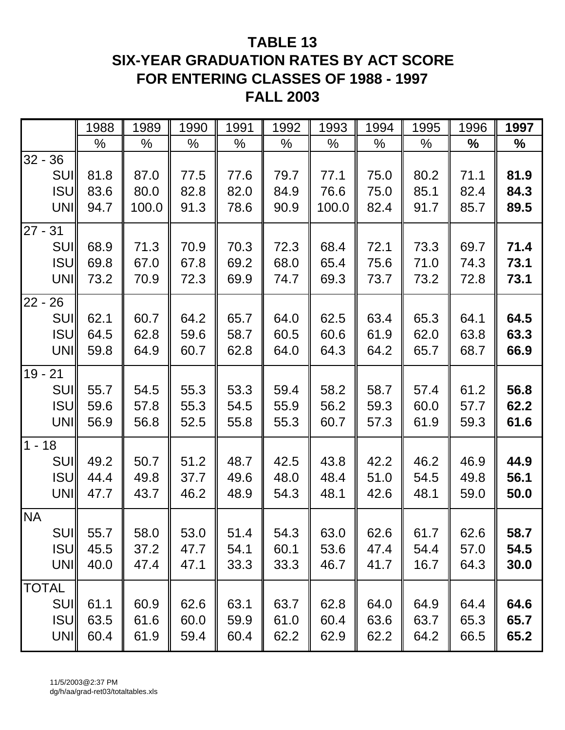# TABLE 13
# SIX-YEAR GRADUATION RATES BY ACT SCORE
# FOR ENTERING CLASSES OF 1988 - 1997
# FALL 2003

| | 1988 | 1989 | 1990 | 1991 | 1992 | 1993 | 1994 | 1995 | 1996 | **1997** |
|---|---|---|---|---|---|---|---|---|---|---|
| | % | % | % | % | % | % | % | % | **%** | **%** |
| 32 - 36 | | | | | | | | | | |
| SUI | 81.8 | 87.0 | 77.5 | 77.6 | 79.7 | 77.1 | 75.0 | 80.2 | 71.1 | **81.9** |
| ISU | 83.6 | 80.0 | 82.8 | 82.0 | 84.9 | 76.6 | 75.0 | 85.1 | 82.4 | **84.3** |
| UNI | 94.7 | 100.0 | 91.3 | 78.6 | 90.9 | 100.0 | 82.4 | 91.7 | 85.7 | **89.5** |
| 27 - 31 | | | | | | | | | | |
| SUI | 68.9 | 71.3 | 70.9 | 70.3 | 72.3 | 68.4 | 72.1 | 73.3 | 69.7 | **71.4** |
| ISU | 69.8 | 67.0 | 67.8 | 69.2 | 68.0 | 65.4 | 75.6 | 71.0 | 74.3 | **73.1** |
| UNI | 73.2 | 70.9 | 72.3 | 69.9 | 74.7 | 69.3 | 73.7 | 73.2 | 72.8 | **73.1** |
| 22 - 26 | | | | | | | | | | |
| SUI | 62.1 | 60.7 | 64.2 | 65.7 | 64.0 | 62.5 | 63.4 | 65.3 | 64.1 | **64.5** |
| ISU | 64.5 | 62.8 | 59.6 | 58.7 | 60.5 | 60.6 | 61.9 | 62.0 | 63.8 | **63.3** |
| UNI | 59.8 | 64.9 | 60.7 | 62.8 | 64.0 | 64.3 | 64.2 | 65.7 | 68.7 | **66.9** |
| 19 - 21 | | | | | | | | | | |
| SUI | 55.7 | 54.5 | 55.3 | 53.3 | 59.4 | 58.2 | 58.7 | 57.4 | 61.2 | **56.8** |
| ISU | 59.6 | 57.8 | 55.3 | 54.5 | 55.9 | 56.2 | 59.3 | 60.0 | 57.7 | **62.2** |
| UNI | 56.9 | 56.8 | 52.5 | 55.8 | 55.3 | 60.7 | 57.3 | 61.9 | 59.3 | **61.6** |
| 1 - 18 | | | | | | | | | | |
| SUI | 49.2 | 50.7 | 51.2 | 48.7 | 42.5 | 43.8 | 42.2 | 46.2 | 46.9 | **44.9** |
| ISU | 44.4 | 49.8 | 37.7 | 49.6 | 48.0 | 48.4 | 51.0 | 54.5 | 49.8 | **56.1** |
| UNI | 47.7 | 43.7 | 46.2 | 48.9 | 54.3 | 48.1 | 42.6 | 48.1 | 59.0 | **50.0** |
| NA | | | | | | | | | | |
| SUI | 55.7 | 58.0 | 53.0 | 51.4 | 54.3 | 63.0 | 62.6 | 61.7 | 62.6 | **58.7** |
| ISU | 45.5 | 37.2 | 47.7 | 54.1 | 60.1 | 53.6 | 47.4 | 54.4 | 57.0 | **54.5** |
| UNI | 40.0 | 47.4 | 47.1 | 33.3 | 33.3 | 46.7 | 41.7 | 16.7 | 64.3 | **30.0** |
| TOTAL | | | | | | | | | | |
| SUI | 61.1 | 60.9 | 62.6 | 63.1 | 63.7 | 62.8 | 64.0 | 64.9 | 64.4 | **64.6** |
| ISU | 63.5 | 61.6 | 60.0 | 59.9 | 61.0 | 60.4 | 63.6 | 63.7 | 65.3 | **65.7** |
| UNI | 60.4 | 61.9 | 59.4 | 60.4 | 62.2 | 62.9 | 62.2 | 64.2 | 66.5 | **65.2** |

11/5/2003@2:37 PM
dg/h/aa/grad-ret03/totaltables.xls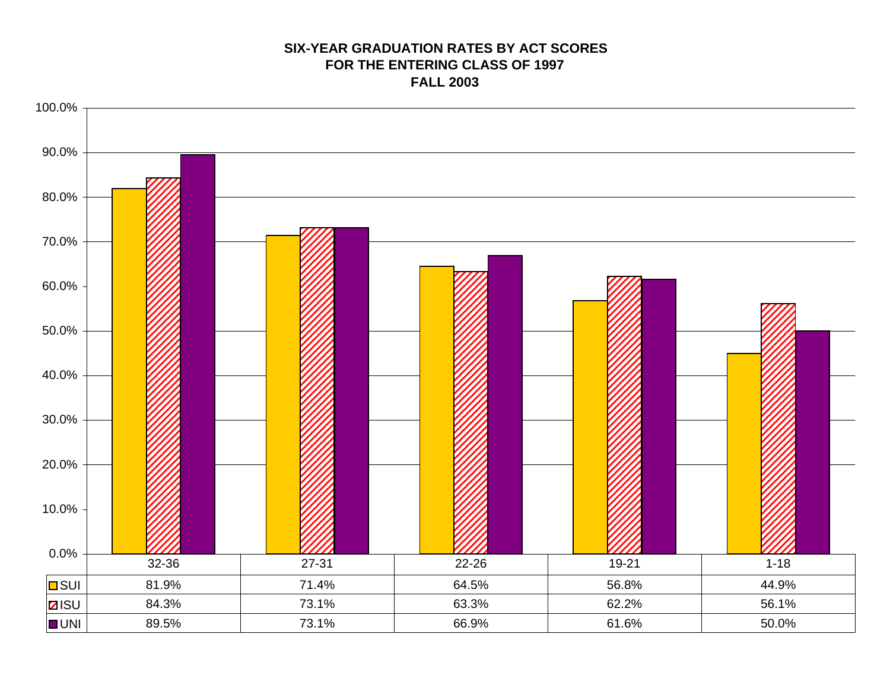**SIX-YEAR GRADUATION RATES BY ACT SCORES**
**FOR THE ENTERING CLASS OF 1997**
**FALL 2003**

| | 32-36 | 27-31 | 22-26 | 19-21 | 1-18 |
|---|---|---|---|---|---|
| SUI | 81.9% | 71.4% | 64.5% | 56.8% | 44.9% |
| ISU | 84.3% | 73.1% | 63.3% | 62.2% | 56.1% |
| UNI | 89.5% | 73.1% | 66.9% | 61.6% | 50.0% |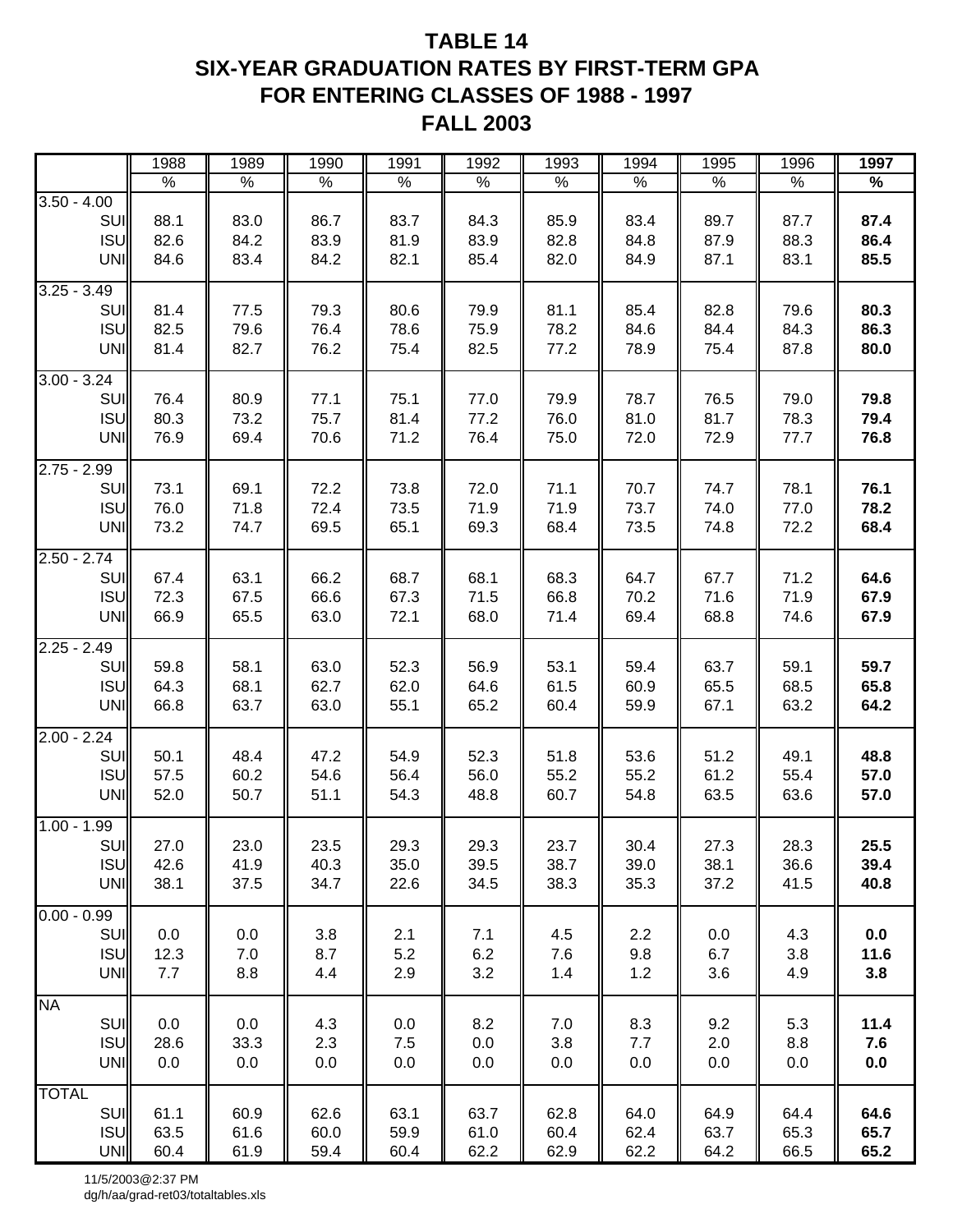# TABLE 14
# SIX-YEAR GRADUATION RATES BY FIRST-TERM GPA
# FOR ENTERING CLASSES OF 1988 - 1997
# FALL 2003

| | 1988 | 1989 | 1990 | 1991 | 1992 | 1993 | 1994 | 1995 | 1996 | **1997** |
|---|---|---|---|---|---|---|---|---|---|---|
| | % | % | % | % | % | % | % | % | % | **%** |
| **3.50 - 4.00** | | | | | | | | | | |
| SUI | 88.1 | 83.0 | 86.7 | 83.7 | 84.3 | 85.9 | 83.4 | 89.7 | 87.7 | **87.4** |
| ISU | 82.6 | 84.2 | 83.9 | 81.9 | 83.9 | 82.8 | 84.8 | 87.9 | 88.3 | **86.4** |
| UNI | 84.6 | 83.4 | 84.2 | 82.1 | 85.4 | 82.0 | 84.9 | 87.1 | 83.1 | **85.5** |
| **3.25 - 3.49** | | | | | | | | | | |
| SUI | 81.4 | 77.5 | 79.3 | 80.6 | 79.9 | 81.1 | 85.4 | 82.8 | 79.6 | **80.3** |
| ISU | 82.5 | 79.6 | 76.4 | 78.6 | 75.9 | 78.2 | 84.6 | 84.4 | 84.3 | **86.3** |
| UNI | 81.4 | 82.7 | 76.2 | 75.4 | 82.5 | 77.2 | 78.9 | 75.4 | 87.8 | **80.0** |
| **3.00 - 3.24** | | | | | | | | | | |
| SUI | 76.4 | 80.9 | 77.1 | 75.1 | 77.0 | 79.9 | 78.7 | 76.5 | 79.0 | **79.8** |
| ISU | 80.3 | 73.2 | 75.7 | 81.4 | 77.2 | 76.0 | 81.0 | 81.7 | 78.3 | **79.4** |
| UNI | 76.9 | 69.4 | 70.6 | 71.2 | 76.4 | 75.0 | 72.0 | 72.9 | 77.7 | **76.8** |
| **2.75 - 2.99** | | | | | | | | | | |
| SUI | 73.1 | 69.1 | 72.2 | 73.8 | 72.0 | 71.1 | 70.7 | 74.7 | 78.1 | **76.1** |
| ISU | 76.0 | 71.8 | 72.4 | 73.5 | 71.9 | 71.9 | 73.7 | 74.0 | 77.0 | **78.2** |
| UNI | 73.2 | 74.7 | 69.5 | 65.1 | 69.3 | 68.4 | 73.5 | 74.8 | 72.2 | **68.4** |
| **2.50 - 2.74** | | | | | | | | | | |
| SUI | 67.4 | 63.1 | 66.2 | 68.7 | 68.1 | 68.3 | 64.7 | 67.7 | 71.2 | **64.6** |
| ISU | 72.3 | 67.5 | 66.6 | 67.3 | 71.5 | 66.8 | 70.2 | 71.6 | 71.9 | **67.9** |
| UNI | 66.9 | 65.5 | 63.0 | 72.1 | 68.0 | 71.4 | 69.4 | 68.8 | 74.6 | **67.9** |
| **2.25 - 2.49** | | | | | | | | | | |
| SUI | 59.8 | 58.1 | 63.0 | 52.3 | 56.9 | 53.1 | 59.4 | 63.7 | 59.1 | **59.7** |
| ISU | 64.3 | 68.1 | 62.7 | 62.0 | 64.6 | 61.5 | 60.9 | 65.5 | 68.5 | **65.8** |
| UNI | 66.8 | 63.7 | 63.0 | 55.1 | 65.2 | 60.4 | 59.9 | 67.1 | 63.2 | **64.2** |
| **2.00 - 2.24** | | | | | | | | | | |
| SUI | 50.1 | 48.4 | 47.2 | 54.9 | 52.3 | 51.8 | 53.6 | 51.2 | 49.1 | **48.8** |
| ISU | 57.5 | 60.2 | 54.6 | 56.4 | 56.0 | 55.2 | 55.2 | 61.2 | 55.4 | **57.0** |
| UNI | 52.0 | 50.7 | 51.1 | 54.3 | 48.8 | 60.7 | 54.8 | 63.5 | 63.6 | **57.0** |
| **1.00 - 1.99** | | | | | | | | | | |
| SUI | 27.0 | 23.0 | 23.5 | 29.3 | 29.3 | 23.7 | 30.4 | 27.3 | 28.3 | **25.5** |
| ISU | 42.6 | 41.9 | 40.3 | 35.0 | 39.5 | 38.7 | 39.0 | 38.1 | 36.6 | **39.4** |
| UNI | 38.1 | 37.5 | 34.7 | 22.6 | 34.5 | 38.3 | 35.3 | 37.2 | 41.5 | **40.8** |
| **0.00 - 0.99** | | | | | | | | | | |
| SUI | 0.0 | 0.0 | 3.8 | 2.1 | 7.1 | 4.5 | 2.2 | 0.0 | 4.3 | **0.0** |
| ISU | 12.3 | 7.0 | 8.7 | 5.2 | 6.2 | 7.6 | 9.8 | 6.7 | 3.8 | **11.6** |
| UNI | 7.7 | 8.8 | 4.4 | 2.9 | 3.2 | 1.4 | 1.2 | 3.6 | 4.9 | **3.8** |
| **NA** | | | | | | | | | | |
| SUI | 0.0 | 0.0 | 4.3 | 0.0 | 8.2 | 7.0 | 8.3 | 9.2 | 5.3 | **11.4** |
| ISU | 28.6 | 33.3 | 2.3 | 7.5 | 0.0 | 3.8 | 7.7 | 2.0 | 8.8 | **7.6** |
| UNI | 0.0 | 0.0 | 0.0 | 0.0 | 0.0 | 0.0 | 0.0 | 0.0 | 0.0 | **0.0** |
| **TOTAL** | | | | | | | | | | |
| SUI | 61.1 | 60.9 | 62.6 | 63.1 | 63.7 | 62.8 | 64.0 | 64.9 | 64.4 | **64.6** |
| ISU | 63.5 | 61.6 | 60.0 | 59.9 | 61.0 | 60.4 | 62.4 | 63.7 | 65.3 | **65.7** |
| UNI | 60.4 | 61.9 | 59.4 | 60.4 | 62.2 | 62.9 | 62.2 | 64.2 | 66.5 | **65.2** |

11/5/2003@2:37 PM
dg/h/aa/grad-ret03/totaltables.xls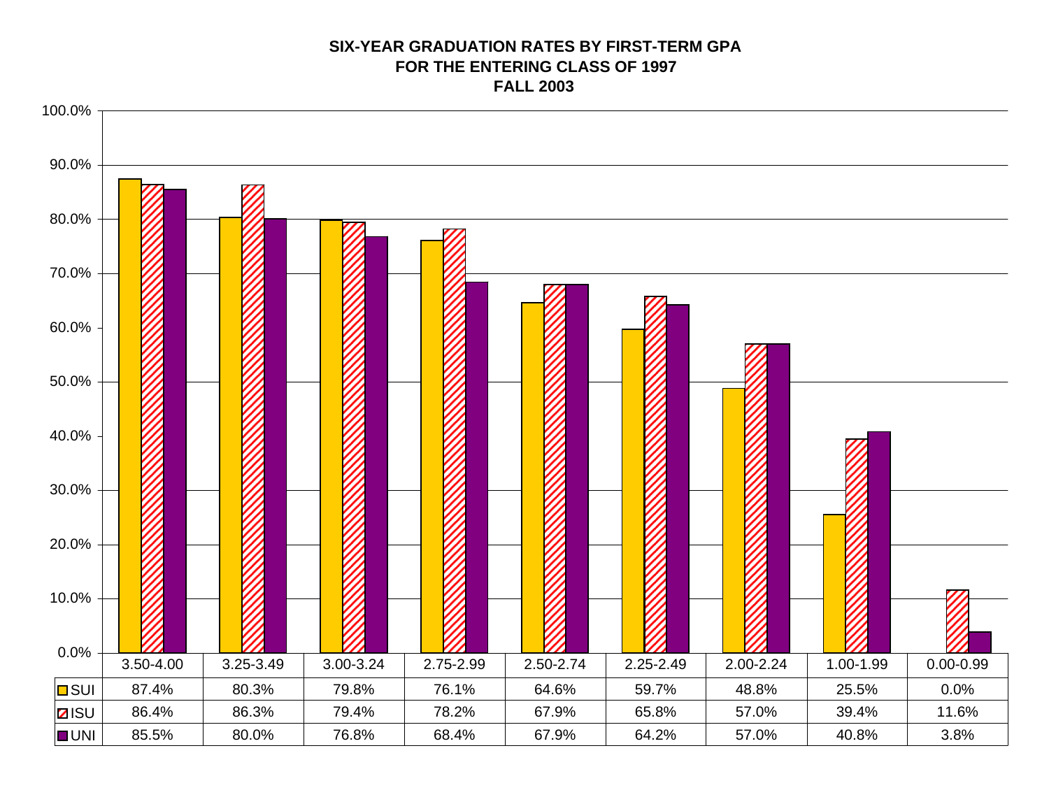**SIX-YEAR GRADUATION RATES BY FIRST-TERM GPA**
**FOR THE ENTERING CLASS OF 1997**
**FALL 2003**

| | 3.50-4.00 | 3.25-3.49 | 3.00-3.24 | 2.75-2.99 | 2.50-2.74 | 2.25-2.49 | 2.00-2.24 | 1.00-1.99 | 0.00-0.99 |
|---|---|---|---|---|---|---|---|---|---|
| SUI | 87.4% | 80.3% | 79.8% | 76.1% | 64.6% | 59.7% | 48.8% | 25.5% | 0.0% |
| ISU | 86.4% | 86.3% | 79.4% | 78.2% | 67.9% | 65.8% | 57.0% | 39.4% | 11.6% |
| UNI | 85.5% | 80.0% | 76.8% | 68.4% | 67.9% | 64.2% | 57.0% | 40.8% | 3.8% |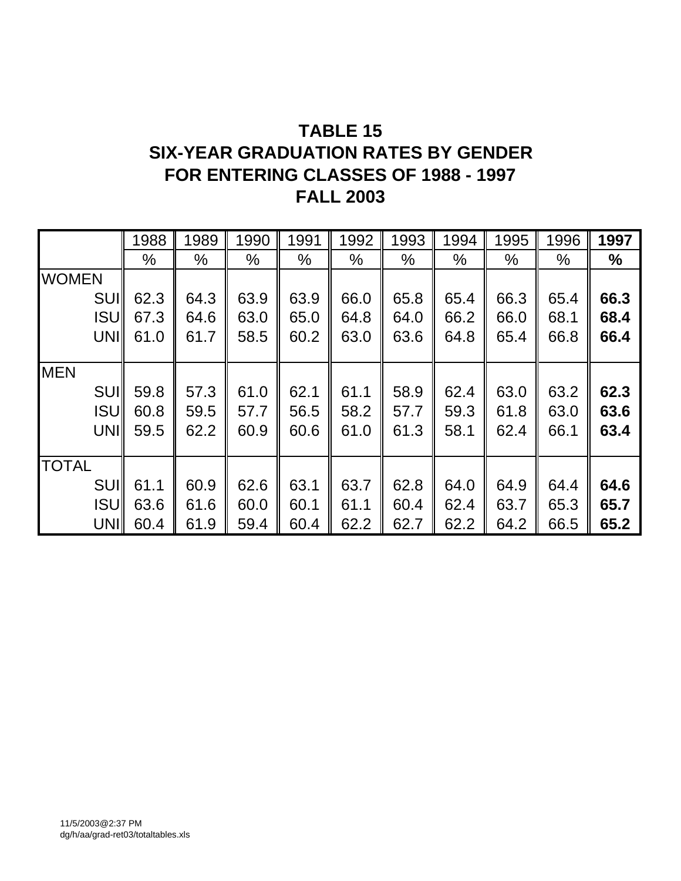# TABLE 15
# SIX-YEAR GRADUATION RATES BY GENDER
# FOR ENTERING CLASSES OF 1988 - 1997
# FALL 2003

| | 1988 | 1989 | 1990 | 1991 | 1992 | 1993 | 1994 | 1995 | 1996 | **1997** |
|---|---|---|---|---|---|---|---|---|---|---|
| | % | % | % | % | % | % | % | % | % | **%** |
| WOMEN | | | | | | | | | | |
| SUI | 62.3 | 64.3 | 63.9 | 63.9 | 66.0 | 65.8 | 65.4 | 66.3 | 65.4 | **66.3** |
| ISU | 67.3 | 64.6 | 63.0 | 65.0 | 64.8 | 64.0 | 66.2 | 66.0 | 68.1 | **68.4** |
| UNI | 61.0 | 61.7 | 58.5 | 60.2 | 63.0 | 63.6 | 64.8 | 65.4 | 66.8 | **66.4** |
| MEN | | | | | | | | | | |
| SUI | 59.8 | 57.3 | 61.0 | 62.1 | 61.1 | 58.9 | 62.4 | 63.0 | 63.2 | **62.3** |
| ISU | 60.8 | 59.5 | 57.7 | 56.5 | 58.2 | 57.7 | 59.3 | 61.8 | 63.0 | **63.6** |
| UNI | 59.5 | 62.2 | 60.9 | 60.6 | 61.0 | 61.3 | 58.1 | 62.4 | 66.1 | **63.4** |
| TOTAL | | | | | | | | | | |
| SUI | 61.1 | 60.9 | 62.6 | 63.1 | 63.7 | 62.8 | 64.0 | 64.9 | 64.4 | **64.6** |
| ISU | 63.6 | 61.6 | 60.0 | 60.1 | 61.1 | 60.4 | 62.4 | 63.7 | 65.3 | **65.7** |
| UNI | 60.4 | 61.9 | 59.4 | 60.4 | 62.2 | 62.7 | 62.2 | 64.2 | 66.5 | **65.2** |

11/5/2003@2:37 PM
dg/h/aa/grad-ret03/totaltables.xls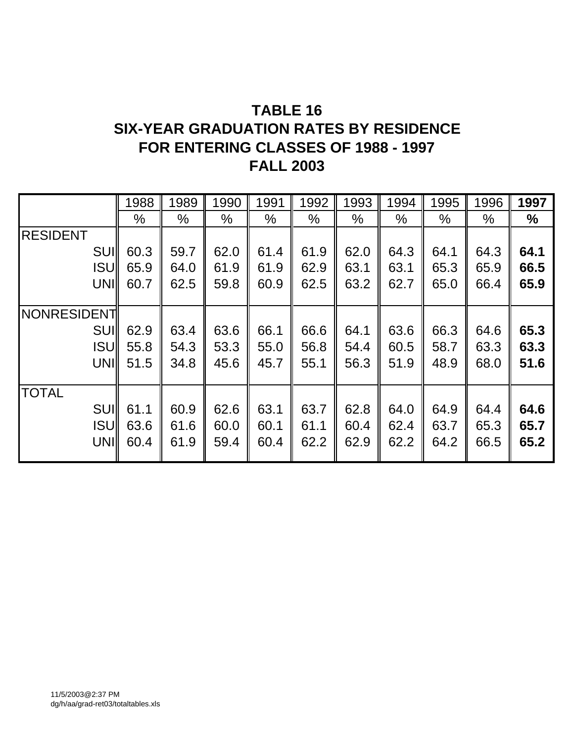# TABLE 16
# SIX-YEAR GRADUATION RATES BY RESIDENCE
# FOR ENTERING CLASSES OF 1988 - 1997
# FALL 2003

| | 1988 | 1989 | 1990 | 1991 | 1992 | 1993 | 1994 | 1995 | 1996 | **1997** |
|---|---|---|---|---|---|---|---|---|---|---|
| | % | % | % | % | % | % | % | % | % | **%** |
| RESIDENT | | | | | | | | | | |
| SUI | 60.3 | 59.7 | 62.0 | 61.4 | 61.9 | 62.0 | 64.3 | 64.1 | 64.3 | **64.1** |
| ISU | 65.9 | 64.0 | 61.9 | 61.9 | 62.9 | 63.1 | 63.1 | 65.3 | 65.9 | **66.5** |
| UNI | 60.7 | 62.5 | 59.8 | 60.9 | 62.5 | 63.2 | 62.7 | 65.0 | 66.4 | **65.9** |
| NONRESIDENT | | | | | | | | | | |
| SUI | 62.9 | 63.4 | 63.6 | 66.1 | 66.6 | 64.1 | 63.6 | 66.3 | 64.6 | **65.3** |
| ISU | 55.8 | 54.3 | 53.3 | 55.0 | 56.8 | 54.4 | 60.5 | 58.7 | 63.3 | **63.3** |
| UNI | 51.5 | 34.8 | 45.6 | 45.7 | 55.1 | 56.3 | 51.9 | 48.9 | 68.0 | **51.6** |
| TOTAL | | | | | | | | | | |
| SUI | 61.1 | 60.9 | 62.6 | 63.1 | 63.7 | 62.8 | 64.0 | 64.9 | 64.4 | **64.6** |
| ISU | 63.6 | 61.6 | 60.0 | 60.1 | 61.1 | 60.4 | 62.4 | 63.7 | 65.3 | **65.7** |
| UNI | 60.4 | 61.9 | 59.4 | 60.4 | 62.2 | 62.9 | 62.2 | 64.2 | 66.5 | **65.2** |

11/5/2003@2:37 PM
dg/h/aa/grad-ret03/totaltables.xls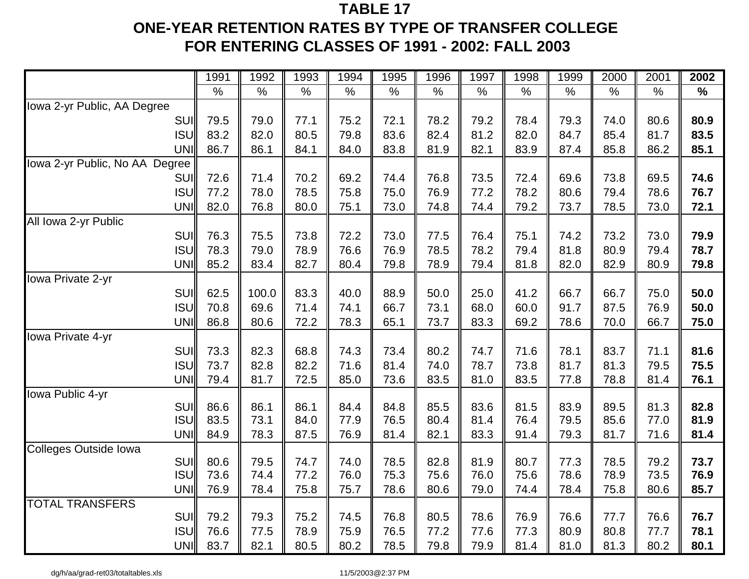# TABLE 17
# ONE-YEAR RETENTION RATES BY TYPE OF TRANSFER COLLEGE FOR ENTERING CLASSES OF 1991 - 2002: FALL 2003

| | 1991 | 1992 | 1993 | 1994 | 1995 | 1996 | 1997 | 1998 | 1999 | 2000 | 2001 | **2002** |
|---|---|---|---|---|---|---|---|---|---|---|---|---|
| | % | % | % | % | % | % | % | % | % | % | % | **%** |
| Iowa 2-yr Public, AA Degree | | | | | | | | | | | | |
| SUI | 79.5 | 79.0 | 77.1 | 75.2 | 72.1 | 78.2 | 79.2 | 78.4 | 79.3 | 74.0 | 80.6 | **80.9** |
| ISU | 83.2 | 82.0 | 80.5 | 79.8 | 83.6 | 82.4 | 81.2 | 82.0 | 84.7 | 85.4 | 81.7 | **83.5** |
| UNI | 86.7 | 86.1 | 84.1 | 84.0 | 83.8 | 81.9 | 82.1 | 83.9 | 87.4 | 85.8 | 86.2 | **85.1** |
| Iowa 2-yr Public, No AA Degree | | | | | | | | | | | | |
| SUI | 72.6 | 71.4 | 70.2 | 69.2 | 74.4 | 76.8 | 73.5 | 72.4 | 69.6 | 73.8 | 69.5 | **74.6** |
| ISU | 77.2 | 78.0 | 78.5 | 75.8 | 75.0 | 76.9 | 77.2 | 78.2 | 80.6 | 79.4 | 78.6 | **76.7** |
| UNI | 82.0 | 76.8 | 80.0 | 75.1 | 73.0 | 74.8 | 74.4 | 79.2 | 73.7 | 78.5 | 73.0 | **72.1** |
| All Iowa 2-yr Public | | | | | | | | | | | | |
| SUI | 76.3 | 75.5 | 73.8 | 72.2 | 73.0 | 77.5 | 76.4 | 75.1 | 74.2 | 73.2 | 73.0 | **79.9** |
| ISU | 78.3 | 79.0 | 78.9 | 76.6 | 76.9 | 78.5 | 78.2 | 79.4 | 81.8 | 80.9 | 79.4 | **78.7** |
| UNI | 85.2 | 83.4 | 82.7 | 80.4 | 79.8 | 78.9 | 79.4 | 81.8 | 82.0 | 82.9 | 80.9 | **79.8** |
| Iowa Private 2-yr | | | | | | | | | | | | |
| SUI | 62.5 | 100.0 | 83.3 | 40.0 | 88.9 | 50.0 | 25.0 | 41.2 | 66.7 | 66.7 | 75.0 | **50.0** |
| ISU | 70.8 | 69.6 | 71.4 | 74.1 | 66.7 | 73.1 | 68.0 | 60.0 | 91.7 | 87.5 | 76.9 | **50.0** |
| UNI | 86.8 | 80.6 | 72.2 | 78.3 | 65.1 | 73.7 | 83.3 | 69.2 | 78.6 | 70.0 | 66.7 | **75.0** |
| Iowa Private 4-yr | | | | | | | | | | | | |
| SUI | 73.3 | 82.3 | 68.8 | 74.3 | 73.4 | 80.2 | 74.7 | 71.6 | 78.1 | 83.7 | 71.1 | **81.6** |
| ISU | 73.7 | 82.8 | 82.2 | 71.6 | 81.4 | 74.0 | 78.7 | 73.8 | 81.7 | 81.3 | 79.5 | **75.5** |
| UNI | 79.4 | 81.7 | 72.5 | 85.0 | 73.6 | 83.5 | 81.0 | 83.5 | 77.8 | 78.8 | 81.4 | **76.1** |
| Iowa Public 4-yr | | | | | | | | | | | | |
| SUI | 86.6 | 86.1 | 86.1 | 84.4 | 84.8 | 85.5 | 83.6 | 81.5 | 83.9 | 89.5 | 81.3 | **82.8** |
| ISU | 83.5 | 73.1 | 84.0 | 77.9 | 76.5 | 80.4 | 81.4 | 76.4 | 79.5 | 85.6 | 77.0 | **81.9** |
| UNI | 84.9 | 78.3 | 87.5 | 76.9 | 81.4 | 82.1 | 83.3 | 91.4 | 79.3 | 81.7 | 71.6 | **81.4** |
| Colleges Outside Iowa | | | | | | | | | | | | |
| SUI | 80.6 | 79.5 | 74.7 | 74.0 | 78.5 | 82.8 | 81.9 | 80.7 | 77.3 | 78.5 | 79.2 | **73.7** |
| ISU | 73.6 | 74.4 | 77.2 | 76.0 | 75.3 | 75.6 | 76.0 | 75.6 | 78.6 | 78.9 | 73.5 | **76.9** |
| UNI | 76.9 | 78.4 | 75.8 | 75.7 | 78.6 | 80.6 | 79.0 | 74.4 | 78.4 | 75.8 | 80.6 | **85.7** |
| TOTAL TRANSFERS | | | | | | | | | | | | |
| SUI | 79.2 | 79.3 | 75.2 | 74.5 | 76.8 | 80.5 | 78.6 | 76.9 | 76.6 | 77.7 | 76.6 | **76.7** |
| ISU | 76.6 | 77.5 | 78.9 | 75.9 | 76.5 | 77.2 | 77.6 | 77.3 | 80.9 | 80.8 | 77.7 | **78.1** |
| UNI | 83.7 | 82.1 | 80.5 | 80.2 | 78.5 | 79.8 | 79.9 | 81.4 | 81.0 | 81.3 | 80.2 | **80.1** |

dg/h/aa/grad-ret03/totaltables.xls    11/5/2003@2:37 PM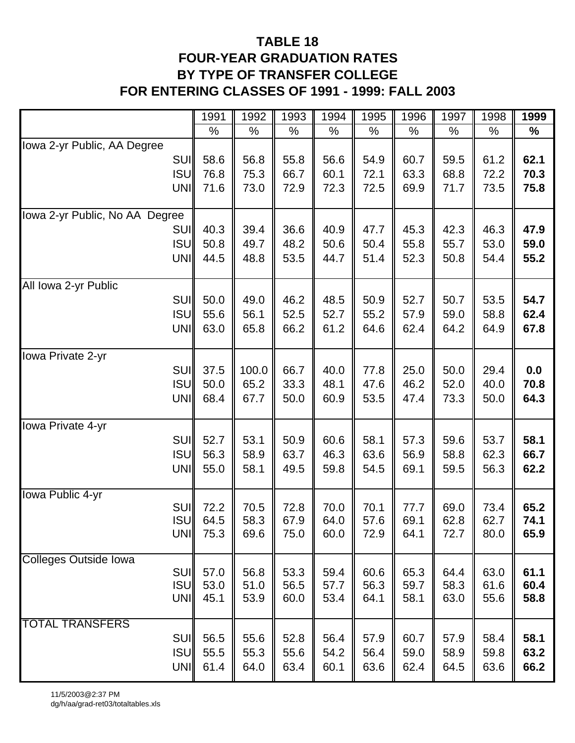# TABLE 18
## FOUR-YEAR GRADUATION RATES
## BY TYPE OF TRANSFER COLLEGE
## FOR ENTERING CLASSES OF 1991 - 1999: FALL 2003

| | 1991 | 1992 | 1993 | 1994 | 1995 | 1996 | 1997 | 1998 | **1999** |
|---|---|---|---|---|---|---|---|---|---|
| | % | % | % | % | % | % | % | % | **%** |
| Iowa 2-yr Public, AA Degree | | | | | | | | | |
| SUI | 58.6 | 56.8 | 55.8 | 56.6 | 54.9 | 60.7 | 59.5 | 61.2 | **62.1** |
| ISU | 76.8 | 75.3 | 66.7 | 60.1 | 72.1 | 63.3 | 68.8 | 72.2 | **70.3** |
| UNI | 71.6 | 73.0 | 72.9 | 72.3 | 72.5 | 69.9 | 71.7 | 73.5 | **75.8** |
| Iowa 2-yr Public, No AA Degree | | | | | | | | | |
| SUI | 40.3 | 39.4 | 36.6 | 40.9 | 47.7 | 45.3 | 42.3 | 46.3 | **47.9** |
| ISU | 50.8 | 49.7 | 48.2 | 50.6 | 50.4 | 55.8 | 55.7 | 53.0 | **59.0** |
| UNI | 44.5 | 48.8 | 53.5 | 44.7 | 51.4 | 52.3 | 50.8 | 54.4 | **55.2** |
| All Iowa 2-yr Public | | | | | | | | | |
| SUI | 50.0 | 49.0 | 46.2 | 48.5 | 50.9 | 52.7 | 50.7 | 53.5 | **54.7** |
| ISU | 55.6 | 56.1 | 52.5 | 52.7 | 55.2 | 57.9 | 59.0 | 58.8 | **62.4** |
| UNI | 63.0 | 65.8 | 66.2 | 61.2 | 64.6 | 62.4 | 64.2 | 64.9 | **67.8** |
| Iowa Private 2-yr | | | | | | | | | |
| SUI | 37.5 | 100.0 | 66.7 | 40.0 | 77.8 | 25.0 | 50.0 | 29.4 | **0.0** |
| ISU | 50.0 | 65.2 | 33.3 | 48.1 | 47.6 | 46.2 | 52.0 | 40.0 | **70.8** |
| UNI | 68.4 | 67.7 | 50.0 | 60.9 | 53.5 | 47.4 | 73.3 | 50.0 | **64.3** |
| Iowa Private 4-yr | | | | | | | | | |
| SUI | 52.7 | 53.1 | 50.9 | 60.6 | 58.1 | 57.3 | 59.6 | 53.7 | **58.1** |
| ISU | 56.3 | 58.9 | 63.7 | 46.3 | 63.6 | 56.9 | 58.8 | 62.3 | **66.7** |
| UNI | 55.0 | 58.1 | 49.5 | 59.8 | 54.5 | 69.1 | 59.5 | 56.3 | **62.2** |
| Iowa Public 4-yr | | | | | | | | | |
| SUI | 72.2 | 70.5 | 72.8 | 70.0 | 70.1 | 77.7 | 69.0 | 73.4 | **65.2** |
| ISU | 64.5 | 58.3 | 67.9 | 64.0 | 57.6 | 69.1 | 62.8 | 62.7 | **74.1** |
| UNI | 75.3 | 69.6 | 75.0 | 60.0 | 72.9 | 64.1 | 72.7 | 80.0 | **65.9** |
| Colleges Outside Iowa | | | | | | | | | |
| SUI | 57.0 | 56.8 | 53.3 | 59.4 | 60.6 | 65.3 | 64.4 | 63.0 | **61.1** |
| ISU | 53.0 | 51.0 | 56.5 | 57.7 | 56.3 | 59.7 | 58.3 | 61.6 | **60.4** |
| UNI | 45.1 | 53.9 | 60.0 | 53.4 | 64.1 | 58.1 | 63.0 | 55.6 | **58.8** |
| TOTAL TRANSFERS | | | | | | | | | |
| SUI | 56.5 | 55.6 | 52.8 | 56.4 | 57.9 | 60.7 | 57.9 | 58.4 | **58.1** |
| ISU | 55.5 | 55.3 | 55.6 | 54.2 | 56.4 | 59.0 | 58.9 | 59.8 | **63.2** |
| UNI | 61.4 | 64.0 | 63.4 | 60.1 | 63.6 | 62.4 | 64.5 | 63.6 | **66.2** |

11/5/2003@2:37 PM
dg/h/aa/grad-ret03/totaltables.xls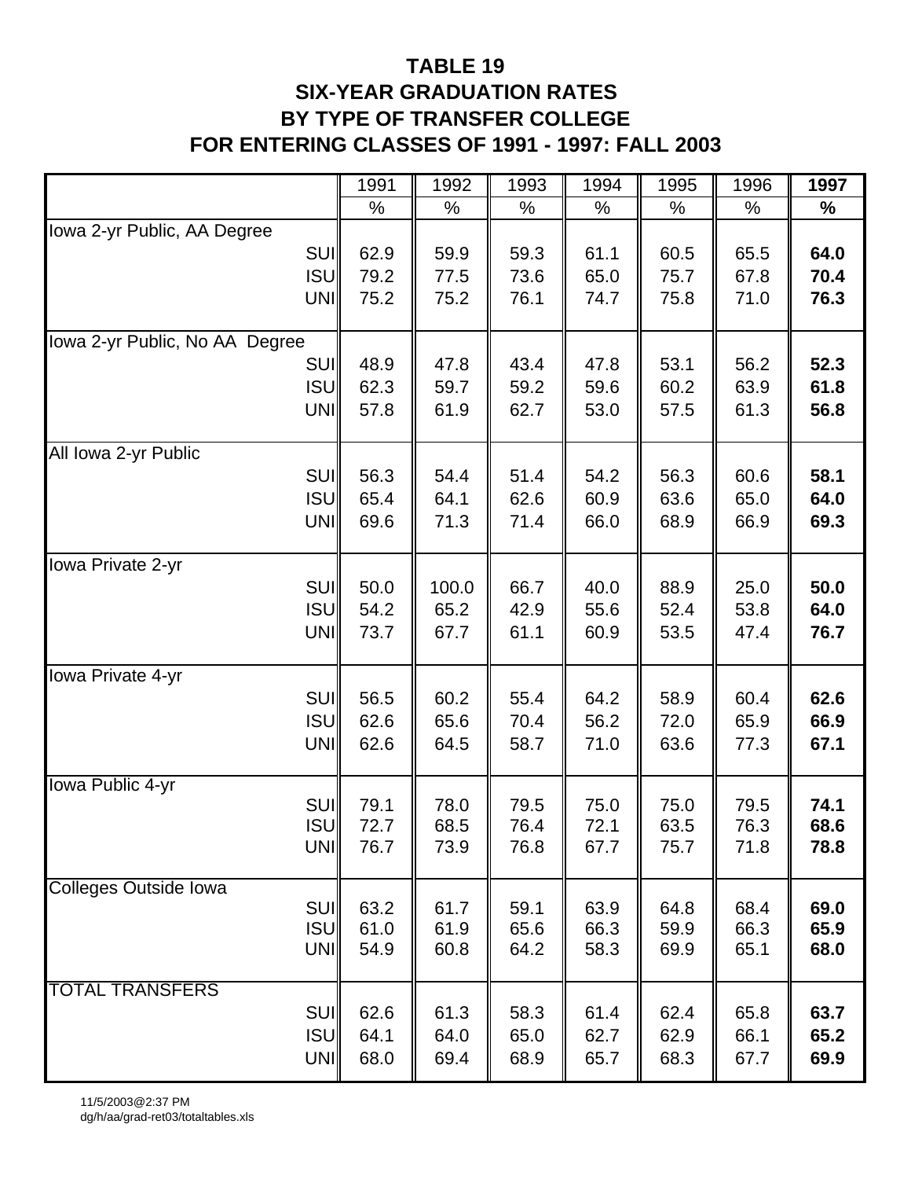# TABLE 19
## SIX-YEAR GRADUATION RATES
## BY TYPE OF TRANSFER COLLEGE
## FOR ENTERING CLASSES OF 1991 - 1997: FALL 2003

| | 1991 | 1992 | 1993 | 1994 | 1995 | 1996 | **1997** |
|---|---|---|---|---|---|---|---|
| | % | % | % | % | % | % | **%** |
| Iowa 2-yr Public, AA Degree | | | | | | | |
| SUI | 62.9 | 59.9 | 59.3 | 61.1 | 60.5 | 65.5 | **64.0** |
| ISU | 79.2 | 77.5 | 73.6 | 65.0 | 75.7 | 67.8 | **70.4** |
| UNI | 75.2 | 75.2 | 76.1 | 74.7 | 75.8 | 71.0 | **76.3** |
| Iowa 2-yr Public, No AA Degree | | | | | | | |
| SUI | 48.9 | 47.8 | 43.4 | 47.8 | 53.1 | 56.2 | **52.3** |
| ISU | 62.3 | 59.7 | 59.2 | 59.6 | 60.2 | 63.9 | **61.8** |
| UNI | 57.8 | 61.9 | 62.7 | 53.0 | 57.5 | 61.3 | **56.8** |
| All Iowa 2-yr Public | | | | | | | |
| SUI | 56.3 | 54.4 | 51.4 | 54.2 | 56.3 | 60.6 | **58.1** |
| ISU | 65.4 | 64.1 | 62.6 | 60.9 | 63.6 | 65.0 | **64.0** |
| UNI | 69.6 | 71.3 | 71.4 | 66.0 | 68.9 | 66.9 | **69.3** |
| Iowa Private 2-yr | | | | | | | |
| SUI | 50.0 | 100.0 | 66.7 | 40.0 | 88.9 | 25.0 | **50.0** |
| ISU | 54.2 | 65.2 | 42.9 | 55.6 | 52.4 | 53.8 | **64.0** |
| UNI | 73.7 | 67.7 | 61.1 | 60.9 | 53.5 | 47.4 | **76.7** |
| Iowa Private 4-yr | | | | | | | |
| SUI | 56.5 | 60.2 | 55.4 | 64.2 | 58.9 | 60.4 | **62.6** |
| ISU | 62.6 | 65.6 | 70.4 | 56.2 | 72.0 | 65.9 | **66.9** |
| UNI | 62.6 | 64.5 | 58.7 | 71.0 | 63.6 | 77.3 | **67.1** |
| Iowa Public 4-yr | | | | | | | |
| SUI | 79.1 | 78.0 | 79.5 | 75.0 | 75.0 | 79.5 | **74.1** |
| ISU | 72.7 | 68.5 | 76.4 | 72.1 | 63.5 | 76.3 | **68.6** |
| UNI | 76.7 | 73.9 | 76.8 | 67.7 | 75.7 | 71.8 | **78.8** |
| Colleges Outside Iowa | | | | | | | |
| SUI | 63.2 | 61.7 | 59.1 | 63.9 | 64.8 | 68.4 | **69.0** |
| ISU | 61.0 | 61.9 | 65.6 | 66.3 | 59.9 | 66.3 | **65.9** |
| UNI | 54.9 | 60.8 | 64.2 | 58.3 | 69.9 | 65.1 | **68.0** |
| TOTAL TRANSFERS | | | | | | | |
| SUI | 62.6 | 61.3 | 58.3 | 61.4 | 62.4 | 65.8 | **63.7** |
| ISU | 64.1 | 64.0 | 65.0 | 62.7 | 62.9 | 66.1 | **65.2** |
| UNI | 68.0 | 69.4 | 68.9 | 65.7 | 68.3 | 67.7 | **69.9** |

11/5/2003@2:37 PM
dg/h/aa/grad-ret03/totaltables.xls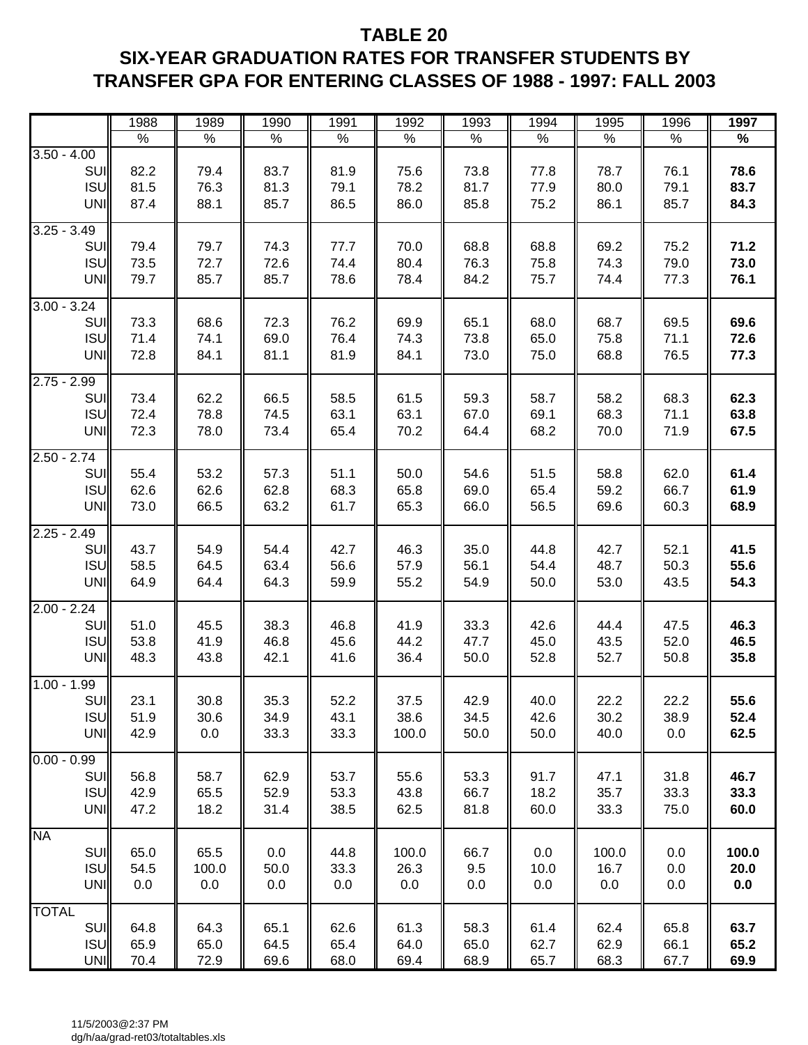# TABLE 20
# SIX-YEAR GRADUATION RATES FOR TRANSFER STUDENTS BY TRANSFER GPA FOR ENTERING CLASSES OF 1988 - 1997: FALL 2003

| | 1988 | 1989 | 1990 | 1991 | 1992 | 1993 | 1994 | 1995 | 1996 | **1997** |
|---|---|---|---|---|---|---|---|---|---|---|
| | % | % | % | % | % | % | % | % | % | **%** |
| **3.50 - 4.00** | | | | | | | | | | |
| SUI | 82.2 | 79.4 | 83.7 | 81.9 | 75.6 | 73.8 | 77.8 | 78.7 | 76.1 | **78.6** |
| ISU | 81.5 | 76.3 | 81.3 | 79.1 | 78.2 | 81.7 | 77.9 | 80.0 | 79.1 | **83.7** |
| UNI | 87.4 | 88.1 | 85.7 | 86.5 | 86.0 | 85.8 | 75.2 | 86.1 | 85.7 | **84.3** |
| **3.25 - 3.49** | | | | | | | | | | |
| SUI | 79.4 | 79.7 | 74.3 | 77.7 | 70.0 | 68.8 | 68.8 | 69.2 | 75.2 | **71.2** |
| ISU | 73.5 | 72.7 | 72.6 | 74.4 | 80.4 | 76.3 | 75.8 | 74.3 | 79.0 | **73.0** |
| UNI | 79.7 | 85.7 | 85.7 | 78.6 | 78.4 | 84.2 | 75.7 | 74.4 | 77.3 | **76.1** |
| **3.00 - 3.24** | | | | | | | | | | |
| SUI | 73.3 | 68.6 | 72.3 | 76.2 | 69.9 | 65.1 | 68.0 | 68.7 | 69.5 | **69.6** |
| ISU | 71.4 | 74.1 | 69.0 | 76.4 | 74.3 | 73.8 | 65.0 | 75.8 | 71.1 | **72.6** |
| UNI | 72.8 | 84.1 | 81.1 | 81.9 | 84.1 | 73.0 | 75.0 | 68.8 | 76.5 | **77.3** |
| **2.75 - 2.99** | | | | | | | | | | |
| SUI | 73.4 | 62.2 | 66.5 | 58.5 | 61.5 | 59.3 | 58.7 | 58.2 | 68.3 | **62.3** |
| ISU | 72.4 | 78.8 | 74.5 | 63.1 | 63.1 | 67.0 | 69.1 | 68.3 | 71.1 | **63.8** |
| UNI | 72.3 | 78.0 | 73.4 | 65.4 | 70.2 | 64.4 | 68.2 | 70.0 | 71.9 | **67.5** |
| **2.50 - 2.74** | | | | | | | | | | |
| SUI | 55.4 | 53.2 | 57.3 | 51.1 | 50.0 | 54.6 | 51.5 | 58.8 | 62.0 | **61.4** |
| ISU | 62.6 | 62.6 | 62.8 | 68.3 | 65.8 | 69.0 | 65.4 | 59.2 | 66.7 | **61.9** |
| UNI | 73.0 | 66.5 | 63.2 | 61.7 | 65.3 | 66.0 | 56.5 | 69.6 | 60.3 | **68.9** |
| **2.25 - 2.49** | | | | | | | | | | |
| SUI | 43.7 | 54.9 | 54.4 | 42.7 | 46.3 | 35.0 | 44.8 | 42.7 | 52.1 | **41.5** |
| ISU | 58.5 | 64.5 | 63.4 | 56.6 | 57.9 | 56.1 | 54.4 | 48.7 | 50.3 | **55.6** |
| UNI | 64.9 | 64.4 | 64.3 | 59.9 | 55.2 | 54.9 | 50.0 | 53.0 | 43.5 | **54.3** |
| **2.00 - 2.24** | | | | | | | | | | |
| SUI | 51.0 | 45.5 | 38.3 | 46.8 | 41.9 | 33.3 | 42.6 | 44.4 | 47.5 | **46.3** |
| ISU | 53.8 | 41.9 | 46.8 | 45.6 | 44.2 | 47.7 | 45.0 | 43.5 | 52.0 | **46.5** |
| UNI | 48.3 | 43.8 | 42.1 | 41.6 | 36.4 | 50.0 | 52.8 | 52.7 | 50.8 | **35.8** |
| **1.00 - 1.99** | | | | | | | | | | |
| SUI | 23.1 | 30.8 | 35.3 | 52.2 | 37.5 | 42.9 | 40.0 | 22.2 | 22.2 | **55.6** |
| ISU | 51.9 | 30.6 | 34.9 | 43.1 | 38.6 | 34.5 | 42.6 | 30.2 | 38.9 | **52.4** |
| UNI | 42.9 | 0.0 | 33.3 | 33.3 | 100.0 | 50.0 | 50.0 | 40.0 | 0.0 | **62.5** |
| **0.00 - 0.99** | | | | | | | | | | |
| SUI | 56.8 | 58.7 | 62.9 | 53.7 | 55.6 | 53.3 | 91.7 | 47.1 | 31.8 | **46.7** |
| ISU | 42.9 | 65.5 | 52.9 | 53.3 | 43.8 | 66.7 | 18.2 | 35.7 | 33.3 | **33.3** |
| UNI | 47.2 | 18.2 | 31.4 | 38.5 | 62.5 | 81.8 | 60.0 | 33.3 | 75.0 | **60.0** |
| **NA** | | | | | | | | | | |
| SUI | 65.0 | 65.5 | 0.0 | 44.8 | 100.0 | 66.7 | 0.0 | 100.0 | 0.0 | **100.0** |
| ISU | 54.5 | 100.0 | 50.0 | 33.3 | 26.3 | 9.5 | 10.0 | 16.7 | 0.0 | **20.0** |
| UNI | 0.0 | 0.0 | 0.0 | 0.0 | 0.0 | 0.0 | 0.0 | 0.0 | 0.0 | **0.0** |
| **TOTAL** | | | | | | | | | | |
| SUI | 64.8 | 64.3 | 65.1 | 62.6 | 61.3 | 58.3 | 61.4 | 62.4 | 65.8 | **63.7** |
| ISU | 65.9 | 65.0 | 64.5 | 65.4 | 64.0 | 65.0 | 62.7 | 62.9 | 66.1 | **65.2** |
| UNI | 70.4 | 72.9 | 69.6 | 68.0 | 69.4 | 68.9 | 65.7 | 68.3 | 67.7 | **69.9** |

11/5/2003@2:37 PM
dg/h/aa/grad-ret03/totaltables.xls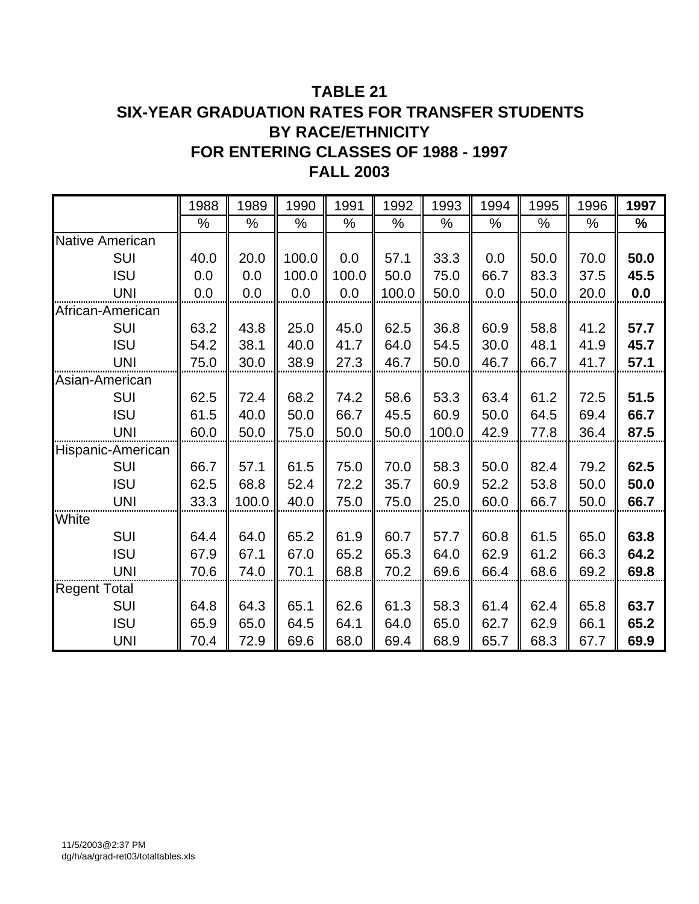# TABLE 21
## SIX-YEAR GRADUATION RATES FOR TRANSFER STUDENTS BY RACE/ETHNICITY FOR ENTERING CLASSES OF 1988 - 1997
## FALL 2003

| | 1988 | 1989 | 1990 | 1991 | 1992 | 1993 | 1994 | 1995 | 1996 | **1997** |
|---|---|---|---|---|---|---|---|---|---|---|
| | % | % | % | % | % | % | % | % | % | **%** |
| Native American | | | | | | | | | | |
| SUI | 40.0 | 20.0 | 100.0 | 0.0 | 57.1 | 33.3 | 0.0 | 50.0 | 70.0 | **50.0** |
| ISU | 0.0 | 0.0 | 100.0 | 100.0 | 50.0 | 75.0 | 66.7 | 83.3 | 37.5 | **45.5** |
| UNI | 0.0 | 0.0 | 0.0 | 0.0 | 100.0 | 50.0 | 0.0 | 50.0 | 20.0 | **0.0** |
| African-American | | | | | | | | | | |
| SUI | 63.2 | 43.8 | 25.0 | 45.0 | 62.5 | 36.8 | 60.9 | 58.8 | 41.2 | **57.7** |
| ISU | 54.2 | 38.1 | 40.0 | 41.7 | 64.0 | 54.5 | 30.0 | 48.1 | 41.9 | **45.7** |
| UNI | 75.0 | 30.0 | 38.9 | 27.3 | 46.7 | 50.0 | 46.7 | 66.7 | 41.7 | **57.1** |
| Asian-American | | | | | | | | | | |
| SUI | 62.5 | 72.4 | 68.2 | 74.2 | 58.6 | 53.3 | 63.4 | 61.2 | 72.5 | **51.5** |
| ISU | 61.5 | 40.0 | 50.0 | 66.7 | 45.5 | 60.9 | 50.0 | 64.5 | 69.4 | **66.7** |
| UNI | 60.0 | 50.0 | 75.0 | 50.0 | 50.0 | 100.0 | 42.9 | 77.8 | 36.4 | **87.5** |
| Hispanic-American | | | | | | | | | | |
| SUI | 66.7 | 57.1 | 61.5 | 75.0 | 70.0 | 58.3 | 50.0 | 82.4 | 79.2 | **62.5** |
| ISU | 62.5 | 68.8 | 52.4 | 72.2 | 35.7 | 60.9 | 52.2 | 53.8 | 50.0 | **50.0** |
| UNI | 33.3 | 100.0 | 40.0 | 75.0 | 75.0 | 25.0 | 60.0 | 66.7 | 50.0 | **66.7** |
| White | | | | | | | | | | |
| SUI | 64.4 | 64.0 | 65.2 | 61.9 | 60.7 | 57.7 | 60.8 | 61.5 | 65.0 | **63.8** |
| ISU | 67.9 | 67.1 | 67.0 | 65.2 | 65.3 | 64.0 | 62.9 | 61.2 | 66.3 | **64.2** |
| UNI | 70.6 | 74.0 | 70.1 | 68.8 | 70.2 | 69.6 | 66.4 | 68.6 | 69.2 | **69.8** |
| Regent Total | | | | | | | | | | |
| SUI | 64.8 | 64.3 | 65.1 | 62.6 | 61.3 | 58.3 | 61.4 | 62.4 | 65.8 | **63.7** |
| ISU | 65.9 | 65.0 | 64.5 | 64.1 | 64.0 | 65.0 | 62.7 | 62.9 | 66.1 | **65.2** |
| UNI | 70.4 | 72.9 | 69.6 | 68.0 | 69.4 | 68.9 | 65.7 | 68.3 | 67.7 | **69.9** |

11/5/2003@2:37 PM
dg/h/aa/grad-ret03/totaltables.xls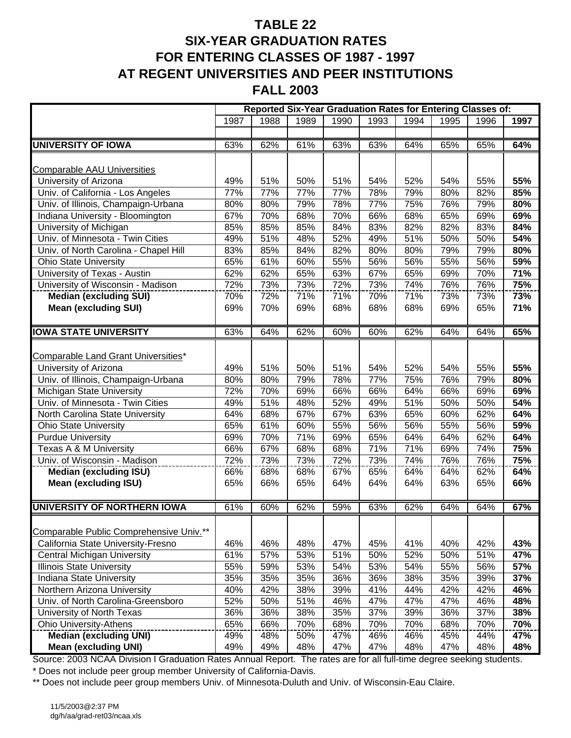# TABLE 22
# SIX-YEAR GRADUATION RATES
# FOR ENTERING CLASSES OF 1987 - 1997
# AT REGENT UNIVERSITIES AND PEER INSTITUTIONS
# FALL 2003

| | Reported Six-Year Graduation Rates for Entering Classes of: | | | | | | | | |
|---|---|---|---|---|---|---|---|---|---|
| | 1987 | 1988 | 1989 | 1990 | 1993 | 1994 | 1995 | 1996 | **1997** |
| **UNIVERSITY OF IOWA** | 63% | 62% | 61% | 63% | 63% | 64% | 65% | 65% | **64%** |
| Comparable AAU Universities | | | | | | | | | |
| University of Arizona | 49% | 51% | 50% | 51% | 54% | 52% | 54% | 55% | **55%** |
| Univ. of California - Los Angeles | 77% | 77% | 77% | 77% | 78% | 79% | 80% | 82% | **85%** |
| Univ. of Illinois, Champaign-Urbana | 80% | 80% | 79% | 78% | 77% | 75% | 76% | 79% | **80%** |
| Indiana University - Bloomington | 67% | 70% | 68% | 70% | 66% | 68% | 65% | 69% | **69%** |
| University of Michigan | 85% | 85% | 85% | 84% | 83% | 82% | 82% | 83% | **84%** |
| Univ. of Minnesota - Twin Cities | 49% | 51% | 48% | 52% | 49% | 51% | 50% | 50% | **54%** |
| Univ. of North Carolina - Chapel Hill | 83% | 85% | 84% | 82% | 80% | 80% | 79% | 79% | **80%** |
| Ohio State University | 65% | 61% | 60% | 55% | 56% | 56% | 55% | 56% | **59%** |
| University of Texas - Austin | 62% | 62% | 65% | 63% | 67% | 65% | 69% | 70% | **71%** |
| University of Wisconsin - Madison | 72% | 73% | 73% | 72% | 73% | 74% | 76% | 76% | **75%** |
| **Median (excluding SUI)** | 70% | 72% | 71% | 71% | 70% | 71% | 73% | 73% | **73%** |
| **Mean (excluding SUI)** | 69% | 70% | 69% | 68% | 68% | 68% | 69% | 65% | **71%** |
| **IOWA STATE UNIVERSITY** | 63% | 64% | 62% | 60% | 60% | 62% | 64% | 64% | **65%** |
| Comparable Land Grant Universities* | | | | | | | | | |
| University of Arizona | 49% | 51% | 50% | 51% | 54% | 52% | 54% | 55% | **55%** |
| Univ. of Illinois, Champaign-Urbana | 80% | 80% | 79% | 78% | 77% | 75% | 76% | 79% | **80%** |
| Michigan State University | 72% | 70% | 69% | 66% | 66% | 64% | 66% | 69% | **69%** |
| Univ. of Minnesota - Twin Cities | 49% | 51% | 48% | 52% | 49% | 51% | 50% | 50% | **54%** |
| North Carolina State University | 64% | 68% | 67% | 67% | 63% | 65% | 60% | 62% | **64%** |
| Ohio State University | 65% | 61% | 60% | 55% | 56% | 56% | 55% | 56% | **59%** |
| Purdue University | 69% | 70% | 71% | 69% | 65% | 64% | 64% | 62% | **64%** |
| Texas A & M University | 66% | 67% | 68% | 68% | 71% | 71% | 69% | 74% | **75%** |
| Univ. of Wisconsin - Madison | 72% | 73% | 73% | 72% | 73% | 74% | 76% | 76% | **75%** |
| **Median (excluding ISU)** | 66% | 68% | 68% | 67% | 65% | 64% | 64% | 62% | **64%** |
| **Mean (excluding ISU)** | 65% | 66% | 65% | 64% | 64% | 64% | 63% | 65% | **66%** |
| **UNIVERSITY OF NORTHERN IOWA** | 61% | 60% | 62% | 59% | 63% | 62% | 64% | 64% | **67%** |
| Comparable Public Comprehensive Univ.** | | | | | | | | | |
| California State University-Fresno | 46% | 46% | 48% | 47% | 45% | 41% | 40% | 42% | **43%** |
| Central Michigan University | 61% | 57% | 53% | 51% | 50% | 52% | 50% | 51% | **47%** |
| Illinois State University | 55% | 59% | 53% | 54% | 53% | 54% | 55% | 56% | **57%** |
| Indiana State University | 35% | 35% | 35% | 36% | 36% | 38% | 35% | 39% | **37%** |
| Northern Arizona University | 40% | 42% | 38% | 39% | 41% | 44% | 42% | 42% | **46%** |
| Univ. of North Carolina-Greensboro | 52% | 50% | 51% | 46% | 47% | 47% | 47% | 46% | **48%** |
| University of North Texas | 36% | 36% | 38% | 35% | 37% | 39% | 36% | 37% | **38%** |
| Ohio University-Athens | 65% | 66% | 70% | 68% | 70% | 70% | 68% | 70% | **70%** |
| **Median (excluding UNI)** | 49% | 48% | 50% | 47% | 46% | 46% | 45% | 44% | **47%** |
| **Mean (excluding UNI)** | 49% | 49% | 48% | 47% | 47% | 48% | 47% | 48% | **48%** |

Source: 2003 NCAA Division I Graduation Rates Annual Report. The rates are for all full-time degree seeking students.

\* Does not include peer group member University of California-Davis.

** Does not include peer group members Univ. of Minnesota-Duluth and Univ. of Wisconsin-Eau Claire.

11/5/2003@2:37 PM
dg/h/aa/grad-ret03/ncaa.xls